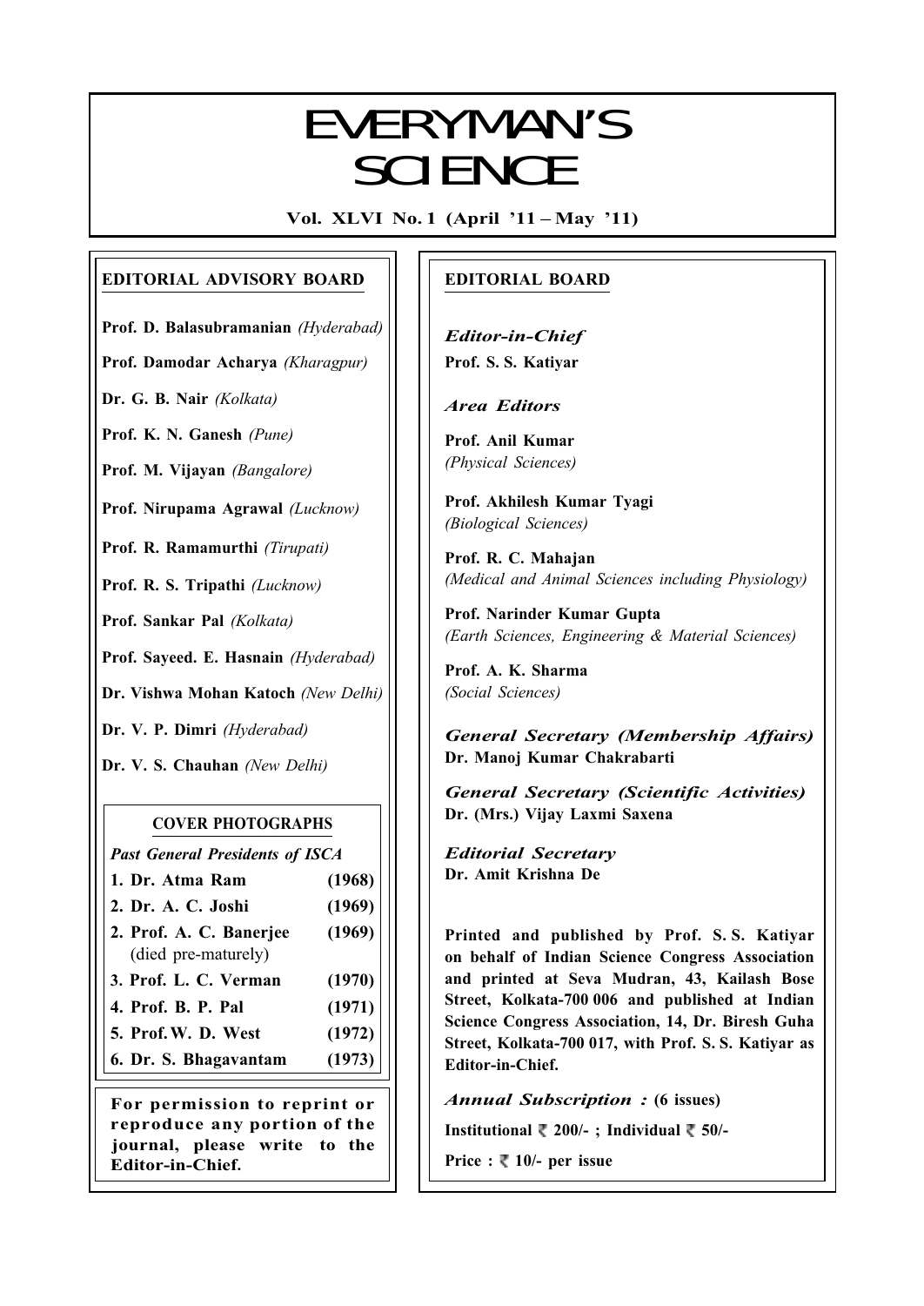# EVERYMAN'S SCIENCE

**Vol. XLVI No. 1 (April '11 – May '11)**

## EDITORIAL ADVISORY BOARD

**Prof. D. Balasubramanian** *(Hyderabad)*

**Prof. Damodar Acharya** *(Kharagpur)*

**Dr. G. B. Nair** *(Kolkata)*

**Prof. K. N. Ganesh** *(Pune)*

**Prof. M. Vijayan** *(Bangalore)*

**Prof. Nirupama Agrawal** *(Lucknow)*

**Prof. R. Ramamurthi** *(Tirupati)*

**Prof. R. S. Tripathi** *(Lucknow)*

**Prof. Sankar Pal** *(Kolkata)*

**Prof. Sayeed. E. Hasnain** *(Hyderabad)*

**Dr. Vishwa Mohan Katoch** *(New Delhi)*

**Dr. V. P. Dimri** *(Hyderabad)*

**Dr. V. S. Chauhan** *(New Delhi)*

### COVER PHOTOGRAPHS

*Past General Presidents of ISCA*

| | |
|---|---|
| **1. Dr. Atma Ram** | **(1968)** |
| **2. Dr. A. C. Joshi** | **(1969)** |
| **2. Prof. A. C. Banerjee** (died pre-maturely) | **(1969)** |
| **3. Prof. L. C. Verman** | **(1970)** |
| **4. Prof. B. P. Pal** | **(1971)** |
| **5. Prof. W. D. West** | **(1972)** |
| **6. Dr. S. Bhagavantam** | **(1973)** |

**For permission to reprint or reproduce any portion of the journal, please write to the Editor-in-Chief.**

## EDITORIAL BOARD

*Editor-in-Chief*

**Prof. S. S. Katiyar**

*Area Editors*

**Prof. Anil Kumar**
*(Physical Sciences)*

**Prof. Akhilesh Kumar Tyagi**
*(Biological Sciences)*

**Prof. R. C. Mahajan**
*(Medical and Animal Sciences including Physiology)*

**Prof. Narinder Kumar Gupta**
*(Earth Sciences, Engineering & Material Sciences)*

**Prof. A. K. Sharma**
*(Social Sciences)*

*General Secretary (Membership Affairs)*
**Dr. Manoj Kumar Chakrabarti**

*General Secretary (Scientific Activities)*
**Dr. (Mrs.) Vijay Laxmi Saxena**

*Editorial Secretary*
**Dr. Amit Krishna De**

**Printed and published by Prof. S. S. Katiyar on behalf of Indian Science Congress Association and printed at Seva Mudran, 43, Kailash Bose Street, Kolkata-700 006 and published at Indian Science Congress Association, 14, Dr. Biresh Guha Street, Kolkata-700 017, with Prof. S. S. Katiyar as Editor-in-Chief.**

*Annual Subscription :* **(6 issues)**

**Institutional ₹ 200/- ; Individual ₹ 50/-**

**Price : ₹ 10/- per issue**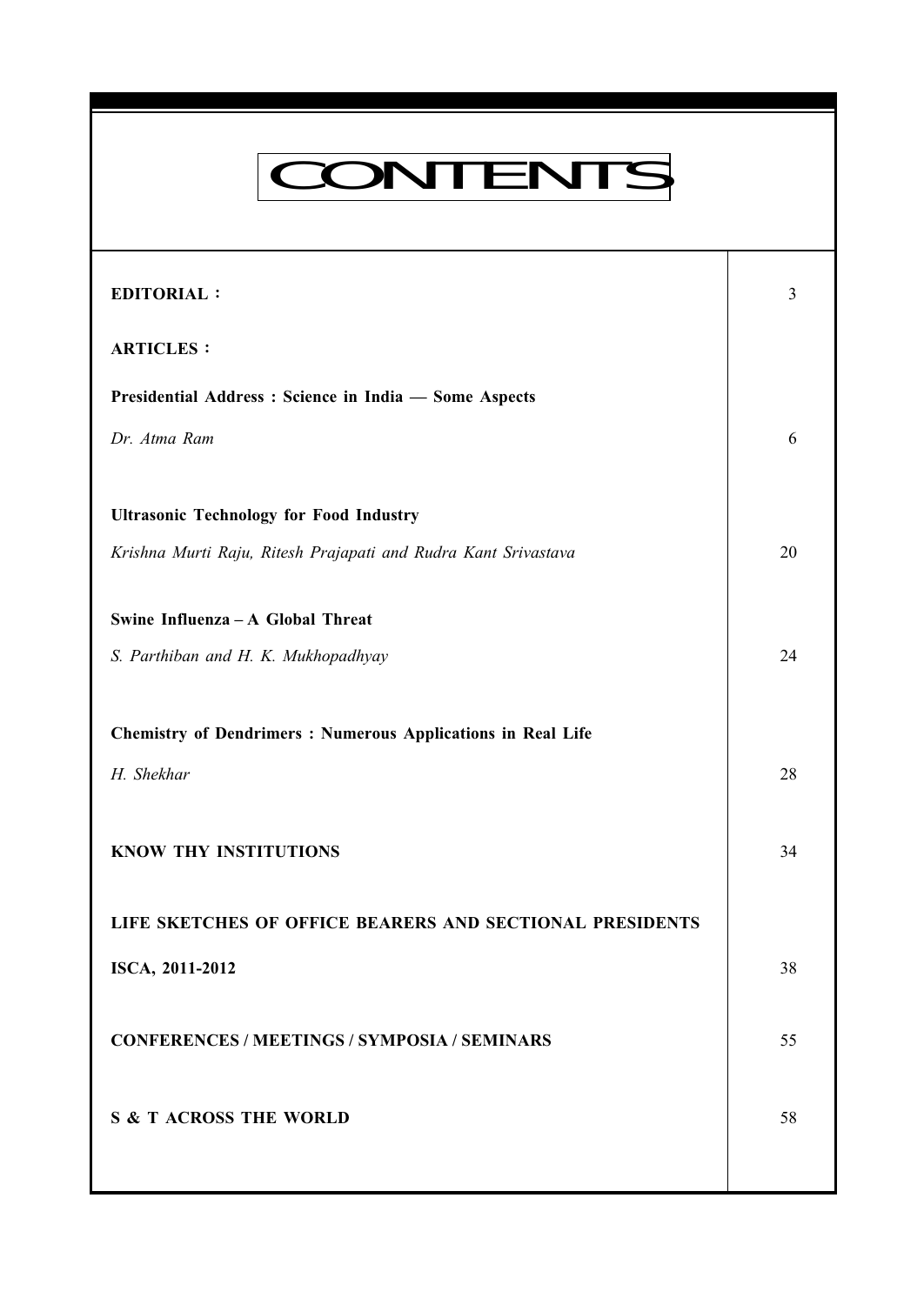# CONTENTS

| | |
|---|---|
| **EDITORIAL :** | 3 |
| **ARTICLES :** | |
| **Presidential Address : Science in India — Some Aspects** | |
| *Dr. Atma Ram* | 6 |
| **Ultrasonic Technology for Food Industry** | |
| *Krishna Murti Raju, Ritesh Prajapati and Rudra Kant Srivastava* | 20 |
| **Swine Influenza – A Global Threat** | |
| *S. Parthiban and H. K. Mukhopadhyay* | 24 |
| **Chemistry of Dendrimers : Numerous Applications in Real Life** | |
| *H. Shekhar* | 28 |
| **KNOW THY INSTITUTIONS** | 34 |
| **LIFE SKETCHES OF OFFICE BEARERS AND SECTIONAL PRESIDENTS** | |
| **ISCA, 2011-2012** | 38 |
| **CONFERENCES / MEETINGS / SYMPOSIA / SEMINARS** | 55 |
| **S & T ACROSS THE WORLD** | 58 |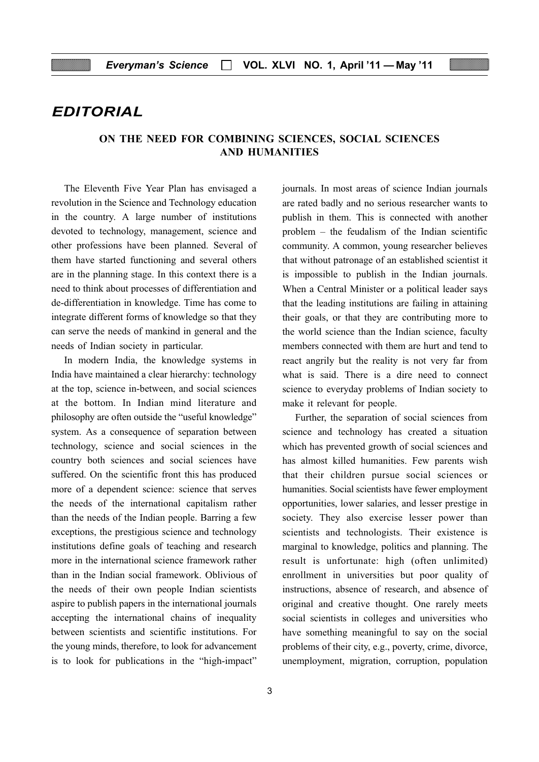# EDITORIAL

## ON THE NEED FOR COMBINING SCIENCES, SOCIAL SCIENCES AND HUMANITIES

The Eleventh Five Year Plan has envisaged a revolution in the Science and Technology education in the country. A large number of institutions devoted to technology, management, science and other professions have been planned. Several of them have started functioning and several others are in the planning stage. In this context there is a need to think about processes of differentiation and de-differentiation in knowledge. Time has come to integrate different forms of knowledge so that they can serve the needs of mankind in general and the needs of Indian society in particular.

In modern India, the knowledge systems in India have maintained a clear hierarchy: technology at the top, science in-between, and social sciences at the bottom. In Indian mind literature and philosophy are often outside the "useful knowledge" system. As a consequence of separation between technology, science and social sciences in the country both sciences and social sciences have suffered. On the scientific front this has produced more of a dependent science: science that serves the needs of the international capitalism rather than the needs of the Indian people. Barring a few exceptions, the prestigious science and technology institutions define goals of teaching and research more in the international science framework rather than in the Indian social framework. Oblivious of the needs of their own people Indian scientists aspire to publish papers in the international journals accepting the international chains of inequality between scientists and scientific institutions. For the young minds, therefore, to look for advancement is to look for publications in the "high-impact" journals. In most areas of science Indian journals are rated badly and no serious researcher wants to publish in them. This is connected with another problem – the feudalism of the Indian scientific community. A common, young researcher believes that without patronage of an established scientist it is impossible to publish in the Indian journals. When a Central Minister or a political leader says that the leading institutions are failing in attaining their goals, or that they are contributing more to the world science than the Indian science, faculty members connected with them are hurt and tend to react angrily but the reality is not very far from what is said. There is a dire need to connect science to everyday problems of Indian society to make it relevant for people.

Further, the separation of social sciences from science and technology has created a situation which has prevented growth of social sciences and has almost killed humanities. Few parents wish that their children pursue social sciences or humanities. Social scientists have fewer employment opportunities, lower salaries, and lesser prestige in society. They also exercise lesser power than scientists and technologists. Their existence is marginal to knowledge, politics and planning. The result is unfortunate: high (often unlimited) enrollment in universities but poor quality of instructions, absence of research, and absence of original and creative thought. One rarely meets social scientists in colleges and universities who have something meaningful to say on the social problems of their city, e.g., poverty, crime, divorce, unemployment, migration, corruption, population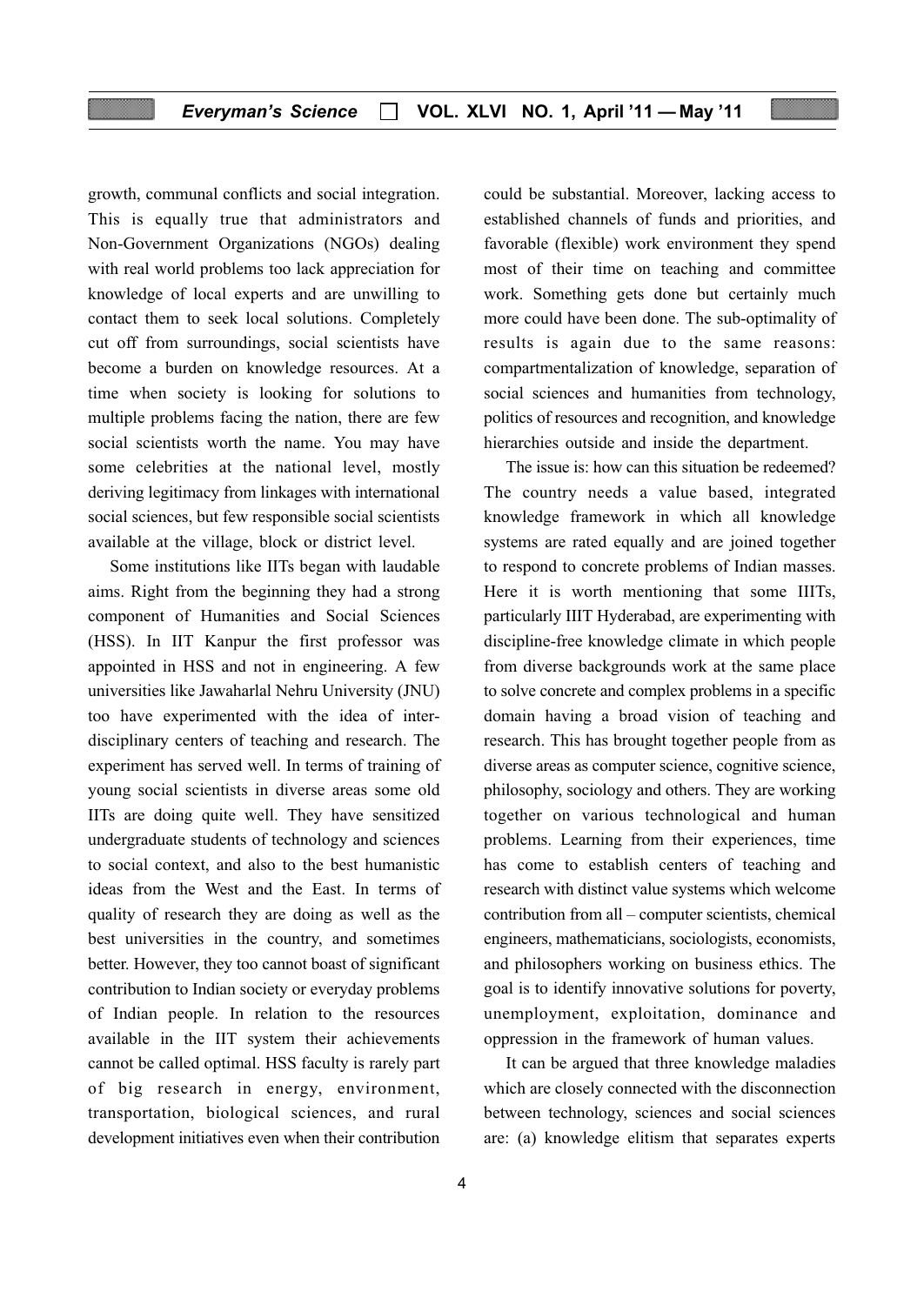growth, communal conflicts and social integration. This is equally true that administrators and Non-Government Organizations (NGOs) dealing with real world problems too lack appreciation for knowledge of local experts and are unwilling to contact them to seek local solutions. Completely cut off from surroundings, social scientists have become a burden on knowledge resources. At a time when society is looking for solutions to multiple problems facing the nation, there are few social scientists worth the name. You may have some celebrities at the national level, mostly deriving legitimacy from linkages with international social sciences, but few responsible social scientists available at the village, block or district level.

Some institutions like IITs began with laudable aims. Right from the beginning they had a strong component of Humanities and Social Sciences (HSS). In IIT Kanpur the first professor was appointed in HSS and not in engineering. A few universities like Jawaharlal Nehru University (JNU) too have experimented with the idea of inter-disciplinary centers of teaching and research. The experiment has served well. In terms of training of young social scientists in diverse areas some old IITs are doing quite well. They have sensitized undergraduate students of technology and sciences to social context, and also to the best humanistic ideas from the West and the East. In terms of quality of research they are doing as well as the best universities in the country, and sometimes better. However, they too cannot boast of significant contribution to Indian society or everyday problems of Indian people. In relation to the resources available in the IIT system their achievements cannot be called optimal. HSS faculty is rarely part of big research in energy, environment, transportation, biological sciences, and rural development initiatives even when their contribution could be substantial. Moreover, lacking access to established channels of funds and priorities, and favorable (flexible) work environment they spend most of their time on teaching and committee work. Something gets done but certainly much more could have been done. The sub-optimality of results is again due to the same reasons: compartmentalization of knowledge, separation of social sciences and humanities from technology, politics of resources and recognition, and knowledge hierarchies outside and inside the department.

The issue is: how can this situation be redeemed? The country needs a value based, integrated knowledge framework in which all knowledge systems are rated equally and are joined together to respond to concrete problems of Indian masses. Here it is worth mentioning that some IIITs, particularly IIIT Hyderabad, are experimenting with discipline-free knowledge climate in which people from diverse backgrounds work at the same place to solve concrete and complex problems in a specific domain having a broad vision of teaching and research. This has brought together people from as diverse areas as computer science, cognitive science, philosophy, sociology and others. They are working together on various technological and human problems. Learning from their experiences, time has come to establish centers of teaching and research with distinct value systems which welcome contribution from all – computer scientists, chemical engineers, mathematicians, sociologists, economists, and philosophers working on business ethics. The goal is to identify innovative solutions for poverty, unemployment, exploitation, dominance and oppression in the framework of human values.

It can be argued that three knowledge maladies which are closely connected with the disconnection between technology, sciences and social sciences are: (a) knowledge elitism that separates experts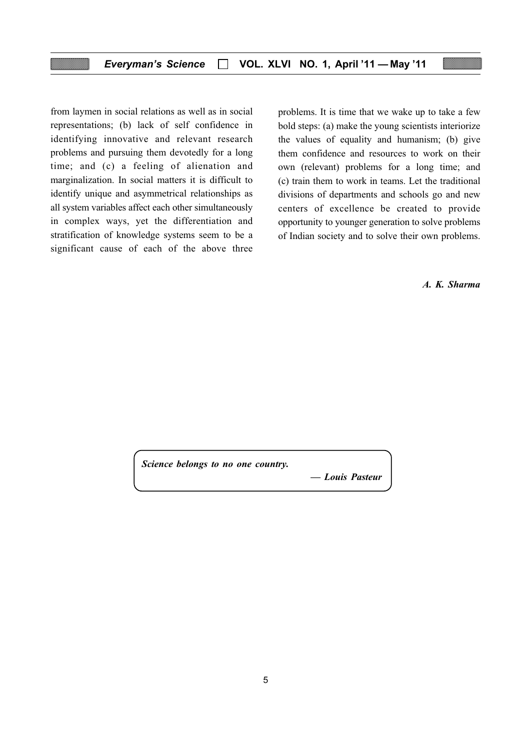from laymen in social relations as well as in social representations; (b) lack of self confidence in identifying innovative and relevant research problems and pursuing them devotedly for a long time; and (c) a feeling of alienation and marginalization. In social matters it is difficult to identify unique and asymmetrical relationships as all system variables affect each other simultaneously in complex ways, yet the differentiation and stratification of knowledge systems seem to be a significant cause of each of the above three problems. It is time that we wake up to take a few bold steps: (a) make the young scientists interiorize the values of equality and humanism; (b) give them confidence and resources to work on their own (relevant) problems for a long time; and (c) train them to work in teams. Let the traditional divisions of departments and schools go and new centers of excellence be created to provide opportunity to younger generation to solve problems of Indian society and to solve their own problems.

***A. K. Sharma***

> ***Science belongs to no one country.***
>
> ***— Louis Pasteur***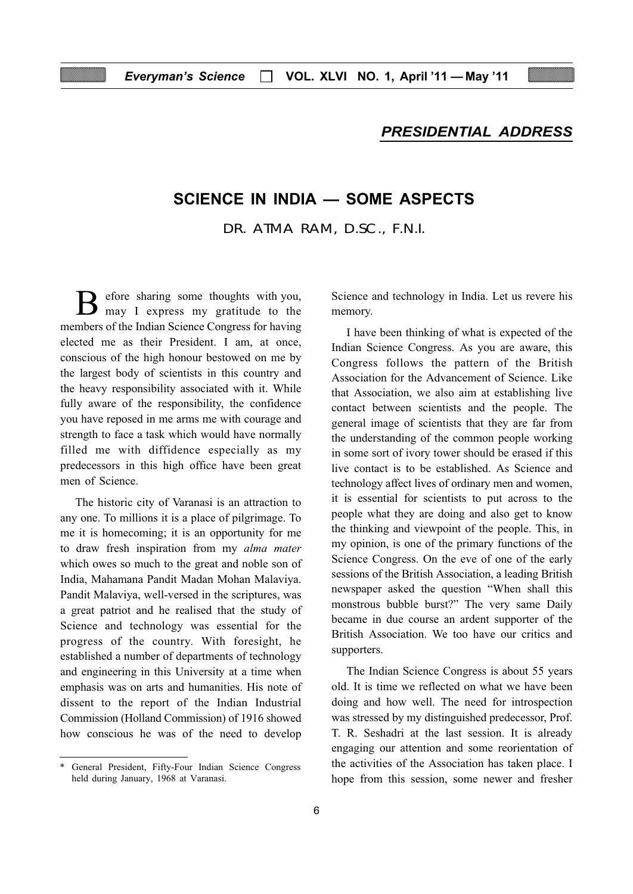## PRESIDENTIAL ADDRESS

# SCIENCE IN INDIA — SOME ASPECTS

DR. ATMA RAM, D.SC., F.N.I.

Before sharing some thoughts with you, may I express my gratitude to the members of the Indian Science Congress for having elected me as their President. I am, at once, conscious of the high honour bestowed on me by the largest body of scientists in this country and the heavy responsibility associated with it. While fully aware of the responsibility, the confidence you have reposed in me arms me with courage and strength to face a task which would have normally filled me with diffidence especially as my predecessors in this high office have been great men of Science.

The historic city of Varanasi is an attraction to any one. To millions it is a place of pilgrimage. To me it is homecoming; it is an opportunity for me to draw fresh inspiration from my *alma mater* which owes so much to the great and noble son of India, Mahamana Pandit Madan Mohan Malaviya. Pandit Malaviya, well-versed in the scriptures, was a great patriot and he realised that the study of Science and technology was essential for the progress of the country. With foresight, he established a number of departments of technology and engineering in this University at a time when emphasis was on arts and humanities. His note of dissent to the report of the Indian Industrial Commission (Holland Commission) of 1916 showed how conscious he was of the need to develop Science and technology in India. Let us revere his memory.

I have been thinking of what is expected of the Indian Science Congress. As you are aware, this Congress follows the pattern of the British Association for the Advancement of Science. Like that Association, we also aim at establishing live contact between scientists and the people. The general image of scientists that they are far from the understanding of the common people working in some sort of ivory tower should be erased if this live contact is to be established. As Science and technology affect lives of ordinary men and women, it is essential for scientists to put across to the people what they are doing and also get to know the thinking and viewpoint of the people. This, in my opinion, is one of the primary functions of the Science Congress. On the eve of one of the early sessions of the British Association, a leading British newspaper asked the question "When shall this monstrous bubble burst?" The very same Daily became in due course an ardent supporter of the British Association. We too have our critics and supporters.

The Indian Science Congress is about 55 years old. It is time we reflected on what we have been doing and how well. The need for introspection was stressed by my distinguished predecessor, Prof. T. R. Seshadri at the last session. It is already engaging our attention and some reorientation of the activities of the Association has taken place. I hope from this session, some newer and fresher

\* General President, Fifty-Four Indian Science Congress held during January, 1968 at Varanasi.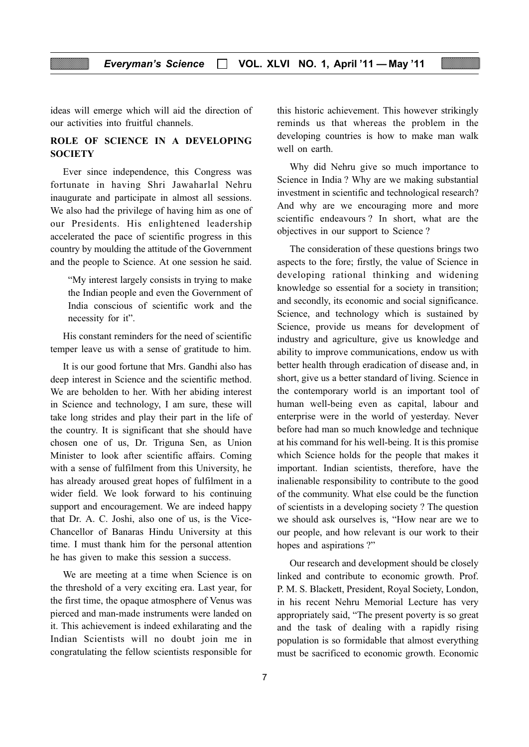ideas will emerge which will aid the direction of our activities into fruitful channels.

## ROLE OF SCIENCE IN A DEVELOPING SOCIETY

Ever since independence, this Congress was fortunate in having Shri Jawaharlal Nehru inaugurate and participate in almost all sessions. We also had the privilege of having him as one of our Presidents. His enlightened leadership accelerated the pace of scientific progress in this country by moulding the attitude of the Government and the people to Science. At one session he said.

> "My interest largely consists in trying to make the Indian people and even the Government of India conscious of scientific work and the necessity for it".

His constant reminders for the need of scientific temper leave us with a sense of gratitude to him.

It is our good fortune that Mrs. Gandhi also has deep interest in Science and the scientific method. We are beholden to her. With her abiding interest in Science and technology, I am sure, these will take long strides and play their part in the life of the country. It is significant that she should have chosen one of us, Dr. Triguna Sen, as Union Minister to look after scientific affairs. Coming with a sense of fulfilment from this University, he has already aroused great hopes of fulfilment in a wider field. We look forward to his continuing support and encouragement. We are indeed happy that Dr. A. C. Joshi, also one of us, is the Vice-Chancellor of Banaras Hindu University at this time. I must thank him for the personal attention he has given to make this session a success.

We are meeting at a time when Science is on the threshold of a very exciting era. Last year, for the first time, the opaque atmosphere of Venus was pierced and man-made instruments were landed on it. This achievement is indeed exhilarating and the Indian Scientists will no doubt join me in congratulating the fellow scientists responsible for this historic achievement. This however strikingly reminds us that whereas the problem in the developing countries is how to make man walk well on earth.

Why did Nehru give so much importance to Science in India ? Why are we making substantial investment in scientific and technological research? And why are we encouraging more and more scientific endeavours ? In short, what are the objectives in our support to Science ?

The consideration of these questions brings two aspects to the fore; firstly, the value of Science in developing rational thinking and widening knowledge so essential for a society in transition; and secondly, its economic and social significance. Science, and technology which is sustained by Science, provide us means for development of industry and agriculture, give us knowledge and ability to improve communications, endow us with better health through eradication of disease and, in short, give us a better standard of living. Science in the contemporary world is an important tool of human well-being even as capital, labour and enterprise were in the world of yesterday. Never before had man so much knowledge and technique at his command for his well-being. It is this promise which Science holds for the people that makes it important. Indian scientists, therefore, have the inalienable responsibility to contribute to the good of the community. What else could be the function of scientists in a developing society ? The question we should ask ourselves is, "How near are we to our people, and how relevant is our work to their hopes and aspirations ?"

Our research and development should be closely linked and contribute to economic growth. Prof. P. M. S. Blackett, President, Royal Society, London, in his recent Nehru Memorial Lecture has very appropriately said, "The present poverty is so great and the task of dealing with a rapidly rising population is so formidable that almost everything must be sacrificed to economic growth. Economic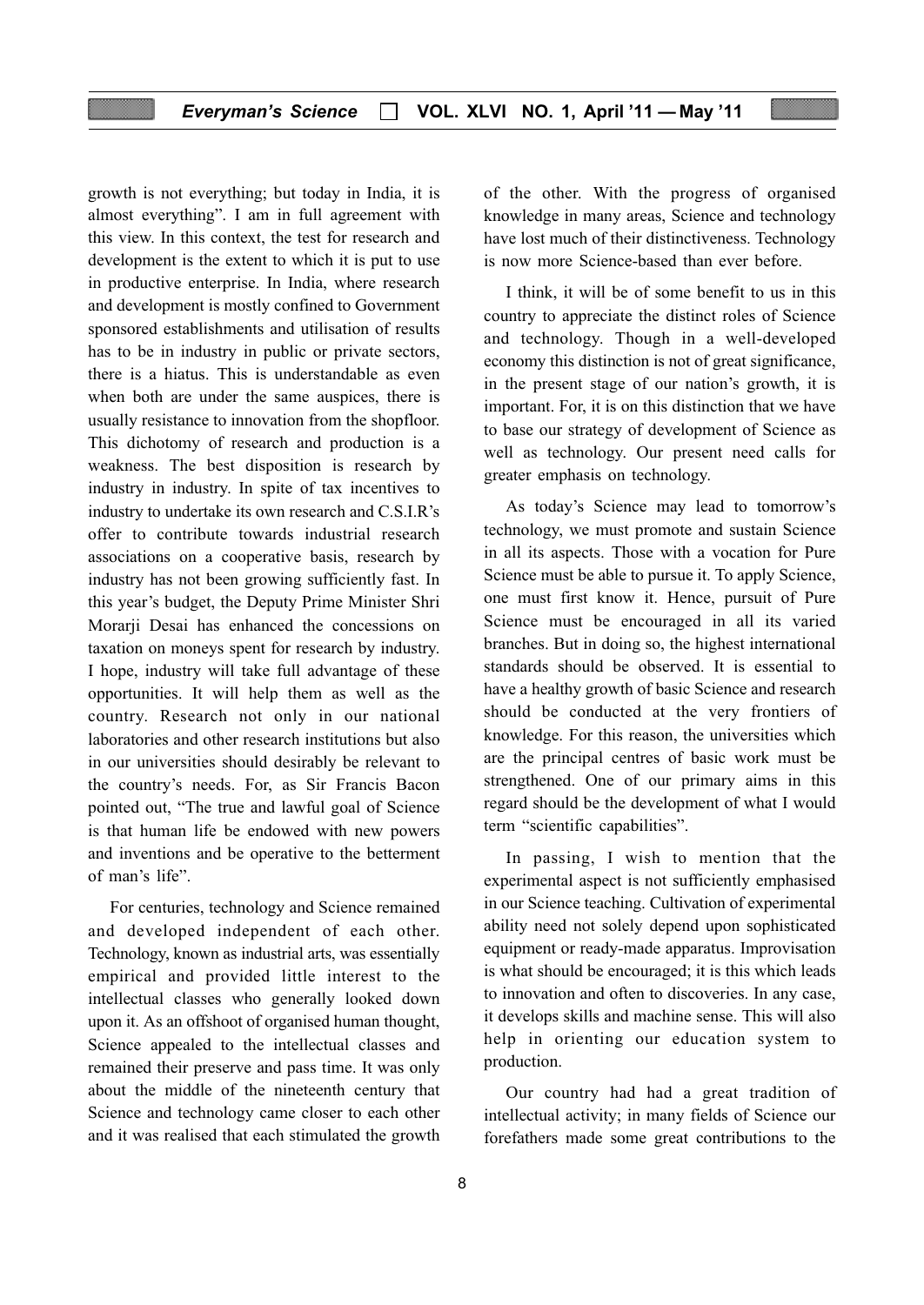growth is not everything; but today in India, it is almost everything". I am in full agreement with this view. In this context, the test for research and development is the extent to which it is put to use in productive enterprise. In India, where research and development is mostly confined to Government sponsored establishments and utilisation of results has to be in industry in public or private sectors, there is a hiatus. This is understandable as even when both are under the same auspices, there is usually resistance to innovation from the shopfloor. This dichotomy of research and production is a weakness. The best disposition is research by industry in industry. In spite of tax incentives to industry to undertake its own research and C.S.I.R's offer to contribute towards industrial research associations on a cooperative basis, research by industry has not been growing sufficiently fast. In this year's budget, the Deputy Prime Minister Shri Morarji Desai has enhanced the concessions on taxation on moneys spent for research by industry. I hope, industry will take full advantage of these opportunities. It will help them as well as the country. Research not only in our national laboratories and other research institutions but also in our universities should desirably be relevant to the country's needs. For, as Sir Francis Bacon pointed out, "The true and lawful goal of Science is that human life be endowed with new powers and inventions and be operative to the betterment of man's life".

For centuries, technology and Science remained and developed independent of each other. Technology, known as industrial arts, was essentially empirical and provided little interest to the intellectual classes who generally looked down upon it. As an offshoot of organised human thought, Science appealed to the intellectual classes and remained their preserve and pass time. It was only about the middle of the nineteenth century that Science and technology came closer to each other and it was realised that each stimulated the growth of the other. With the progress of organised knowledge in many areas, Science and technology have lost much of their distinctiveness. Technology is now more Science-based than ever before.

I think, it will be of some benefit to us in this country to appreciate the distinct roles of Science and technology. Though in a well-developed economy this distinction is not of great significance, in the present stage of our nation's growth, it is important. For, it is on this distinction that we have to base our strategy of development of Science as well as technology. Our present need calls for greater emphasis on technology.

As today's Science may lead to tomorrow's technology, we must promote and sustain Science in all its aspects. Those with a vocation for Pure Science must be able to pursue it. To apply Science, one must first know it. Hence, pursuit of Pure Science must be encouraged in all its varied branches. But in doing so, the highest international standards should be observed. It is essential to have a healthy growth of basic Science and research should be conducted at the very frontiers of knowledge. For this reason, the universities which are the principal centres of basic work must be strengthened. One of our primary aims in this regard should be the development of what I would term "scientific capabilities".

In passing, I wish to mention that the experimental aspect is not sufficiently emphasised in our Science teaching. Cultivation of experimental ability need not solely depend upon sophisticated equipment or ready-made apparatus. Improvisation is what should be encouraged; it is this which leads to innovation and often to discoveries. In any case, it develops skills and machine sense. This will also help in orienting our education system to production.

Our country had had a great tradition of intellectual activity; in many fields of Science our forefathers made some great contributions to the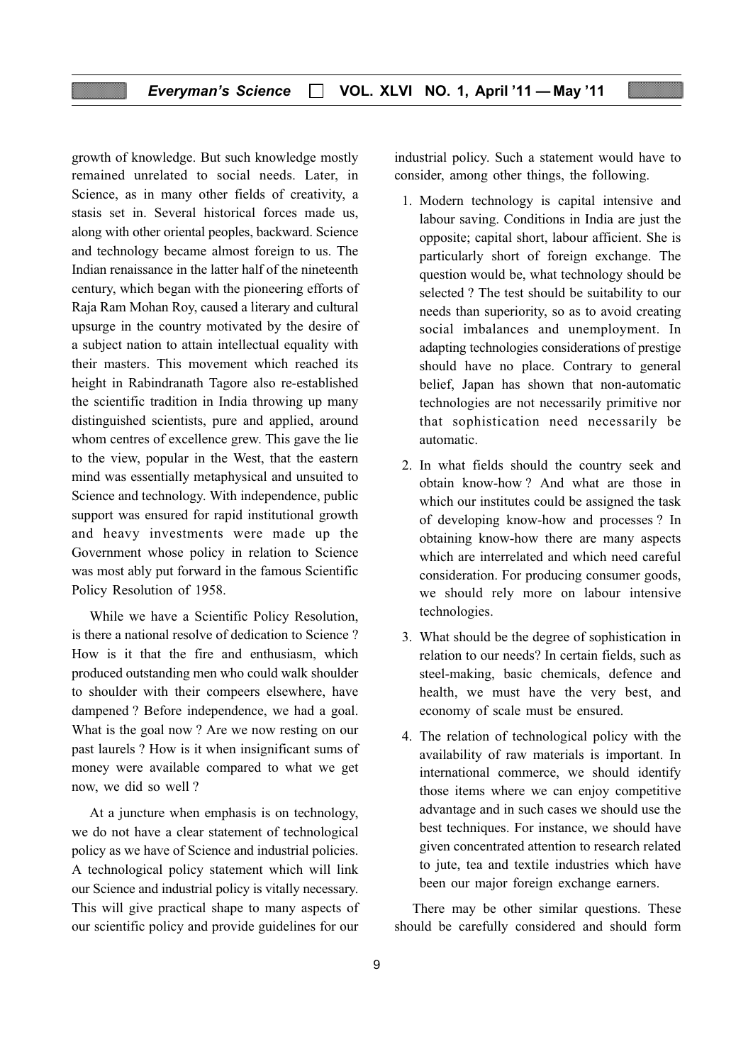growth of knowledge. But such knowledge mostly remained unrelated to social needs. Later, in Science, as in many other fields of creativity, a stasis set in. Several historical forces made us, along with other oriental peoples, backward. Science and technology became almost foreign to us. The Indian renaissance in the latter half of the nineteenth century, which began with the pioneering efforts of Raja Ram Mohan Roy, caused a literary and cultural upsurge in the country motivated by the desire of a subject nation to attain intellectual equality with their masters. This movement which reached its height in Rabindranath Tagore also re-established the scientific tradition in India throwing up many distinguished scientists, pure and applied, around whom centres of excellence grew. This gave the lie to the view, popular in the West, that the eastern mind was essentially metaphysical and unsuited to Science and technology. With independence, public support was ensured for rapid institutional growth and heavy investments were made up the Government whose policy in relation to Science was most ably put forward in the famous Scientific Policy Resolution of 1958.

While we have a Scientific Policy Resolution, is there a national resolve of dedication to Science ? How is it that the fire and enthusiasm, which produced outstanding men who could walk shoulder to shoulder with their compeers elsewhere, have dampened ? Before independence, we had a goal. What is the goal now ? Are we now resting on our past laurels ? How is it when insignificant sums of money were available compared to what we get now, we did so well ?

At a juncture when emphasis is on technology, we do not have a clear statement of technological policy as we have of Science and industrial policies. A technological policy statement which will link our Science and industrial policy is vitally necessary. This will give practical shape to many aspects of our scientific policy and provide guidelines for our industrial policy. Such a statement would have to consider, among other things, the following.

1. Modern technology is capital intensive and labour saving. Conditions in India are just the opposite; capital short, labour afficient. She is particularly short of foreign exchange. The question would be, what technology should be selected ? The test should be suitability to our needs than superiority, so as to avoid creating social imbalances and unemployment. In adapting technologies considerations of prestige should have no place. Contrary to general belief, Japan has shown that non-automatic technologies are not necessarily primitive nor that sophistication need necessarily be automatic.
2. In what fields should the country seek and obtain know-how ? And what are those in which our institutes could be assigned the task of developing know-how and processes ? In obtaining know-how there are many aspects which are interrelated and which need careful consideration. For producing consumer goods, we should rely more on labour intensive technologies.
3. What should be the degree of sophistication in relation to our needs? In certain fields, such as steel-making, basic chemicals, defence and health, we must have the very best, and economy of scale must be ensured.
4. The relation of technological policy with the availability of raw materials is important. In international commerce, we should identify those items where we can enjoy competitive advantage and in such cases we should use the best techniques. For instance, we should have given concentrated attention to research related to jute, tea and textile industries which have been our major foreign exchange earners.

There may be other similar questions. These should be carefully considered and should form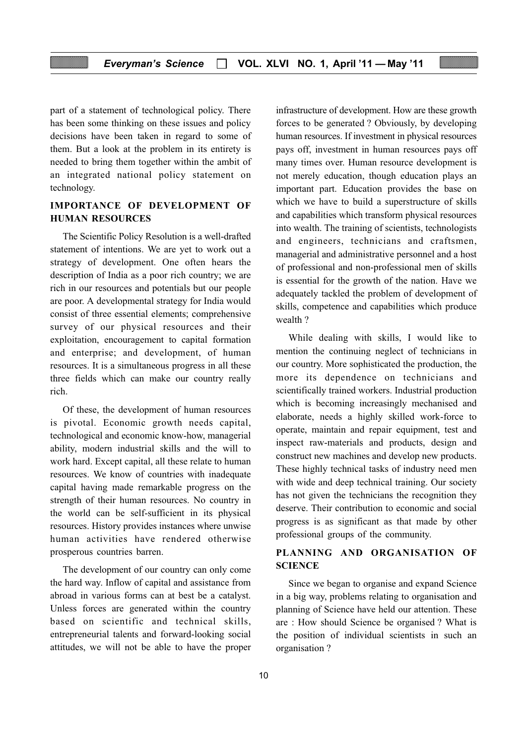part of a statement of technological policy. There has been some thinking on these issues and policy decisions have been taken in regard to some of them. But a look at the problem in its entirety is needed to bring them together within the ambit of an integrated national policy statement on technology.

## IMPORTANCE OF DEVELOPMENT OF HUMAN RESOURCES

The Scientific Policy Resolution is a well-drafted statement of intentions. We are yet to work out a strategy of development. One often hears the description of India as a poor rich country; we are rich in our resources and potentials but our people are poor. A developmental strategy for India would consist of three essential elements; comprehensive survey of our physical resources and their exploitation, encouragement to capital formation and enterprise; and development, of human resources. It is a simultaneous progress in all these three fields which can make our country really rich.

Of these, the development of human resources is pivotal. Economic growth needs capital, technological and economic know-how, managerial ability, modern industrial skills and the will to work hard. Except capital, all these relate to human resources. We know of countries with inadequate capital having made remarkable progress on the strength of their human resources. No country in the world can be self-sufficient in its physical resources. History provides instances where unwise human activities have rendered otherwise prosperous countries barren.

The development of our country can only come the hard way. Inflow of capital and assistance from abroad in various forms can at best be a catalyst. Unless forces are generated within the country based on scientific and technical skills, entrepreneurial talents and forward-looking social attitudes, we will not be able to have the proper infrastructure of development. How are these growth forces to be generated ? Obviously, by developing human resources. If investment in physical resources pays off, investment in human resources pays off many times over. Human resource development is not merely education, though education plays an important part. Education provides the base on which we have to build a superstructure of skills and capabilities which transform physical resources into wealth. The training of scientists, technologists and engineers, technicians and craftsmen, managerial and administrative personnel and a host of professional and non-professional men of skills is essential for the growth of the nation. Have we adequately tackled the problem of development of skills, competence and capabilities which produce wealth ?

While dealing with skills, I would like to mention the continuing neglect of technicians in our country. More sophisticated the production, the more its dependence on technicians and scientifically trained workers. Industrial production which is becoming increasingly mechanised and elaborate, needs a highly skilled work-force to operate, maintain and repair equipment, test and inspect raw-materials and products, design and construct new machines and develop new products. These highly technical tasks of industry need men with wide and deep technical training. Our society has not given the technicians the recognition they deserve. Their contribution to economic and social progress is as significant as that made by other professional groups of the community.

## PLANNING AND ORGANISATION OF SCIENCE

Since we began to organise and expand Science in a big way, problems relating to organisation and planning of Science have held our attention. These are : How should Science be organised ? What is the position of individual scientists in such an organisation ?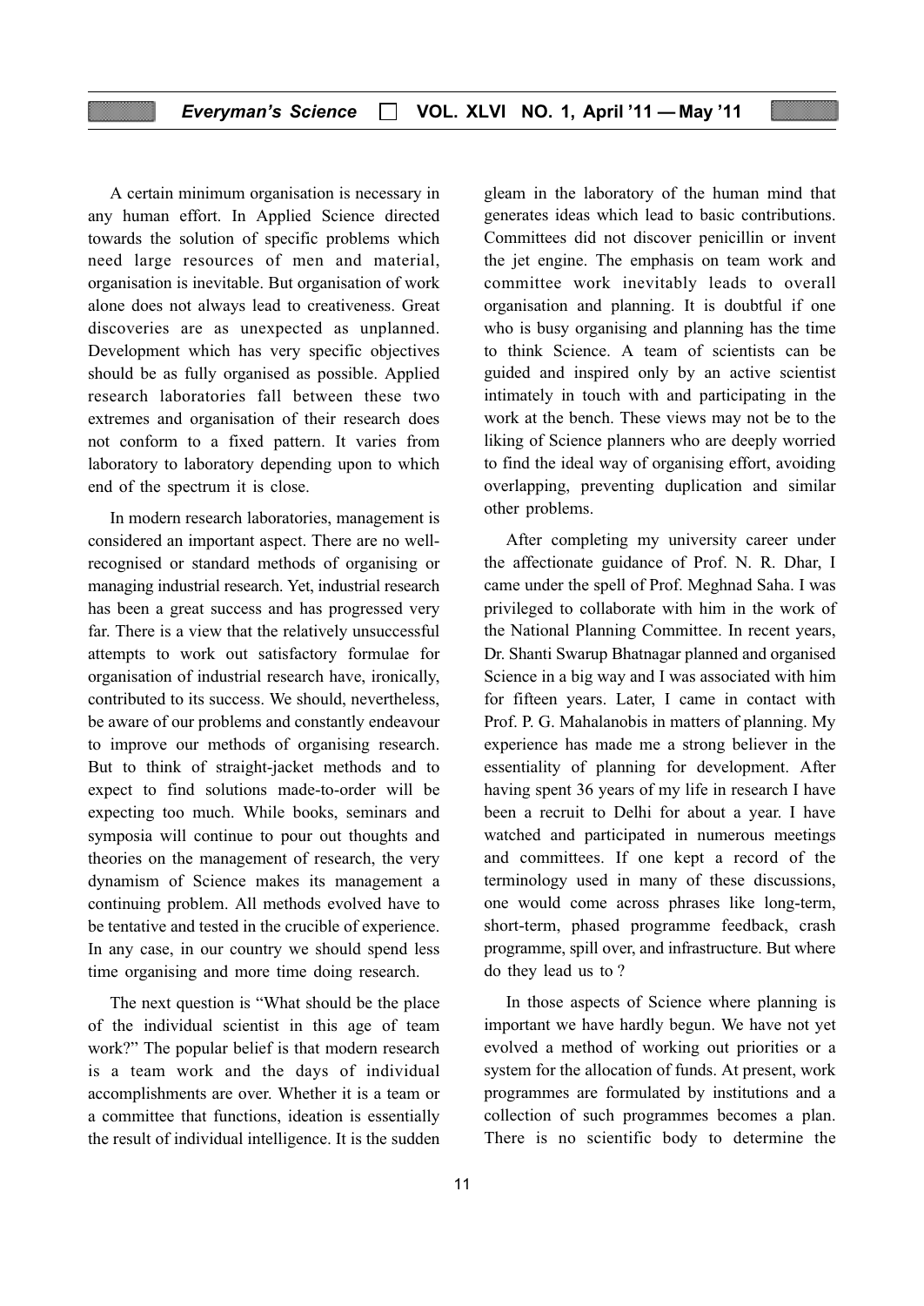A certain minimum organisation is necessary in any human effort. In Applied Science directed towards the solution of specific problems which need large resources of men and material, organisation is inevitable. But organisation of work alone does not always lead to creativeness. Great discoveries are as unexpected as unplanned. Development which has very specific objectives should be as fully organised as possible. Applied research laboratories fall between these two extremes and organisation of their research does not conform to a fixed pattern. It varies from laboratory to laboratory depending upon to which end of the spectrum it is close.

In modern research laboratories, management is considered an important aspect. There are no well-recognised or standard methods of organising or managing industrial research. Yet, industrial research has been a great success and has progressed very far. There is a view that the relatively unsuccessful attempts to work out satisfactory formulae for organisation of industrial research have, ironically, contributed to its success. We should, nevertheless, be aware of our problems and constantly endeavour to improve our methods of organising research. But to think of straight-jacket methods and to expect to find solutions made-to-order will be expecting too much. While books, seminars and symposia will continue to pour out thoughts and theories on the management of research, the very dynamism of Science makes its management a continuing problem. All methods evolved have to be tentative and tested in the crucible of experience. In any case, in our country we should spend less time organising and more time doing research.

The next question is "What should be the place of the individual scientist in this age of team work?" The popular belief is that modern research is a team work and the days of individual accomplishments are over. Whether it is a team or a committee that functions, ideation is essentially the result of individual intelligence. It is the sudden gleam in the laboratory of the human mind that generates ideas which lead to basic contributions. Committees did not discover penicillin or invent the jet engine. The emphasis on team work and committee work inevitably leads to overall organisation and planning. It is doubtful if one who is busy organising and planning has the time to think Science. A team of scientists can be guided and inspired only by an active scientist intimately in touch with and participating in the work at the bench. These views may not be to the liking of Science planners who are deeply worried to find the ideal way of organising effort, avoiding overlapping, preventing duplication and similar other problems.

After completing my university career under the affectionate guidance of Prof. N. R. Dhar, I came under the spell of Prof. Meghnad Saha. I was privileged to collaborate with him in the work of the National Planning Committee. In recent years, Dr. Shanti Swarup Bhatnagar planned and organised Science in a big way and I was associated with him for fifteen years. Later, I came in contact with Prof. P. G. Mahalanobis in matters of planning. My experience has made me a strong believer in the essentiality of planning for development. After having spent 36 years of my life in research I have been a recruit to Delhi for about a year. I have watched and participated in numerous meetings and committees. If one kept a record of the terminology used in many of these discussions, one would come across phrases like long-term, short-term, phased programme feedback, crash programme, spill over, and infrastructure. But where do they lead us to ?

In those aspects of Science where planning is important we have hardly begun. We have not yet evolved a method of working out priorities or a system for the allocation of funds. At present, work programmes are formulated by institutions and a collection of such programmes becomes a plan. There is no scientific body to determine the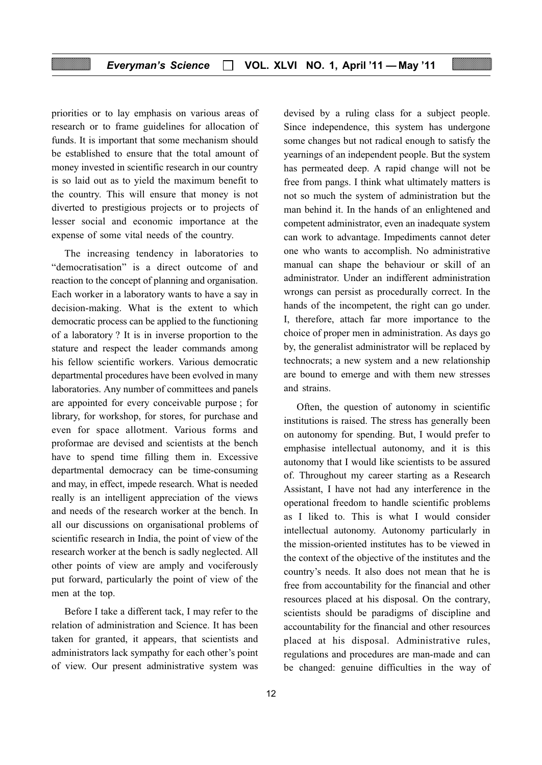priorities or to lay emphasis on various areas of research or to frame guidelines for allocation of funds. It is important that some mechanism should be established to ensure that the total amount of money invested in scientific research in our country is so laid out as to yield the maximum benefit to the country. This will ensure that money is not diverted to prestigious projects or to projects of lesser social and economic importance at the expense of some vital needs of the country.

The increasing tendency in laboratories to "democratisation" is a direct outcome of and reaction to the concept of planning and organisation. Each worker in a laboratory wants to have a say in decision-making. What is the extent to which democratic process can be applied to the functioning of a laboratory ? It is in inverse proportion to the stature and respect the leader commands among his fellow scientific workers. Various democratic departmental procedures have been evolved in many laboratories. Any number of committees and panels are appointed for every conceivable purpose ; for library, for workshop, for stores, for purchase and even for space allotment. Various forms and proformae are devised and scientists at the bench have to spend time filling them in. Excessive departmental democracy can be time-consuming and may, in effect, impede research. What is needed really is an intelligent appreciation of the views and needs of the research worker at the bench. In all our discussions on organisational problems of scientific research in India, the point of view of the research worker at the bench is sadly neglected. All other points of view are amply and vociferously put forward, particularly the point of view of the men at the top.

Before I take a different tack, I may refer to the relation of administration and Science. It has been taken for granted, it appears, that scientists and administrators lack sympathy for each other's point of view. Our present administrative system was devised by a ruling class for a subject people. Since independence, this system has undergone some changes but not radical enough to satisfy the yearnings of an independent people. But the system has permeated deep. A rapid change will not be free from pangs. I think what ultimately matters is not so much the system of administration but the man behind it. In the hands of an enlightened and competent administrator, even an inadequate system can work to advantage. Impediments cannot deter one who wants to accomplish. No administrative manual can shape the behaviour or skill of an administrator. Under an indifferent administration wrongs can persist as procedurally correct. In the hands of the incompetent, the right can go under. I, therefore, attach far more importance to the choice of proper men in administration. As days go by, the generalist administrator will be replaced by technocrats; a new system and a new relationship are bound to emerge and with them new stresses and strains.

Often, the question of autonomy in scientific institutions is raised. The stress has generally been on autonomy for spending. But, I would prefer to emphasise intellectual autonomy, and it is this autonomy that I would like scientists to be assured of. Throughout my career starting as a Research Assistant, I have not had any interference in the operational freedom to handle scientific problems as I liked to. This is what I would consider intellectual autonomy. Autonomy particularly in the mission-oriented institutes has to be viewed in the context of the objective of the institutes and the country's needs. It also does not mean that he is free from accountability for the financial and other resources placed at his disposal. On the contrary, scientists should be paradigms of discipline and accountability for the financial and other resources placed at his disposal. Administrative rules, regulations and procedures are man-made and can be changed: genuine difficulties in the way of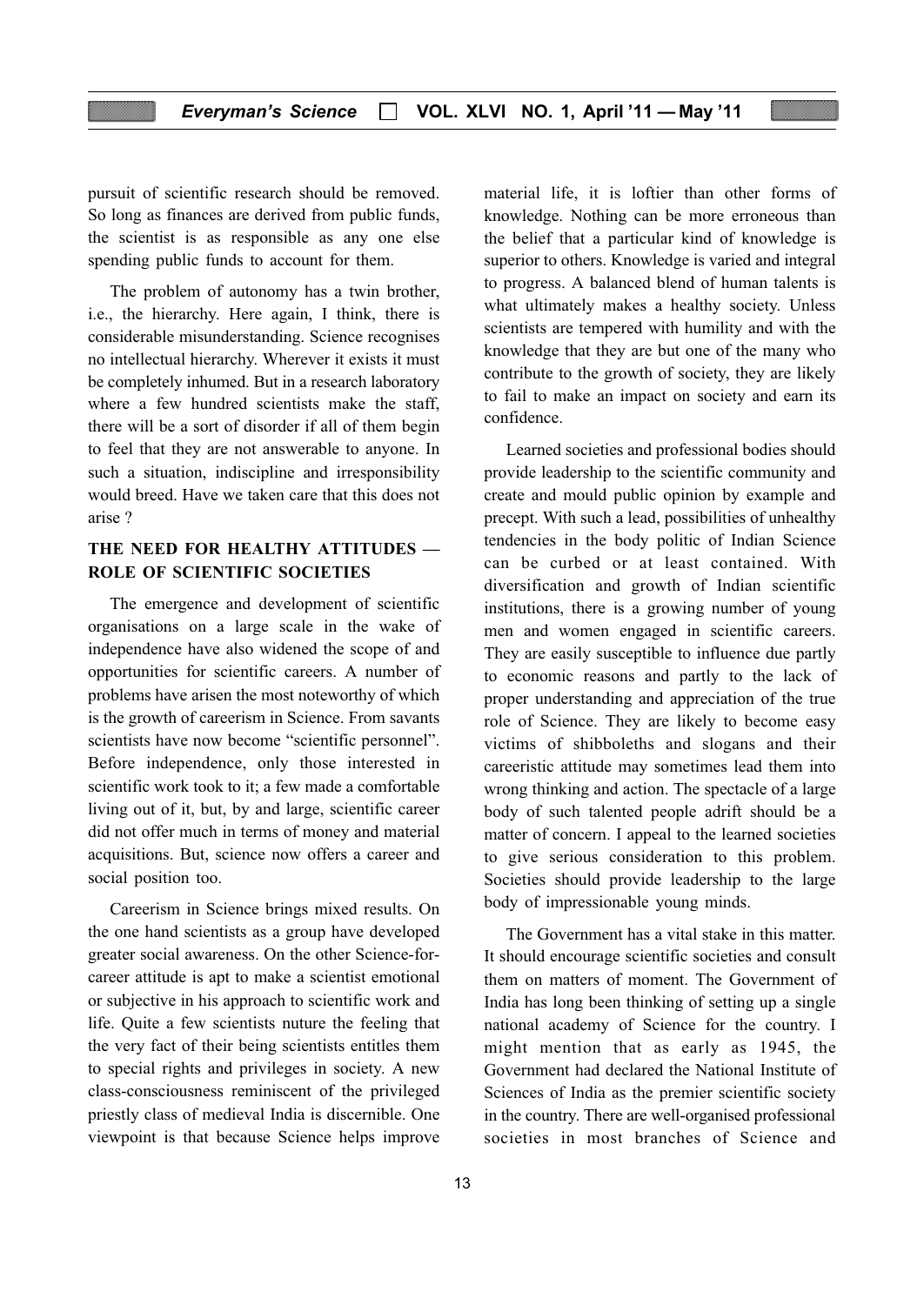pursuit of scientific research should be removed. So long as finances are derived from public funds, the scientist is as responsible as any one else spending public funds to account for them.

The problem of autonomy has a twin brother, i.e., the hierarchy. Here again, I think, there is considerable misunderstanding. Science recognises no intellectual hierarchy. Wherever it exists it must be completely inhumed. But in a research laboratory where a few hundred scientists make the staff, there will be a sort of disorder if all of them begin to feel that they are not answerable to anyone. In such a situation, indiscipline and irresponsibility would breed. Have we taken care that this does not arise ?

## THE NEED FOR HEALTHY ATTITUDES — ROLE OF SCIENTIFIC SOCIETIES

The emergence and development of scientific organisations on a large scale in the wake of independence have also widened the scope of and opportunities for scientific careers. A number of problems have arisen the most noteworthy of which is the growth of careerism in Science. From savants scientists have now become "scientific personnel". Before independence, only those interested in scientific work took to it; a few made a comfortable living out of it, but, by and large, scientific career did not offer much in terms of money and material acquisitions. But, science now offers a career and social position too.

Careerism in Science brings mixed results. On the one hand scientists as a group have developed greater social awareness. On the other Science-for-career attitude is apt to make a scientist emotional or subjective in his approach to scientific work and life. Quite a few scientists nuture the feeling that the very fact of their being scientists entitles them to special rights and privileges in society. A new class-consciousness reminiscent of the privileged priestly class of medieval India is discernible. One viewpoint is that because Science helps improve material life, it is loftier than other forms of knowledge. Nothing can be more erroneous than the belief that a particular kind of knowledge is superior to others. Knowledge is varied and integral to progress. A balanced blend of human talents is what ultimately makes a healthy society. Unless scientists are tempered with humility and with the knowledge that they are but one of the many who contribute to the growth of society, they are likely to fail to make an impact on society and earn its confidence.

Learned societies and professional bodies should provide leadership to the scientific community and create and mould public opinion by example and precept. With such a lead, possibilities of unhealthy tendencies in the body politic of Indian Science can be curbed or at least contained. With diversification and growth of Indian scientific institutions, there is a growing number of young men and women engaged in scientific careers. They are easily susceptible to influence due partly to economic reasons and partly to the lack of proper understanding and appreciation of the true role of Science. They are likely to become easy victims of shibboleths and slogans and their careeristic attitude may sometimes lead them into wrong thinking and action. The spectacle of a large body of such talented people adrift should be a matter of concern. I appeal to the learned societies to give serious consideration to this problem. Societies should provide leadership to the large body of impressionable young minds.

The Government has a vital stake in this matter. It should encourage scientific societies and consult them on matters of moment. The Government of India has long been thinking of setting up a single national academy of Science for the country. I might mention that as early as 1945, the Government had declared the National Institute of Sciences of India as the premier scientific society in the country. There are well-organised professional societies in most branches of Science and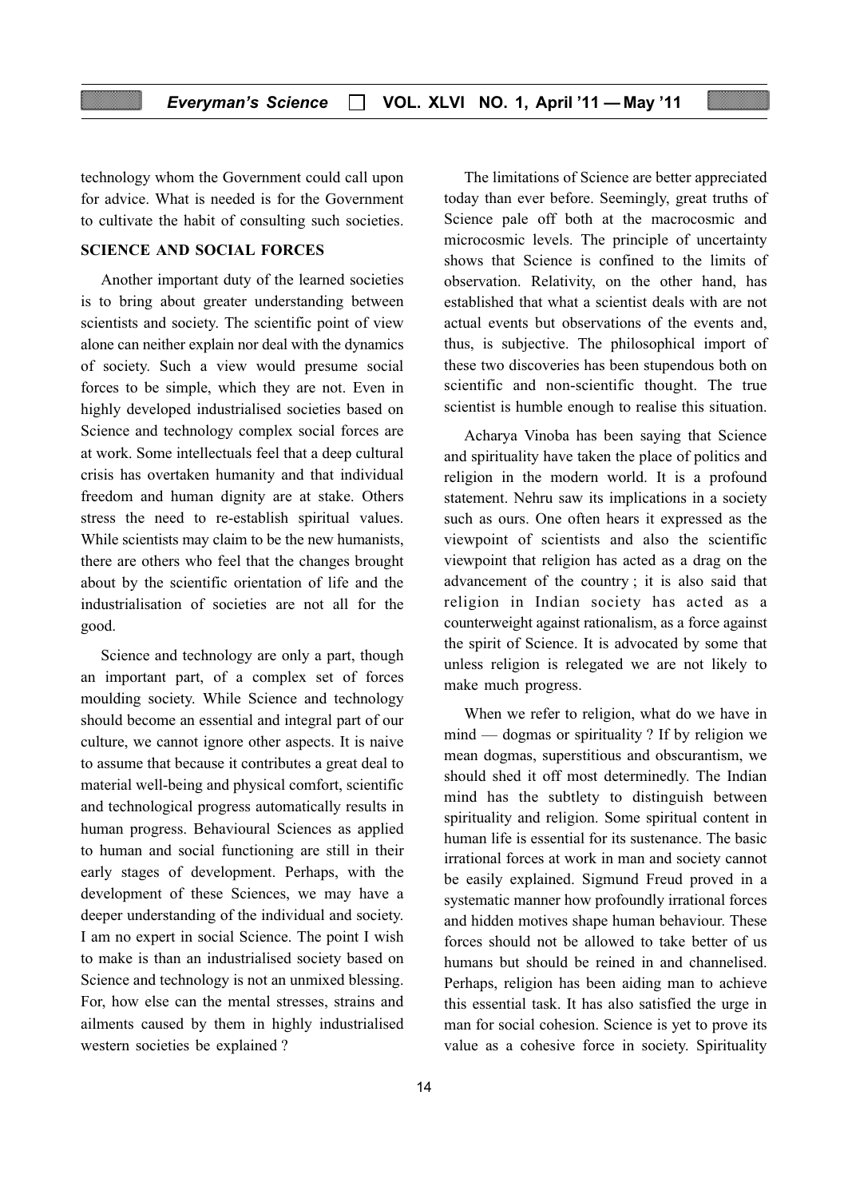technology whom the Government could call upon for advice. What is needed is for the Government to cultivate the habit of consulting such societies.

## SCIENCE AND SOCIAL FORCES

Another important duty of the learned societies is to bring about greater understanding between scientists and society. The scientific point of view alone can neither explain nor deal with the dynamics of society. Such a view would presume social forces to be simple, which they are not. Even in highly developed industrialised societies based on Science and technology complex social forces are at work. Some intellectuals feel that a deep cultural crisis has overtaken humanity and that individual freedom and human dignity are at stake. Others stress the need to re-establish spiritual values. While scientists may claim to be the new humanists, there are others who feel that the changes brought about by the scientific orientation of life and the industrialisation of societies are not all for the good.

Science and technology are only a part, though an important part, of a complex set of forces moulding society. While Science and technology should become an essential and integral part of our culture, we cannot ignore other aspects. It is naive to assume that because it contributes a great deal to material well-being and physical comfort, scientific and technological progress automatically results in human progress. Behavioural Sciences as applied to human and social functioning are still in their early stages of development. Perhaps, with the development of these Sciences, we may have a deeper understanding of the individual and society. I am no expert in social Science. The point I wish to make is than an industrialised society based on Science and technology is not an unmixed blessing. For, how else can the mental stresses, strains and ailments caused by them in highly industrialised western societies be explained ?

The limitations of Science are better appreciated today than ever before. Seemingly, great truths of Science pale off both at the macrocosmic and microcosmic levels. The principle of uncertainty shows that Science is confined to the limits of observation. Relativity, on the other hand, has established that what a scientist deals with are not actual events but observations of the events and, thus, is subjective. The philosophical import of these two discoveries has been stupendous both on scientific and non-scientific thought. The true scientist is humble enough to realise this situation.

Acharya Vinoba has been saying that Science and spirituality have taken the place of politics and religion in the modern world. It is a profound statement. Nehru saw its implications in a society such as ours. One often hears it expressed as the viewpoint of scientists and also the scientific viewpoint that religion has acted as a drag on the advancement of the country ; it is also said that religion in Indian society has acted as a counterweight against rationalism, as a force against the spirit of Science. It is advocated by some that unless religion is relegated we are not likely to make much progress.

When we refer to religion, what do we have in mind — dogmas or spirituality ? If by religion we mean dogmas, superstitious and obscurantism, we should shed it off most determinedly. The Indian mind has the subtlety to distinguish between spirituality and religion. Some spiritual content in human life is essential for its sustenance. The basic irrational forces at work in man and society cannot be easily explained. Sigmund Freud proved in a systematic manner how profoundly irrational forces and hidden motives shape human behaviour. These forces should not be allowed to take better of us humans but should be reined in and channelised. Perhaps, religion has been aiding man to achieve this essential task. It has also satisfied the urge in man for social cohesion. Science is yet to prove its value as a cohesive force in society. Spirituality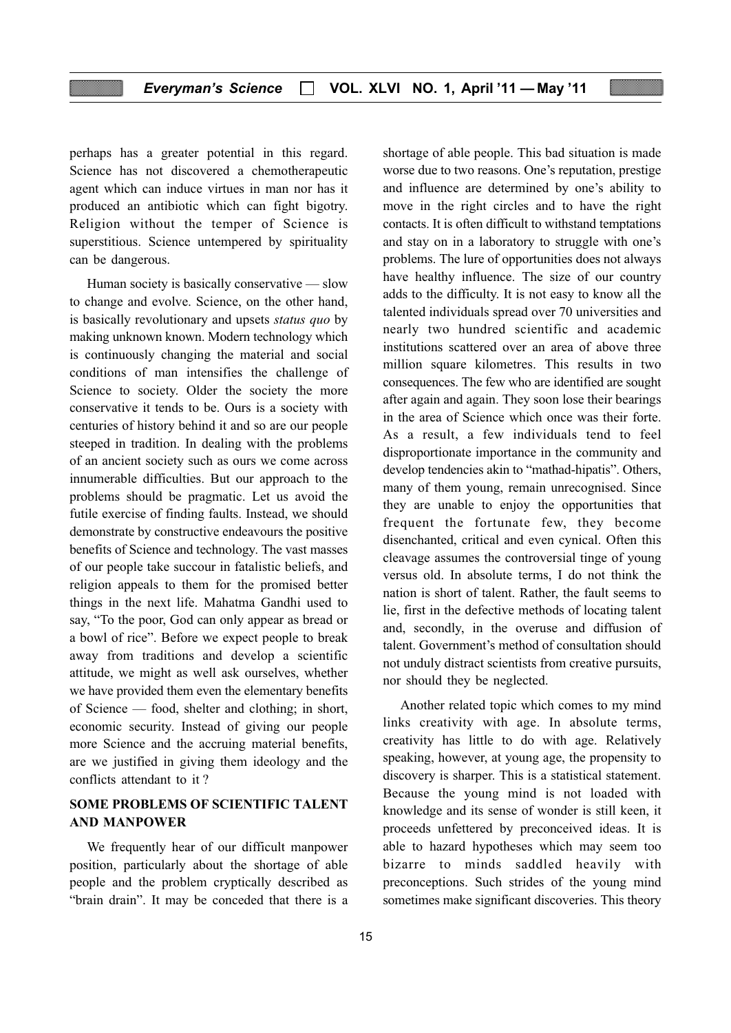perhaps has a greater potential in this regard. Science has not discovered a chemotherapeutic agent which can induce virtues in man nor has it produced an antibiotic which can fight bigotry. Religion without the temper of Science is superstitious. Science untempered by spirituality can be dangerous.

Human society is basically conservative — slow to change and evolve. Science, on the other hand, is basically revolutionary and upsets *status quo* by making unknown known. Modern technology which is continuously changing the material and social conditions of man intensifies the challenge of Science to society. Older the society the more conservative it tends to be. Ours is a society with centuries of history behind it and so are our people steeped in tradition. In dealing with the problems of an ancient society such as ours we come across innumerable difficulties. But our approach to the problems should be pragmatic. Let us avoid the futile exercise of finding faults. Instead, we should demonstrate by constructive endeavours the positive benefits of Science and technology. The vast masses of our people take succour in fatalistic beliefs, and religion appeals to them for the promised better things in the next life. Mahatma Gandhi used to say, "To the poor, God can only appear as bread or a bowl of rice". Before we expect people to break away from traditions and develop a scientific attitude, we might as well ask ourselves, whether we have provided them even the elementary benefits of Science — food, shelter and clothing; in short, economic security. Instead of giving our people more Science and the accruing material benefits, are we justified in giving them ideology and the conflicts attendant to it ?

## SOME PROBLEMS OF SCIENTIFIC TALENT AND MANPOWER

We frequently hear of our difficult manpower position, particularly about the shortage of able people and the problem cryptically described as "brain drain". It may be conceded that there is a shortage of able people. This bad situation is made worse due to two reasons. One's reputation, prestige and influence are determined by one's ability to move in the right circles and to have the right contacts. It is often difficult to withstand temptations and stay on in a laboratory to struggle with one's problems. The lure of opportunities does not always have healthy influence. The size of our country adds to the difficulty. It is not easy to know all the talented individuals spread over 70 universities and nearly two hundred scientific and academic institutions scattered over an area of above three million square kilometres. This results in two consequences. The few who are identified are sought after again and again. They soon lose their bearings in the area of Science which once was their forte. As a result, a few individuals tend to feel disproportionate importance in the community and develop tendencies akin to "mathad-hipatis". Others, many of them young, remain unrecognised. Since they are unable to enjoy the opportunities that frequent the fortunate few, they become disenchanted, critical and even cynical. Often this cleavage assumes the controversial tinge of young versus old. In absolute terms, I do not think the nation is short of talent. Rather, the fault seems to lie, first in the defective methods of locating talent and, secondly, in the overuse and diffusion of talent. Government's method of consultation should not unduly distract scientists from creative pursuits, nor should they be neglected.

Another related topic which comes to my mind links creativity with age. In absolute terms, creativity has little to do with age. Relatively speaking, however, at young age, the propensity to discovery is sharper. This is a statistical statement. Because the young mind is not loaded with knowledge and its sense of wonder is still keen, it proceeds unfettered by preconceived ideas. It is able to hazard hypotheses which may seem too bizarre to minds saddled heavily with preconceptions. Such strides of the young mind sometimes make significant discoveries. This theory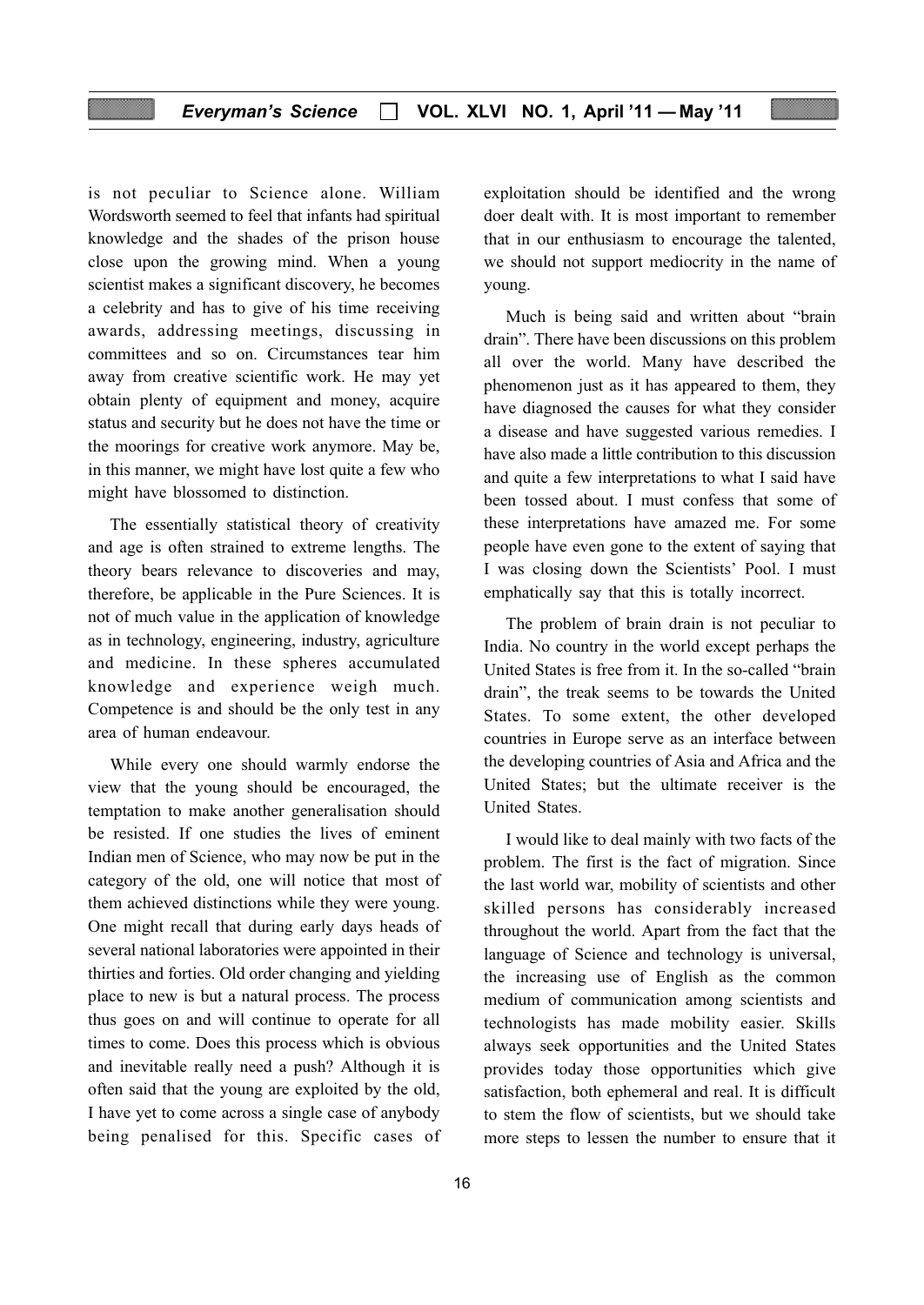is not peculiar to Science alone. William Wordsworth seemed to feel that infants had spiritual knowledge and the shades of the prison house close upon the growing mind. When a young scientist makes a significant discovery, he becomes a celebrity and has to give of his time receiving awards, addressing meetings, discussing in committees and so on. Circumstances tear him away from creative scientific work. He may yet obtain plenty of equipment and money, acquire status and security but he does not have the time or the moorings for creative work anymore. May be, in this manner, we might have lost quite a few who might have blossomed to distinction.

The essentially statistical theory of creativity and age is often strained to extreme lengths. The theory bears relevance to discoveries and may, therefore, be applicable in the Pure Sciences. It is not of much value in the application of knowledge as in technology, engineering, industry, agriculture and medicine. In these spheres accumulated knowledge and experience weigh much. Competence is and should be the only test in any area of human endeavour.

While every one should warmly endorse the view that the young should be encouraged, the temptation to make another generalisation should be resisted. If one studies the lives of eminent Indian men of Science, who may now be put in the category of the old, one will notice that most of them achieved distinctions while they were young. One might recall that during early days heads of several national laboratories were appointed in their thirties and forties. Old order changing and yielding place to new is but a natural process. The process thus goes on and will continue to operate for all times to come. Does this process which is obvious and inevitable really need a push? Although it is often said that the young are exploited by the old, I have yet to come across a single case of anybody being penalised for this. Specific cases of exploitation should be identified and the wrong doer dealt with. It is most important to remember that in our enthusiasm to encourage the talented, we should not support mediocrity in the name of young.

Much is being said and written about "brain drain". There have been discussions on this problem all over the world. Many have described the phenomenon just as it has appeared to them, they have diagnosed the causes for what they consider a disease and have suggested various remedies. I have also made a little contribution to this discussion and quite a few interpretations to what I said have been tossed about. I must confess that some of these interpretations have amazed me. For some people have even gone to the extent of saying that I was closing down the Scientists' Pool. I must emphatically say that this is totally incorrect.

The problem of brain drain is not peculiar to India. No country in the world except perhaps the United States is free from it. In the so-called "brain drain", the treak seems to be towards the United States. To some extent, the other developed countries in Europe serve as an interface between the developing countries of Asia and Africa and the United States; but the ultimate receiver is the United States.

I would like to deal mainly with two facts of the problem. The first is the fact of migration. Since the last world war, mobility of scientists and other skilled persons has considerably increased throughout the world. Apart from the fact that the language of Science and technology is universal, the increasing use of English as the common medium of communication among scientists and technologists has made mobility easier. Skills always seek opportunities and the United States provides today those opportunities which give satisfaction, both ephemeral and real. It is difficult to stem the flow of scientists, but we should take more steps to lessen the number to ensure that it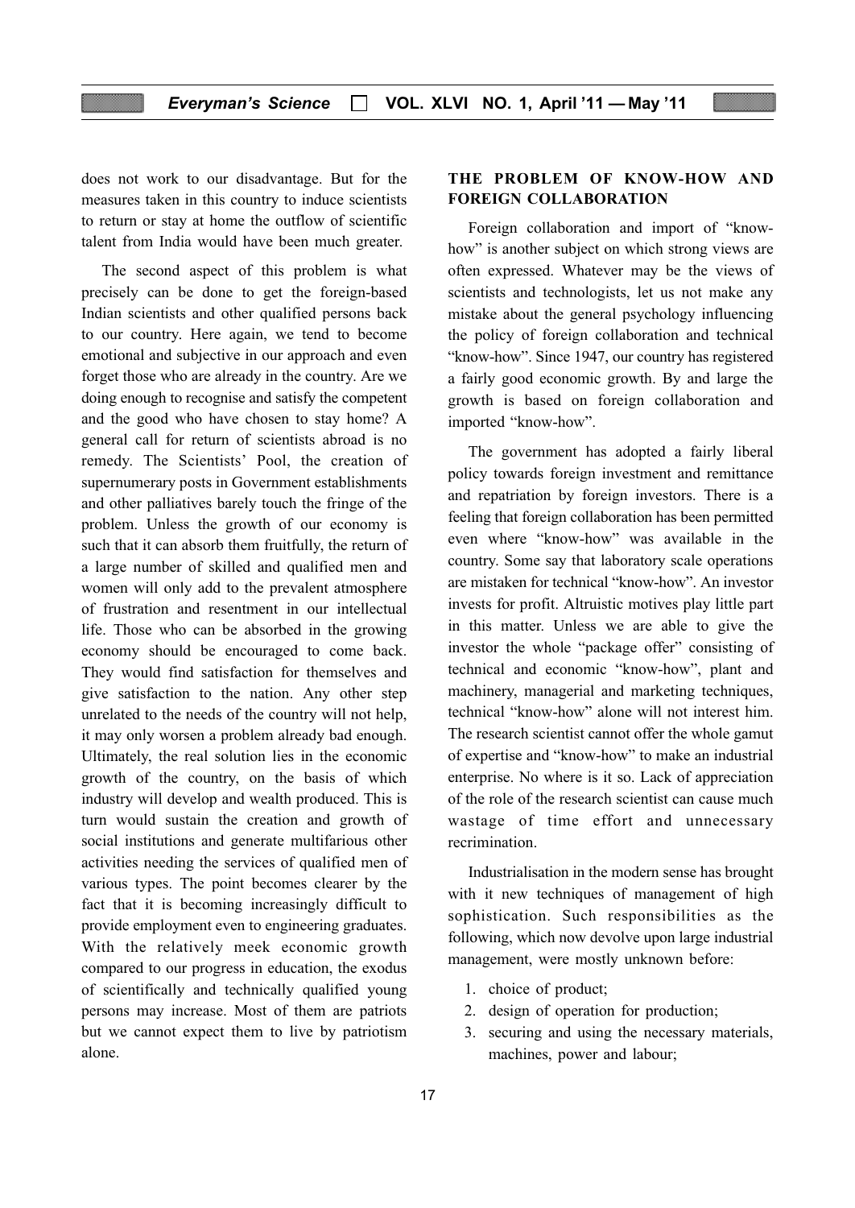does not work to our disadvantage. But for the measures taken in this country to induce scientists to return or stay at home the outflow of scientific talent from India would have been much greater.

The second aspect of this problem is what precisely can be done to get the foreign-based Indian scientists and other qualified persons back to our country. Here again, we tend to become emotional and subjective in our approach and even forget those who are already in the country. Are we doing enough to recognise and satisfy the competent and the good who have chosen to stay home? A general call for return of scientists abroad is no remedy. The Scientists' Pool, the creation of supernumerary posts in Government establishments and other palliatives barely touch the fringe of the problem. Unless the growth of our economy is such that it can absorb them fruitfully, the return of a large number of skilled and qualified men and women will only add to the prevalent atmosphere of frustration and resentment in our intellectual life. Those who can be absorbed in the growing economy should be encouraged to come back. They would find satisfaction for themselves and give satisfaction to the nation. Any other step unrelated to the needs of the country will not help, it may only worsen a problem already bad enough. Ultimately, the real solution lies in the economic growth of the country, on the basis of which industry will develop and wealth produced. This is turn would sustain the creation and growth of social institutions and generate multifarious other activities needing the services of qualified men of various types. The point becomes clearer by the fact that it is becoming increasingly difficult to provide employment even to engineering graduates. With the relatively meek economic growth compared to our progress in education, the exodus of scientifically and technically qualified young persons may increase. Most of them are patriots but we cannot expect them to live by patriotism alone.

## THE PROBLEM OF KNOW-HOW AND FOREIGN COLLABORATION

Foreign collaboration and import of "know-how" is another subject on which strong views are often expressed. Whatever may be the views of scientists and technologists, let us not make any mistake about the general psychology influencing the policy of foreign collaboration and technical "know-how". Since 1947, our country has registered a fairly good economic growth. By and large the growth is based on foreign collaboration and imported "know-how".

The government has adopted a fairly liberal policy towards foreign investment and remittance and repatriation by foreign investors. There is a feeling that foreign collaboration has been permitted even where "know-how" was available in the country. Some say that laboratory scale operations are mistaken for technical "know-how". An investor invests for profit. Altruistic motives play little part in this matter. Unless we are able to give the investor the whole "package offer" consisting of technical and economic "know-how", plant and machinery, managerial and marketing techniques, technical "know-how" alone will not interest him. The research scientist cannot offer the whole gamut of expertise and "know-how" to make an industrial enterprise. No where is it so. Lack of appreciation of the role of the research scientist can cause much wastage of time effort and unnecessary recrimination.

Industrialisation in the modern sense has brought with it new techniques of management of high sophistication. Such responsibilities as the following, which now devolve upon large industrial management, were mostly unknown before:

1. choice of product;
2. design of operation for production;
3. securing and using the necessary materials, machines, power and labour;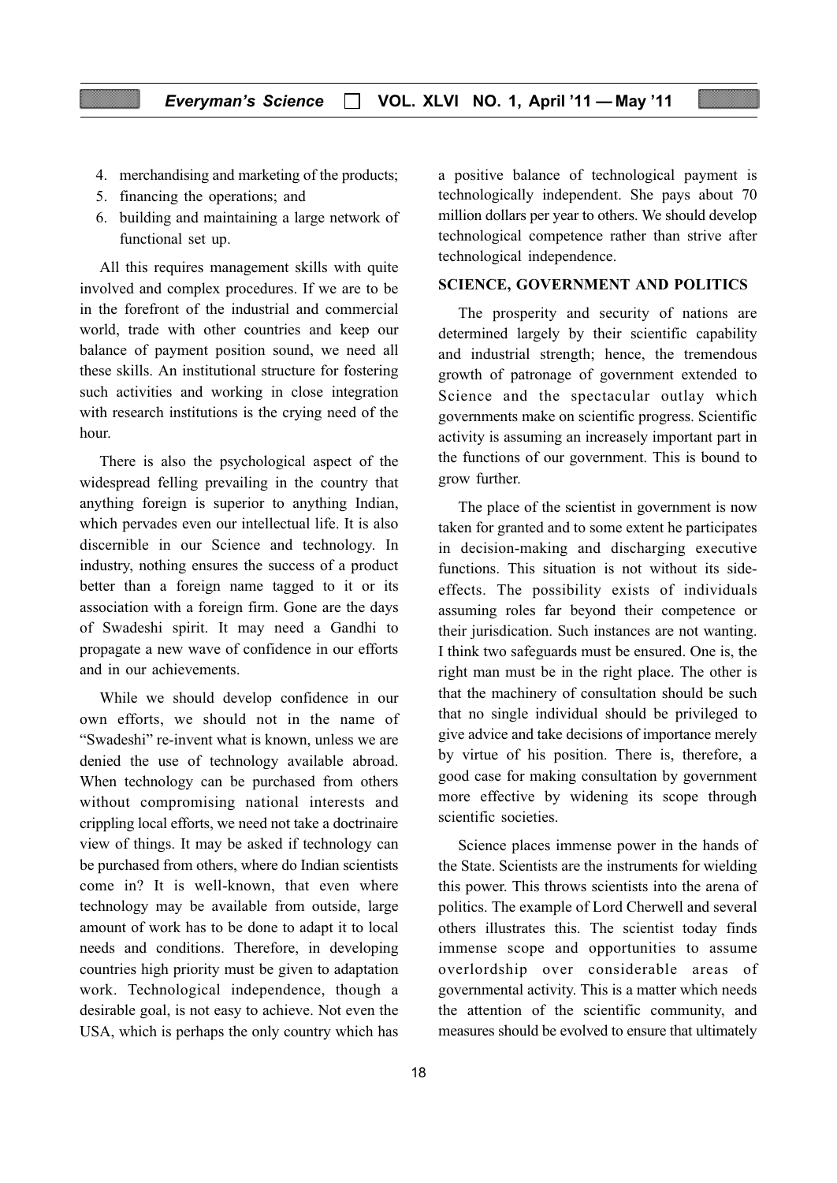4. merchandising and marketing of the products;
5. financing the operations; and
6. building and maintaining a large network of functional set up.

All this requires management skills with quite involved and complex procedures. If we are to be in the forefront of the industrial and commercial world, trade with other countries and keep our balance of payment position sound, we need all these skills. An institutional structure for fostering such activities and working in close integration with research institutions is the crying need of the hour.

There is also the psychological aspect of the widespread felling prevailing in the country that anything foreign is superior to anything Indian, which pervades even our intellectual life. It is also discernible in our Science and technology. In industry, nothing ensures the success of a product better than a foreign name tagged to it or its association with a foreign firm. Gone are the days of Swadeshi spirit. It may need a Gandhi to propagate a new wave of confidence in our efforts and in our achievements.

While we should develop confidence in our own efforts, we should not in the name of "Swadeshi" re-invent what is known, unless we are denied the use of technology available abroad. When technology can be purchased from others without compromising national interests and crippling local efforts, we need not take a doctrinaire view of things. It may be asked if technology can be purchased from others, where do Indian scientists come in? It is well-known, that even where technology may be available from outside, large amount of work has to be done to adapt it to local needs and conditions. Therefore, in developing countries high priority must be given to adaptation work. Technological independence, though a desirable goal, is not easy to achieve. Not even the USA, which is perhaps the only country which has a positive balance of technological payment is technologically independent. She pays about 70 million dollars per year to others. We should develop technological competence rather than strive after technological independence.

## SCIENCE, GOVERNMENT AND POLITICS

The prosperity and security of nations are determined largely by their scientific capability and industrial strength; hence, the tremendous growth of patronage of government extended to Science and the spectacular outlay which governments make on scientific progress. Scientific activity is assuming an increasely important part in the functions of our government. This is bound to grow further.

The place of the scientist in government is now taken for granted and to some extent he participates in decision-making and discharging executive functions. This situation is not without its side-effects. The possibility exists of individuals assuming roles far beyond their competence or their jurisdication. Such instances are not wanting. I think two safeguards must be ensured. One is, the right man must be in the right place. The other is that the machinery of consultation should be such that no single individual should be privileged to give advice and take decisions of importance merely by virtue of his position. There is, therefore, a good case for making consultation by government more effective by widening its scope through scientific societies.

Science places immense power in the hands of the State. Scientists are the instruments for wielding this power. This throws scientists into the arena of politics. The example of Lord Cherwell and several others illustrates this. The scientist today finds immense scope and opportunities to assume overlordship over considerable areas of governmental activity. This is a matter which needs the attention of the scientific community, and measures should be evolved to ensure that ultimately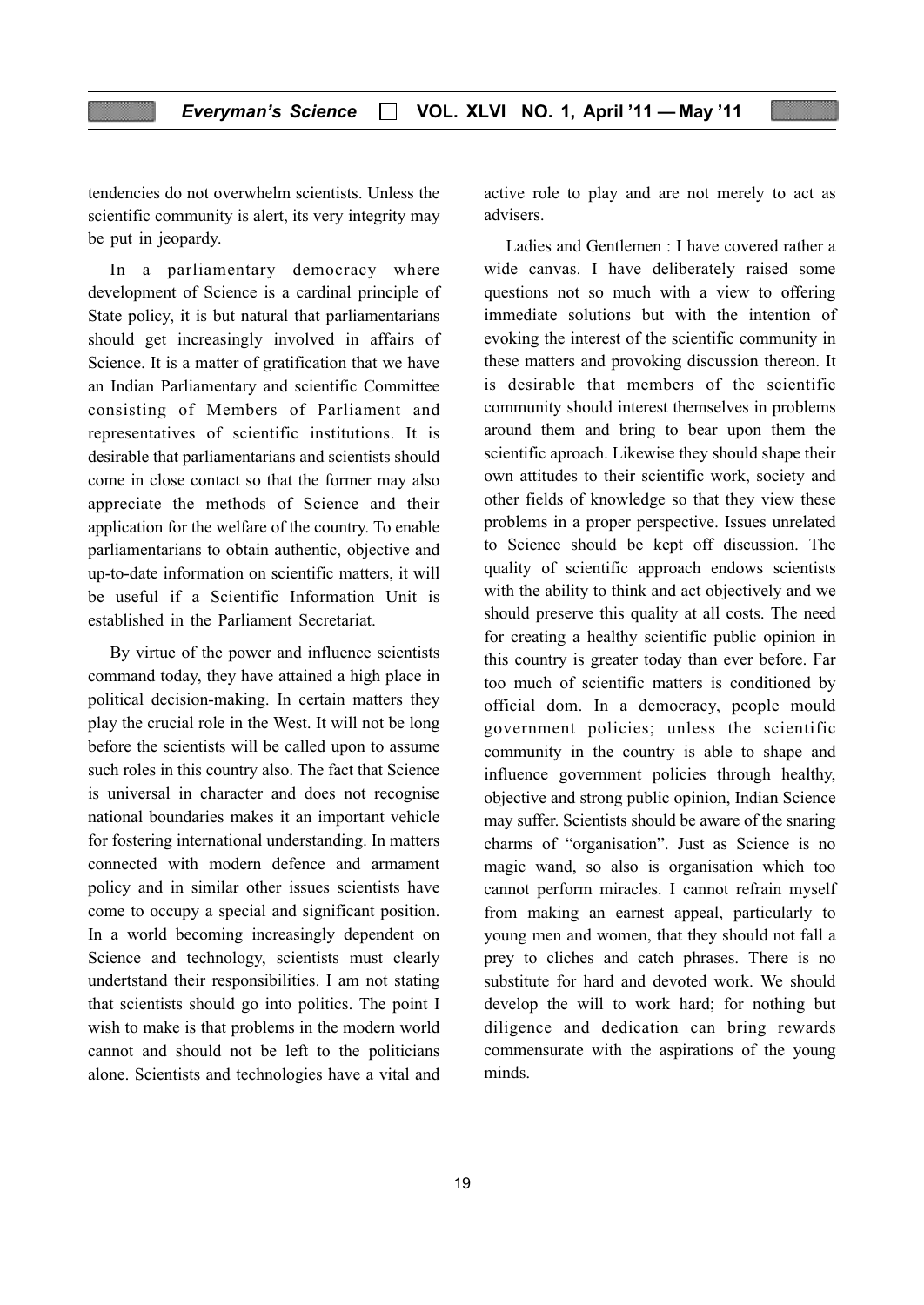tendencies do not overwhelm scientists. Unless the scientific community is alert, its very integrity may be put in jeopardy.

In a parliamentary democracy where development of Science is a cardinal principle of State policy, it is but natural that parliamentarians should get increasingly involved in affairs of Science. It is a matter of gratification that we have an Indian Parliamentary and scientific Committee consisting of Members of Parliament and representatives of scientific institutions. It is desirable that parliamentarians and scientists should come in close contact so that the former may also appreciate the methods of Science and their application for the welfare of the country. To enable parliamentarians to obtain authentic, objective and up-to-date information on scientific matters, it will be useful if a Scientific Information Unit is established in the Parliament Secretariat.

By virtue of the power and influence scientists command today, they have attained a high place in political decision-making. In certain matters they play the crucial role in the West. It will not be long before the scientists will be called upon to assume such roles in this country also. The fact that Science is universal in character and does not recognise national boundaries makes it an important vehicle for fostering international understanding. In matters connected with modern defence and armament policy and in similar other issues scientists have come to occupy a special and significant position. In a world becoming increasingly dependent on Science and technology, scientists must clearly undertstand their responsibilities. I am not stating that scientists should go into politics. The point I wish to make is that problems in the modern world cannot and should not be left to the politicians alone. Scientists and technologies have a vital and active role to play and are not merely to act as advisers.

Ladies and Gentlemen : I have covered rather a wide canvas. I have deliberately raised some questions not so much with a view to offering immediate solutions but with the intention of evoking the interest of the scientific community in these matters and provoking discussion thereon. It is desirable that members of the scientific community should interest themselves in problems around them and bring to bear upon them the scientific aproach. Likewise they should shape their own attitudes to their scientific work, society and other fields of knowledge so that they view these problems in a proper perspective. Issues unrelated to Science should be kept off discussion. The quality of scientific approach endows scientists with the ability to think and act objectively and we should preserve this quality at all costs. The need for creating a healthy scientific public opinion in this country is greater today than ever before. Far too much of scientific matters is conditioned by official dom. In a democracy, people mould government policies; unless the scientific community in the country is able to shape and influence government policies through healthy, objective and strong public opinion, Indian Science may suffer. Scientists should be aware of the snaring charms of "organisation". Just as Science is no magic wand, so also is organisation which too cannot perform miracles. I cannot refrain myself from making an earnest appeal, particularly to young men and women, that they should not fall a prey to cliches and catch phrases. There is no substitute for hard and devoted work. We should develop the will to work hard; for nothing but diligence and dedication can bring rewards commensurate with the aspirations of the young minds.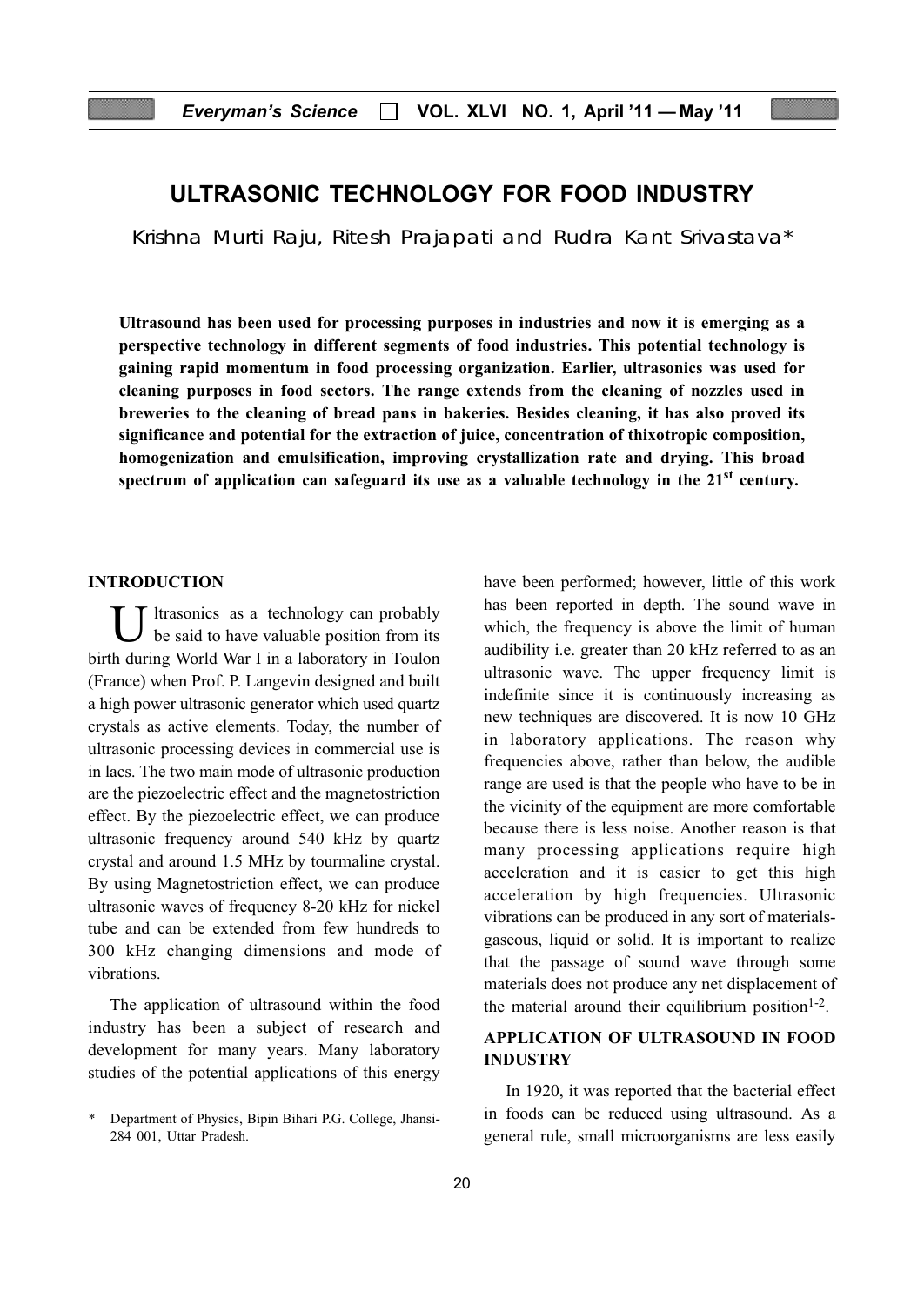# ULTRASONIC TECHNOLOGY FOR FOOD INDUSTRY

Krishna Murti Raju, Ritesh Prajapati and Rudra Kant Srivastava*

**Ultrasound has been used for processing purposes in industries and now it is emerging as a perspective technology in different segments of food industries. This potential technology is gaining rapid momentum in food processing organization. Earlier, ultrasonics was used for cleaning purposes in food sectors. The range extends from the cleaning of nozzles used in breweries to the cleaning of bread pans in bakeries. Besides cleaning, it has also proved its significance and potential for the extraction of juice, concentration of thixotropic composition, homogenization and emulsification, improving crystallization rate and drying. This broad spectrum of application can safeguard its use as a valuable technology in the 21st century.**

## INTRODUCTION

Ultrasonics as a technology can probably be said to have valuable position from its birth during World War I in a laboratory in Toulon (France) when Prof. P. Langevin designed and built a high power ultrasonic generator which used quartz crystals as active elements. Today, the number of ultrasonic processing devices in commercial use is in lacs. The two main mode of ultrasonic production are the piezoelectric effect and the magnetostriction effect. By the piezoelectric effect, we can produce ultrasonic frequency around 540 kHz by quartz crystal and around 1.5 MHz by tourmaline crystal. By using Magnetostriction effect, we can produce ultrasonic waves of frequency 8-20 kHz for nickel tube and can be extended from few hundreds to 300 kHz changing dimensions and mode of vibrations.

The application of ultrasound within the food industry has been a subject of research and development for many years. Many laboratory studies of the potential applications of this energy have been performed; however, little of this work has been reported in depth. The sound wave in which, the frequency is above the limit of human audibility i.e. greater than 20 kHz referred to as an ultrasonic wave. The upper frequency limit is indefinite since it is continuously increasing as new techniques are discovered. It is now 10 GHz in laboratory applications. The reason why frequencies above, rather than below, the audible range are used is that the people who have to be in the vicinity of the equipment are more comfortable because there is less noise. Another reason is that many processing applications require high acceleration and it is easier to get this high acceleration by high frequencies. Ultrasonic vibrations can be produced in any sort of materials- gaseous, liquid or solid. It is important to realize that the passage of sound wave through some materials does not produce any net displacement of the material around their equilibrium position[1-2].

## APPLICATION OF ULTRASOUND IN FOOD INDUSTRY

In 1920, it was reported that the bacterial effect in foods can be reduced using ultrasound. As a general rule, small microorganisms are less easily

---

\* Department of Physics, Bipin Bihari P.G. College, Jhansi-284 001, Uttar Pradesh.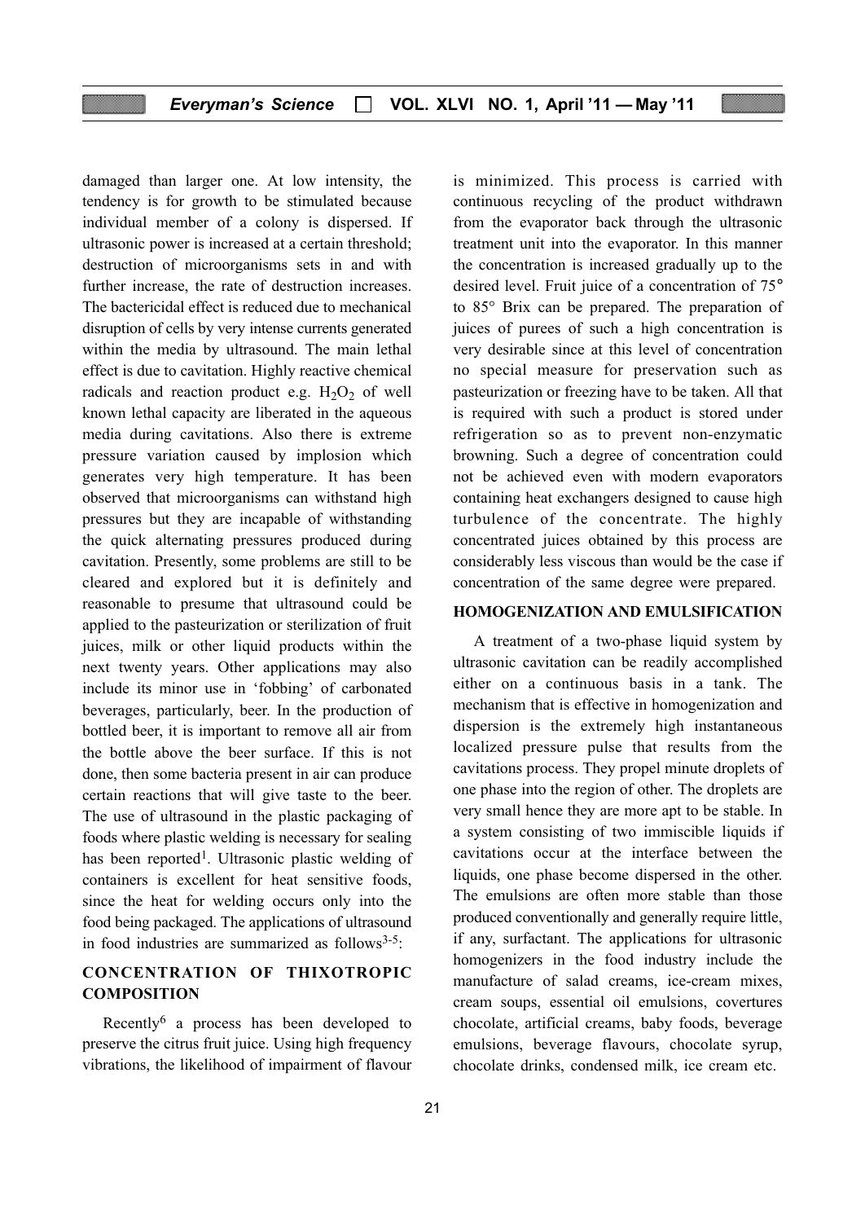damaged than larger one. At low intensity, the tendency is for growth to be stimulated because individual member of a colony is dispersed. If ultrasonic power is increased at a certain threshold; destruction of microorganisms sets in and with further increase, the rate of destruction increases. The bactericidal effect is reduced due to mechanical disruption of cells by very intense currents generated within the media by ultrasound. The main lethal effect is due to cavitation. Highly reactive chemical radicals and reaction product e.g. $H_2O_2$ of well known lethal capacity are liberated in the aqueous media during cavitations. Also there is extreme pressure variation caused by implosion which generates very high temperature. It has been observed that microorganisms can withstand high pressures but they are incapable of withstanding the quick alternating pressures produced during cavitation. Presently, some problems are still to be cleared and explored but it is definitely and reasonable to presume that ultrasound could be applied to the pasteurization or sterilization of fruit juices, milk or other liquid products within the next twenty years. Other applications may also include its minor use in 'fobbing' of carbonated beverages, particularly, beer. In the production of bottled beer, it is important to remove all air from the bottle above the beer surface. If this is not done, then some bacteria present in air can produce certain reactions that will give taste to the beer. The use of ultrasound in the plastic packaging of foods where plastic welding is necessary for sealing has been reported[1]. Ultrasonic plastic welding of containers is excellent for heat sensitive foods, since the heat for welding occurs only into the food being packaged. The applications of ultrasound in food industries are summarized as follows[3-5]:

## CONCENTRATION OF THIXOTROPIC COMPOSITION

Recently[6] a process has been developed to preserve the citrus fruit juice. Using high frequency vibrations, the likelihood of impairment of flavour is minimized. This process is carried with continuous recycling of the product withdrawn from the evaporator back through the ultrasonic treatment unit into the evaporator. In this manner the concentration is increased gradually up to the desired level. Fruit juice of a concentration of 75° to 85° Brix can be prepared. The preparation of juices of purees of such a high concentration is very desirable since at this level of concentration no special measure for preservation such as pasteurization or freezing have to be taken. All that is required with such a product is stored under refrigeration so as to prevent non-enzymatic browning. Such a degree of concentration could not be achieved even with modern evaporators containing heat exchangers designed to cause high turbulence of the concentrate. The highly concentrated juices obtained by this process are considerably less viscous than would be the case if concentration of the same degree were prepared.

## HOMOGENIZATION AND EMULSIFICATION

A treatment of a two-phase liquid system by ultrasonic cavitation can be readily accomplished either on a continuous basis in a tank. The mechanism that is effective in homogenization and dispersion is the extremely high instantaneous localized pressure pulse that results from the cavitations process. They propel minute droplets of one phase into the region of other. The droplets are very small hence they are more apt to be stable. In a system consisting of two immiscible liquids if cavitations occur at the interface between the liquids, one phase become dispersed in the other. The emulsions are often more stable than those produced conventionally and generally require little, if any, surfactant. The applications for ultrasonic homogenizers in the food industry include the manufacture of salad creams, ice-cream mixes, cream soups, essential oil emulsions, covertures chocolate, artificial creams, baby foods, beverage emulsions, beverage flavours, chocolate syrup, chocolate drinks, condensed milk, ice cream etc.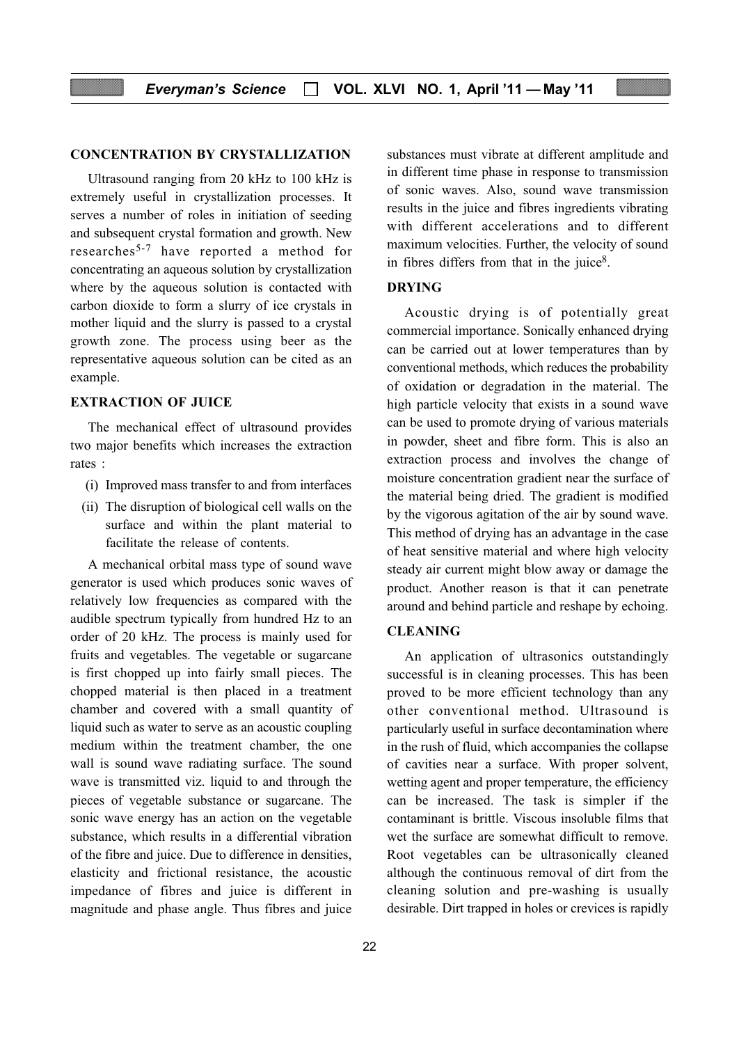### CONCENTRATION BY CRYSTALLIZATION

Ultrasound ranging from 20 kHz to 100 kHz is extremely useful in crystallization processes. It serves a number of roles in initiation of seeding and subsequent crystal formation and growth. New researches[5-7] have reported a method for concentrating an aqueous solution by crystallization where by the aqueous solution is contacted with carbon dioxide to form a slurry of ice crystals in mother liquid and the slurry is passed to a crystal growth zone. The process using beer as the representative aqueous solution can be cited as an example.

### EXTRACTION OF JUICE

The mechanical effect of ultrasound provides two major benefits which increases the extraction rates :

(i) Improved mass transfer to and from interfaces

(ii) The disruption of biological cell walls on the surface and within the plant material to facilitate the release of contents.

A mechanical orbital mass type of sound wave generator is used which produces sonic waves of relatively low frequencies as compared with the audible spectrum typically from hundred Hz to an order of 20 kHz. The process is mainly used for fruits and vegetables. The vegetable or sugarcane is first chopped up into fairly small pieces. The chopped material is then placed in a treatment chamber and covered with a small quantity of liquid such as water to serve as an acoustic coupling medium within the treatment chamber, the one wall is sound wave radiating surface. The sound wave is transmitted viz. liquid to and through the pieces of vegetable substance or sugarcane. The sonic wave energy has an action on the vegetable substance, which results in a differential vibration of the fibre and juice. Due to difference in densities, elasticity and frictional resistance, the acoustic impedance of fibres and juice is different in magnitude and phase angle. Thus fibres and juice substances must vibrate at different amplitude and in different time phase in response to transmission of sonic waves. Also, sound wave transmission results in the juice and fibres ingredients vibrating with different accelerations and to different maximum velocities. Further, the velocity of sound in fibres differs from that in the juice[8].

### DRYING

Acoustic drying is of potentially great commercial importance. Sonically enhanced drying can be carried out at lower temperatures than by conventional methods, which reduces the probability of oxidation or degradation in the material. The high particle velocity that exists in a sound wave can be used to promote drying of various materials in powder, sheet and fibre form. This is also an extraction process and involves the change of moisture concentration gradient near the surface of the material being dried. The gradient is modified by the vigorous agitation of the air by sound wave. This method of drying has an advantage in the case of heat sensitive material and where high velocity steady air current might blow away or damage the product. Another reason is that it can penetrate around and behind particle and reshape by echoing.

### CLEANING

An application of ultrasonics outstandingly successful is in cleaning processes. This has been proved to be more efficient technology than any other conventional method. Ultrasound is particularly useful in surface decontamination where in the rush of fluid, which accompanies the collapse of cavities near a surface. With proper solvent, wetting agent and proper temperature, the efficiency can be increased. The task is simpler if the contaminant is brittle. Viscous insoluble films that wet the surface are somewhat difficult to remove. Root vegetables can be ultrasonically cleaned although the continuous removal of dirt from the cleaning solution and pre-washing is usually desirable. Dirt trapped in holes or crevices is rapidly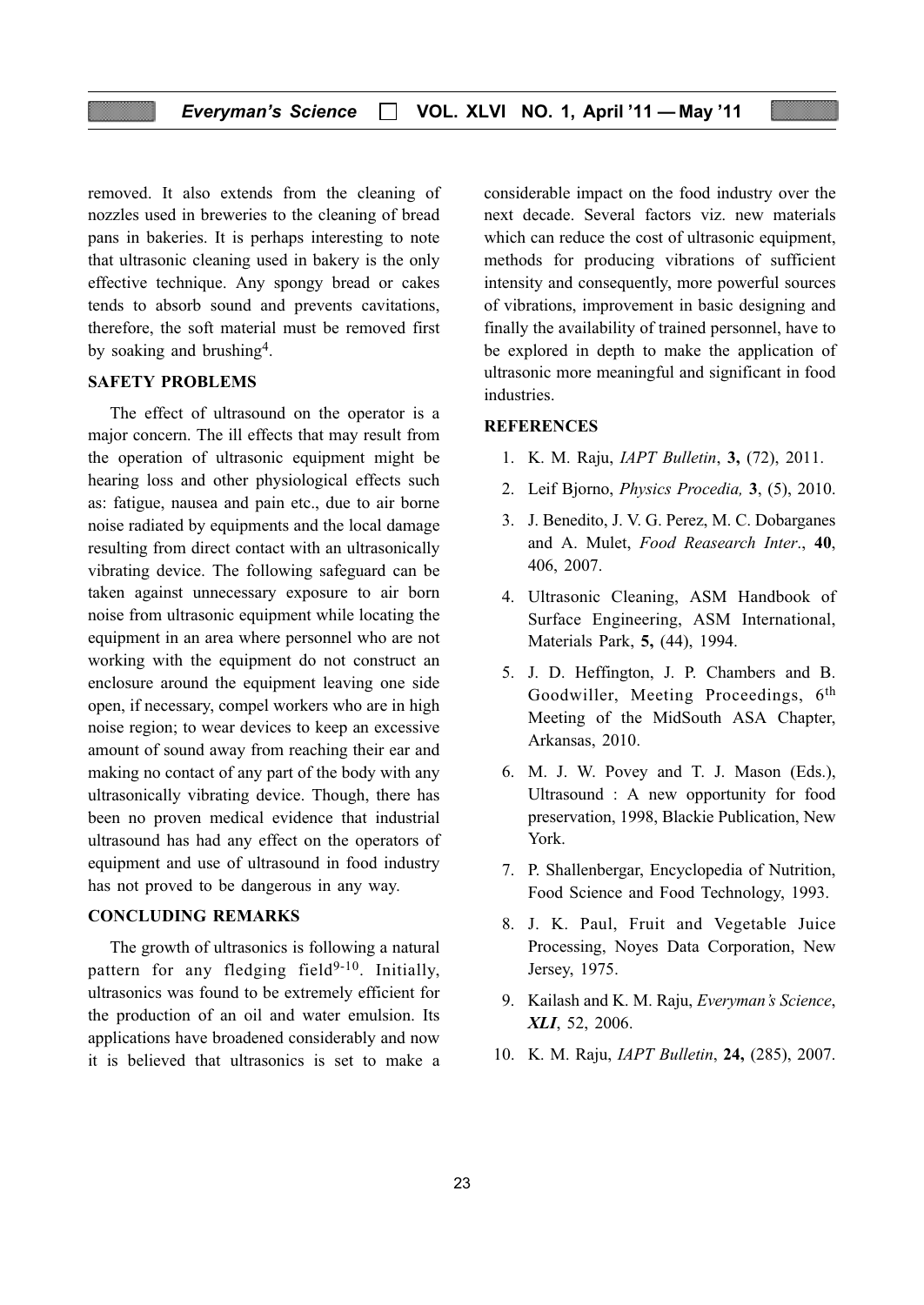removed. It also extends from the cleaning of nozzles used in breweries to the cleaning of bread pans in bakeries. It is perhaps interesting to note that ultrasonic cleaning used in bakery is the only effective technique. Any spongy bread or cakes tends to absorb sound and prevents cavitations, therefore, the soft material must be removed first by soaking and brushing[4].

## SAFETY PROBLEMS

The effect of ultrasound on the operator is a major concern. The ill effects that may result from the operation of ultrasonic equipment might be hearing loss and other physiological effects such as: fatigue, nausea and pain etc., due to air borne noise radiated by equipments and the local damage resulting from direct contact with an ultrasonically vibrating device. The following safeguard can be taken against unnecessary exposure to air born noise from ultrasonic equipment while locating the equipment in an area where personnel who are not working with the equipment do not construct an enclosure around the equipment leaving one side open, if necessary, compel workers who are in high noise region; to wear devices to keep an excessive amount of sound away from reaching their ear and making no contact of any part of the body with any ultrasonically vibrating device. Though, there has been no proven medical evidence that industrial ultrasound has had any effect on the operators of equipment and use of ultrasound in food industry has not proved to be dangerous in any way.

## CONCLUDING REMARKS

The growth of ultrasonics is following a natural pattern for any fledging field[9-10]. Initially, ultrasonics was found to be extremely efficient for the production of an oil and water emulsion. Its applications have broadened considerably and now it is believed that ultrasonics is set to make a considerable impact on the food industry over the next decade. Several factors viz. new materials which can reduce the cost of ultrasonic equipment, methods for producing vibrations of sufficient intensity and consequently, more powerful sources of vibrations, improvement in basic designing and finally the availability of trained personnel, have to be explored in depth to make the application of ultrasonic more meaningful and significant in food industries.

## REFERENCES

1. K. M. Raju, *IAPT Bulletin*, **3,** (72), 2011.
2. Leif Bjorno, *Physics Procedia,* **3**, (5), 2010.
3. J. Benedito, J. V. G. Perez, M. C. Dobarganes and A. Mulet, *Food Reasearch Inter*., **40**, 406, 2007.
4. Ultrasonic Cleaning, ASM Handbook of Surface Engineering, ASM International, Materials Park, **5,** (44), 1994.
5. J. D. Heffington, J. P. Chambers and B. Goodwiller, Meeting Proceedings, 6th Meeting of the MidSouth ASA Chapter, Arkansas, 2010.
6. M. J. W. Povey and T. J. Mason (Eds.), Ultrasound : A new opportunity for food preservation, 1998, Blackie Publication, New York.
7. P. Shallenbergar, Encyclopedia of Nutrition, Food Science and Food Technology, 1993.
8. J. K. Paul, Fruit and Vegetable Juice Processing, Noyes Data Corporation, New Jersey, 1975.
9. Kailash and K. M. Raju, *Everyman's Science*, ***XLI***, 52, 2006.
10. K. M. Raju, *IAPT Bulletin*, **24,** (285), 2007.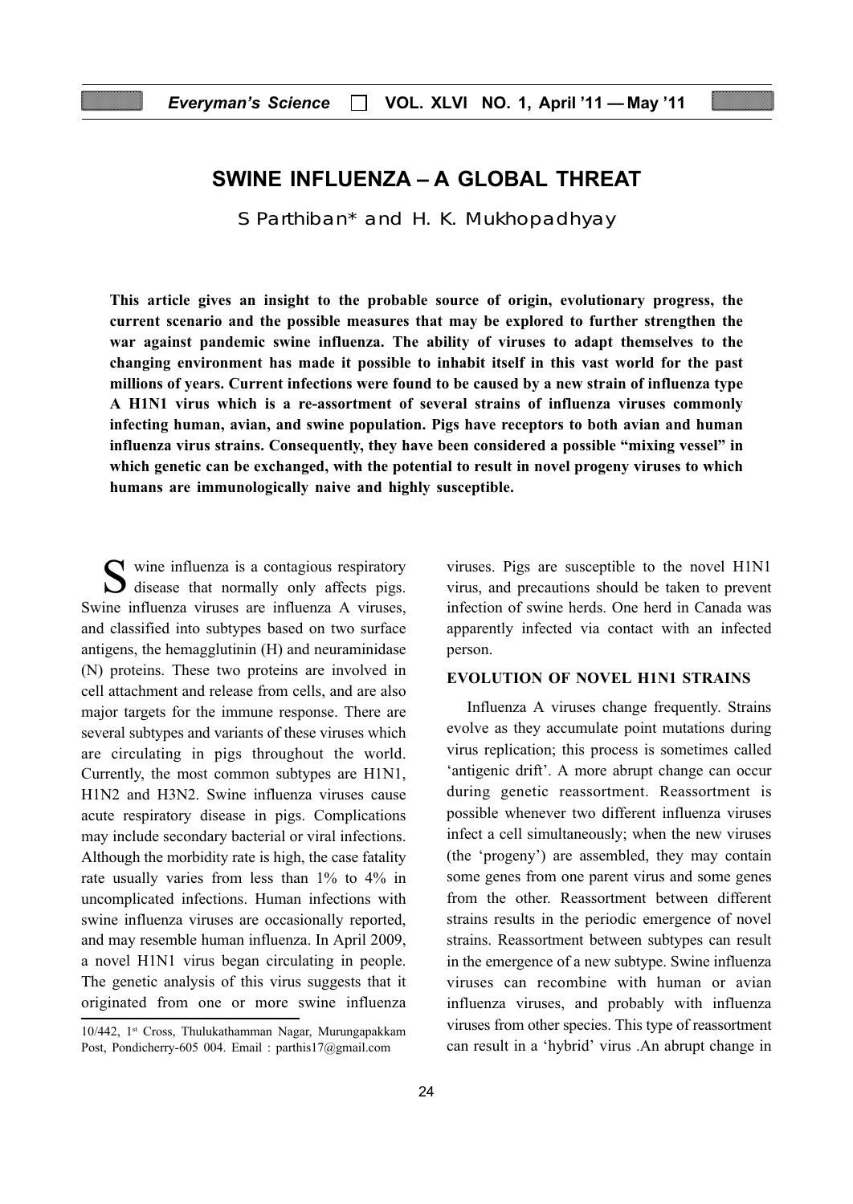# SWINE INFLUENZA – A GLOBAL THREAT

S Parthiban* and H. K. Mukhopadhyay

**This article gives an insight to the probable source of origin, evolutionary progress, the current scenario and the possible measures that may be explored to further strengthen the war against pandemic swine influenza. The ability of viruses to adapt themselves to the changing environment has made it possible to inhabit itself in this vast world for the past millions of years. Current infections were found to be caused by a new strain of influenza type A H1N1 virus which is a re-assortment of several strains of influenza viruses commonly infecting human, avian, and swine population. Pigs have receptors to both avian and human influenza virus strains. Consequently, they have been considered a possible "mixing vessel" in which genetic can be exchanged, with the potential to result in novel progeny viruses to which humans are immunologically naive and highly susceptible.**

Swine influenza is a contagious respiratory disease that normally only affects pigs. Swine influenza viruses are influenza A viruses, and classified into subtypes based on two surface antigens, the hemagglutinin (H) and neuraminidase (N) proteins. These two proteins are involved in cell attachment and release from cells, and are also major targets for the immune response. There are several subtypes and variants of these viruses which are circulating in pigs throughout the world. Currently, the most common subtypes are H1N1, H1N2 and H3N2. Swine influenza viruses cause acute respiratory disease in pigs. Complications may include secondary bacterial or viral infections. Although the morbidity rate is high, the case fatality rate usually varies from less than 1% to 4% in uncomplicated infections. Human infections with swine influenza viruses are occasionally reported, and may resemble human influenza. In April 2009, a novel H1N1 virus began circulating in people. The genetic analysis of this virus suggests that it originated from one or more swine influenza viruses. Pigs are susceptible to the novel H1N1 virus, and precautions should be taken to prevent infection of swine herds. One herd in Canada was apparently infected via contact with an infected person.

10/442, 1[st] Cross, Thulukathamman Nagar, Murungapakkam Post, Pondicherry-605 004. Email : parthis17@gmail.com

## EVOLUTION OF NOVEL H1N1 STRAINS

Influenza A viruses change frequently. Strains evolve as they accumulate point mutations during virus replication; this process is sometimes called 'antigenic drift'. A more abrupt change can occur during genetic reassortment. Reassortment is possible whenever two different influenza viruses infect a cell simultaneously; when the new viruses (the 'progeny') are assembled, they may contain some genes from one parent virus and some genes from the other. Reassortment between different strains results in the periodic emergence of novel strains. Reassortment between subtypes can result in the emergence of a new subtype. Swine influenza viruses can recombine with human or avian influenza viruses, and probably with influenza viruses from other species. This type of reassortment can result in a 'hybrid' virus .An abrupt change in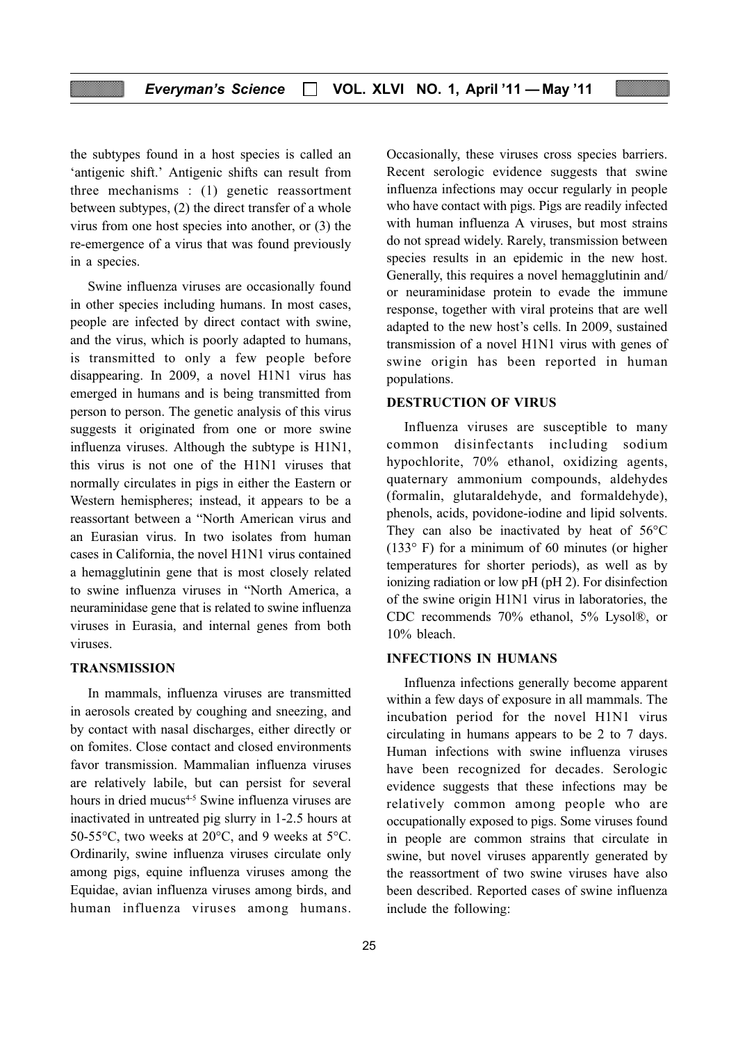the subtypes found in a host species is called an 'antigenic shift.' Antigenic shifts can result from three mechanisms : (1) genetic reassortment between subtypes, (2) the direct transfer of a whole virus from one host species into another, or (3) the re-emergence of a virus that was found previously in a species.

Swine influenza viruses are occasionally found in other species including humans. In most cases, people are infected by direct contact with swine, and the virus, which is poorly adapted to humans, is transmitted to only a few people before disappearing. In 2009, a novel H1N1 virus has emerged in humans and is being transmitted from person to person. The genetic analysis of this virus suggests it originated from one or more swine influenza viruses. Although the subtype is H1N1, this virus is not one of the H1N1 viruses that normally circulates in pigs in either the Eastern or Western hemispheres; instead, it appears to be a reassortant between a "North American virus and an Eurasian virus. In two isolates from human cases in California, the novel H1N1 virus contained a hemagglutinin gene that is most closely related to swine influenza viruses in "North America, a neuraminidase gene that is related to swine influenza viruses in Eurasia, and internal genes from both viruses.

## TRANSMISSION

In mammals, influenza viruses are transmitted in aerosols created by coughing and sneezing, and by contact with nasal discharges, either directly or on fomites. Close contact and closed environments favor transmission. Mammalian influenza viruses are relatively labile, but can persist for several hours in dried mucus[4-5] Swine influenza viruses are inactivated in untreated pig slurry in 1-2.5 hours at 50-55°C, two weeks at 20°C, and 9 weeks at 5°C. Ordinarily, swine influenza viruses circulate only among pigs, equine influenza viruses among the Equidae, avian influenza viruses among birds, and human influenza viruses among humans. Occasionally, these viruses cross species barriers. Recent serologic evidence suggests that swine influenza infections may occur regularly in people who have contact with pigs. Pigs are readily infected with human influenza A viruses, but most strains do not spread widely. Rarely, transmission between species results in an epidemic in the new host. Generally, this requires a novel hemagglutinin and/or neuraminidase protein to evade the immune response, together with viral proteins that are well adapted to the new host's cells. In 2009, sustained transmission of a novel H1N1 virus with genes of swine origin has been reported in human populations.

## DESTRUCTION OF VIRUS

Influenza viruses are susceptible to many common disinfectants including sodium hypochlorite, 70% ethanol, oxidizing agents, quaternary ammonium compounds, aldehydes (formalin, glutaraldehyde, and formaldehyde), phenols, acids, povidone-iodine and lipid solvents. They can also be inactivated by heat of 56°C (133° F) for a minimum of 60 minutes (or higher temperatures for shorter periods), as well as by ionizing radiation or low pH (pH 2). For disinfection of the swine origin H1N1 virus in laboratories, the CDC recommends 70% ethanol, 5% Lysol®, or 10% bleach.

## INFECTIONS IN HUMANS

Influenza infections generally become apparent within a few days of exposure in all mammals. The incubation period for the novel H1N1 virus circulating in humans appears to be 2 to 7 days. Human infections with swine influenza viruses have been recognized for decades. Serologic evidence suggests that these infections may be relatively common among people who are occupationally exposed to pigs. Some viruses found in people are common strains that circulate in swine, but novel viruses apparently generated by the reassortment of two swine viruses have also been described. Reported cases of swine influenza include the following: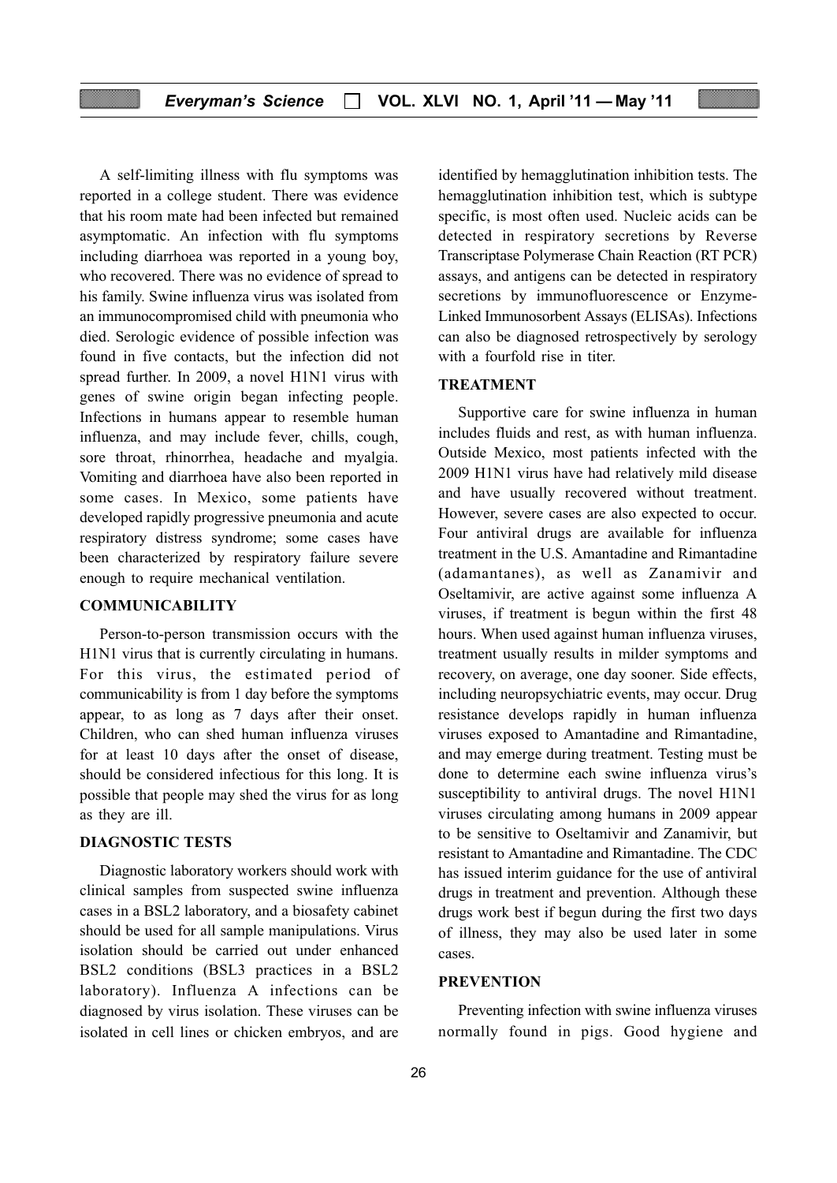A self-limiting illness with flu symptoms was reported in a college student. There was evidence that his room mate had been infected but remained asymptomatic. An infection with flu symptoms including diarrhoea was reported in a young boy, who recovered. There was no evidence of spread to his family. Swine influenza virus was isolated from an immunocompromised child with pneumonia who died. Serologic evidence of possible infection was found in five contacts, but the infection did not spread further. In 2009, a novel H1N1 virus with genes of swine origin began infecting people. Infections in humans appear to resemble human influenza, and may include fever, chills, cough, sore throat, rhinorrhea, headache and myalgia. Vomiting and diarrhoea have also been reported in some cases. In Mexico, some patients have developed rapidly progressive pneumonia and acute respiratory distress syndrome; some cases have been characterized by respiratory failure severe enough to require mechanical ventilation.

## COMMUNICABILITY

Person-to-person transmission occurs with the H1N1 virus that is currently circulating in humans. For this virus, the estimated period of communicability is from 1 day before the symptoms appear, to as long as 7 days after their onset. Children, who can shed human influenza viruses for at least 10 days after the onset of disease, should be considered infectious for this long. It is possible that people may shed the virus for as long as they are ill.

## DIAGNOSTIC TESTS

Diagnostic laboratory workers should work with clinical samples from suspected swine influenza cases in a BSL2 laboratory, and a biosafety cabinet should be used for all sample manipulations. Virus isolation should be carried out under enhanced BSL2 conditions (BSL3 practices in a BSL2 laboratory). Influenza A infections can be diagnosed by virus isolation. These viruses can be isolated in cell lines or chicken embryos, and are identified by hemagglutination inhibition tests. The hemagglutination inhibition test, which is subtype specific, is most often used. Nucleic acids can be detected in respiratory secretions by Reverse Transcriptase Polymerase Chain Reaction (RT PCR) assays, and antigens can be detected in respiratory secretions by immunofluorescence or Enzyme-Linked Immunosorbent Assays (ELISAs). Infections can also be diagnosed retrospectively by serology with a fourfold rise in titer.

## TREATMENT

Supportive care for swine influenza in human includes fluids and rest, as with human influenza. Outside Mexico, most patients infected with the 2009 H1N1 virus have had relatively mild disease and have usually recovered without treatment. However, severe cases are also expected to occur. Four antiviral drugs are available for influenza treatment in the U.S. Amantadine and Rimantadine (adamantanes), as well as Zanamivir and Oseltamivir, are active against some influenza A viruses, if treatment is begun within the first 48 hours. When used against human influenza viruses, treatment usually results in milder symptoms and recovery, on average, one day sooner. Side effects, including neuropsychiatric events, may occur. Drug resistance develops rapidly in human influenza viruses exposed to Amantadine and Rimantadine, and may emerge during treatment. Testing must be done to determine each swine influenza virus's susceptibility to antiviral drugs. The novel H1N1 viruses circulating among humans in 2009 appear to be sensitive to Oseltamivir and Zanamivir, but resistant to Amantadine and Rimantadine. The CDC has issued interim guidance for the use of antiviral drugs in treatment and prevention. Although these drugs work best if begun during the first two days of illness, they may also be used later in some cases.

## PREVENTION

Preventing infection with swine influenza viruses normally found in pigs. Good hygiene and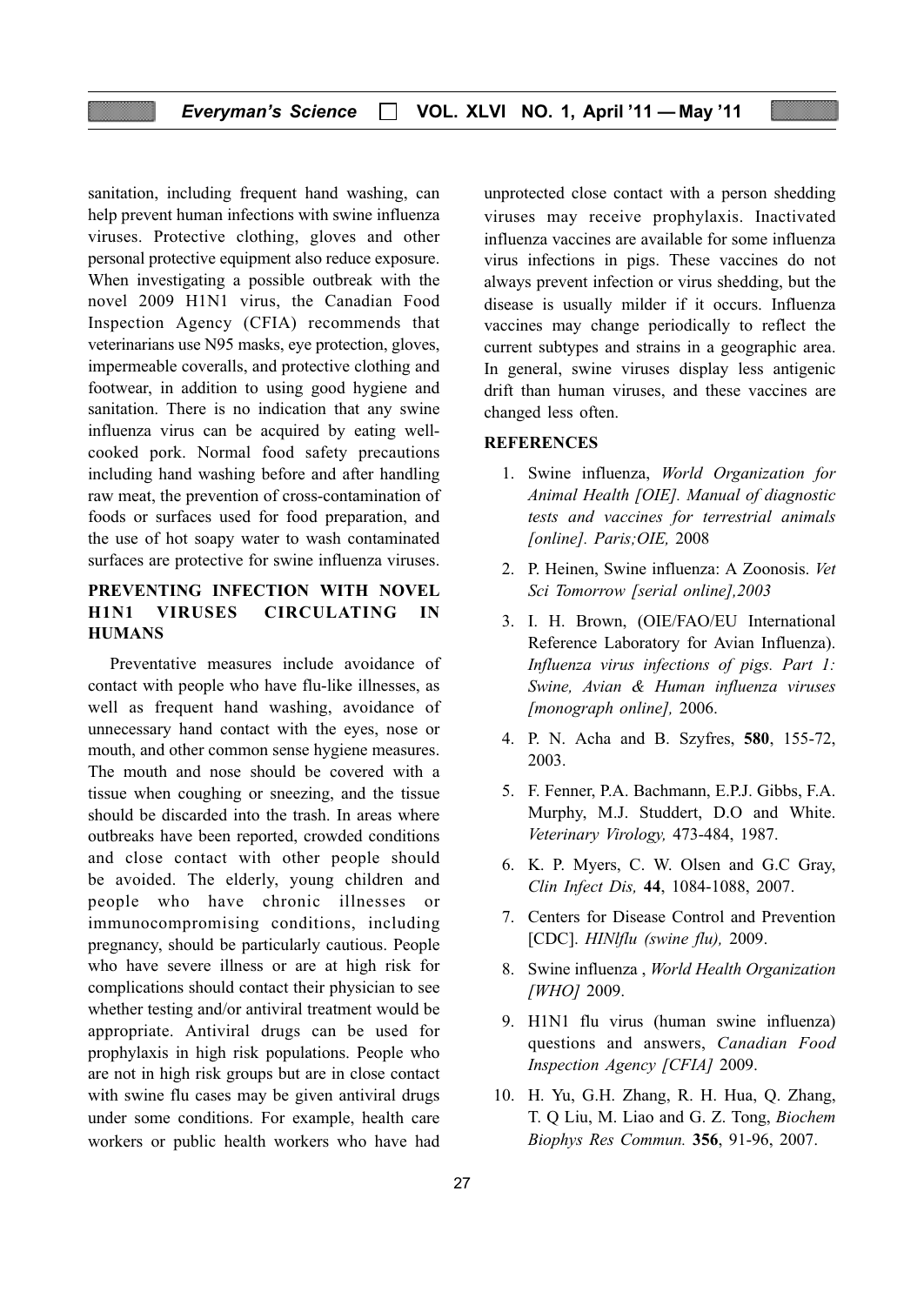sanitation, including frequent hand washing, can help prevent human infections with swine influenza viruses. Protective clothing, gloves and other personal protective equipment also reduce exposure. When investigating a possible outbreak with the novel 2009 H1N1 virus, the Canadian Food Inspection Agency (CFIA) recommends that veterinarians use N95 masks, eye protection, gloves, impermeable coveralls, and protective clothing and footwear, in addition to using good hygiene and sanitation. There is no indication that any swine influenza virus can be acquired by eating well-cooked pork. Normal food safety precautions including hand washing before and after handling raw meat, the prevention of cross-contamination of foods or surfaces used for food preparation, and the use of hot soapy water to wash contaminated surfaces are protective for swine influenza viruses.

## PREVENTING INFECTION WITH NOVEL H1N1 VIRUSES CIRCULATING IN HUMANS

Preventative measures include avoidance of contact with people who have flu-like illnesses, as well as frequent hand washing, avoidance of unnecessary hand contact with the eyes, nose or mouth, and other common sense hygiene measures. The mouth and nose should be covered with a tissue when coughing or sneezing, and the tissue should be discarded into the trash. In areas where outbreaks have been reported, crowded conditions and close contact with other people should be avoided. The elderly, young children and people who have chronic illnesses or immunocompromising conditions, including pregnancy, should be particularly cautious. People who have severe illness or are at high risk for complications should contact their physician to see whether testing and/or antiviral treatment would be appropriate. Antiviral drugs can be used for prophylaxis in high risk populations. People who are not in high risk groups but are in close contact with swine flu cases may be given antiviral drugs under some conditions. For example, health care workers or public health workers who have had unprotected close contact with a person shedding viruses may receive prophylaxis. Inactivated influenza vaccines are available for some influenza virus infections in pigs. These vaccines do not always prevent infection or virus shedding, but the disease is usually milder if it occurs. Influenza vaccines may change periodically to reflect the current subtypes and strains in a geographic area. In general, swine viruses display less antigenic drift than human viruses, and these vaccines are changed less often.

## REFERENCES

1. Swine influenza, *World Organization for Animal Health [OIE]. Manual of diagnostic tests and vaccines for terrestrial animals [online]. Paris;OIE,* 2008
2. P. Heinen, Swine influenza: A Zoonosis. *Vet Sci Tomorrow [serial online],2003*
3. I. H. Brown, (OIE/FAO/EU International Reference Laboratory for Avian Influenza). *Influenza virus infections of pigs. Part 1: Swine, Avian & Human influenza viruses [monograph online],* 2006.
4. P. N. Acha and B. Szyfres, **580**, 155-72, 2003.
5. F. Fenner, P.A. Bachmann, E.P.J. Gibbs, F.A. Murphy, M.J. Studdert, D.O and White. *Veterinary Virology,* 473-484, 1987.
6. K. P. Myers, C. W. Olsen and G.C Gray, *Clin Infect Dis,* **44**, 1084-1088, 2007.
7. Centers for Disease Control and Prevention [CDC]. *HINlflu (swine flu),* 2009.
8. Swine influenza , *World Health Organization [WHO]* 2009.
9. H1N1 flu virus (human swine influenza) questions and answers, *Canadian Food Inspection Agency [CFIA]* 2009.
10. H. Yu, G.H. Zhang, R. H. Hua, Q. Zhang, T. Q Liu, M. Liao and G. Z. Tong, *Biochem Biophys Res Commun.* **356**, 91-96, 2007.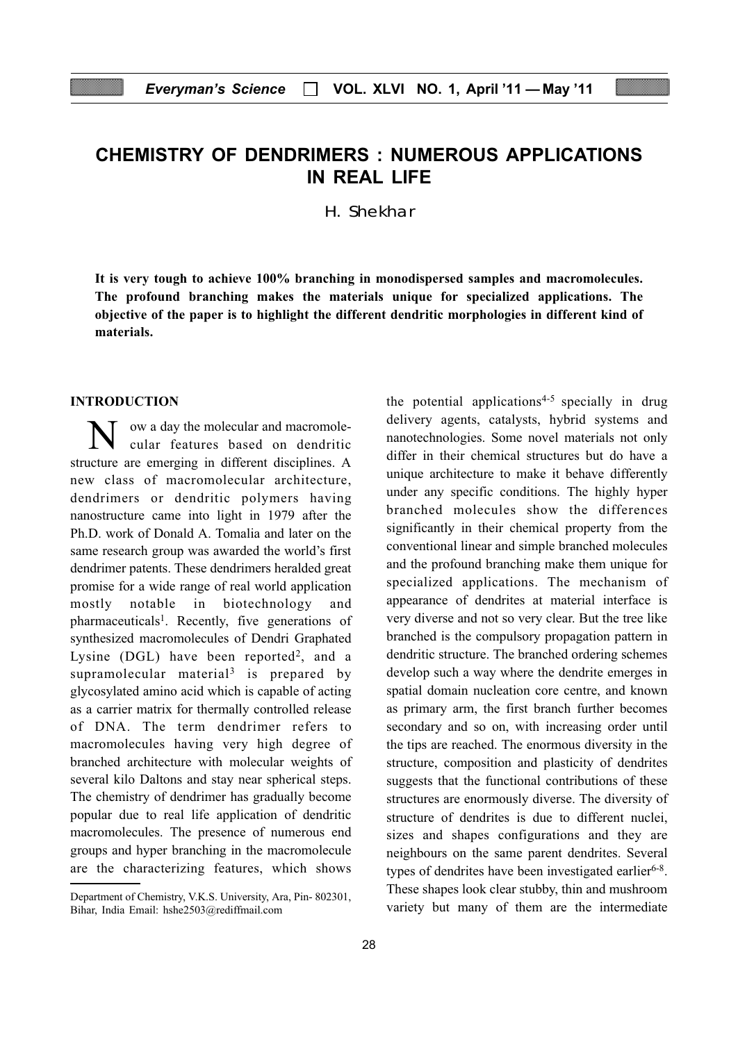# CHEMISTRY OF DENDRIMERS : NUMEROUS APPLICATIONS IN REAL LIFE

H. Shekhar

**It is very tough to achieve 100% branching in monodispersed samples and macromolecules. The profound branching makes the materials unique for specialized applications. The objective of the paper is to highlight the different dendritic morphologies in different kind of materials.**

## INTRODUCTION

Now a day the molecular and macromolecular features based on dendritic structure are emerging in different disciplines. A new class of macromolecular architecture, dendrimers or dendritic polymers having nanostructure came into light in 1979 after the Ph.D. work of Donald A. Tomalia and later on the same research group was awarded the world's first dendrimer patents. These dendrimers heralded great promise for a wide range of real world application mostly notable in biotechnology and pharmaceuticals[1]. Recently, five generations of synthesized macromolecules of Dendri Graphated Lysine (DGL) have been reported[2], and a supramolecular material[3] is prepared by glycosylated amino acid which is capable of acting as a carrier matrix for thermally controlled release of DNA. The term dendrimer refers to macromolecules having very high degree of branched architecture with molecular weights of several kilo Daltons and stay near spherical steps. The chemistry of dendrimer has gradually become popular due to real life application of dendritic macromolecules. The presence of numerous end groups and hyper branching in the macromolecule are the characterizing features, which shows the potential applications[4-5] specially in drug delivery agents, catalysts, hybrid systems and nanotechnologies. Some novel materials not only differ in their chemical structures but do have a unique architecture to make it behave differently under any specific conditions. The highly hyper branched molecules show the differences significantly in their chemical property from the conventional linear and simple branched molecules and the profound branching make them unique for specialized applications. The mechanism of appearance of dendrites at material interface is very diverse and not so very clear. But the tree like branched is the compulsory propagation pattern in dendritic structure. The branched ordering schemes develop such a way where the dendrite emerges in spatial domain nucleation core centre, and known as primary arm, the first branch further becomes secondary and so on, with increasing order until the tips are reached. The enormous diversity in the structure, composition and plasticity of dendrites suggests that the functional contributions of these structures are enormously diverse. The diversity of structure of dendrites is due to different nuclei, sizes and shapes configurations and they are neighbours on the same parent dendrites. Several types of dendrites have been investigated earlier[6-8]. These shapes look clear stubby, thin and mushroom variety but many of them are the intermediate

Department of Chemistry, V.K.S. University, Ara, Pin- 802301, Bihar, India Email: hshe2503@rediffmail.com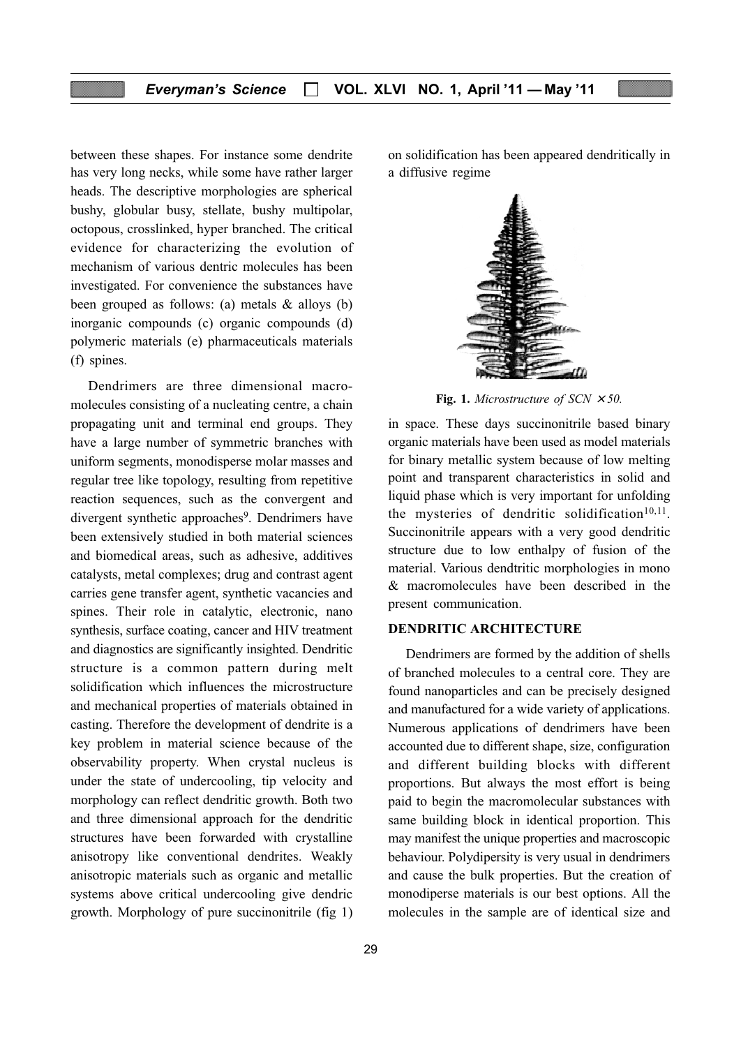between these shapes. For instance some dendrite has very long necks, while some have rather larger heads. The descriptive morphologies are spherical bushy, globular busy, stellate, bushy multipolar, octopous, crosslinked, hyper branched. The critical evidence for characterizing the evolution of mechanism of various dentric molecules has been investigated. For convenience the substances have been grouped as follows: (a) metals & alloys (b) inorganic compounds (c) organic compounds (d) polymeric materials (e) pharmaceuticals materials (f) spines.

Dendrimers are three dimensional macromolecules consisting of a nucleating centre, a chain propagating unit and terminal end groups. They have a large number of symmetric branches with uniform segments, monodisperse molar masses and regular tree like topology, resulting from repetitive reaction sequences, such as the convergent and divergent synthetic approaches[9]. Dendrimers have been extensively studied in both material sciences and biomedical areas, such as adhesive, additives catalysts, metal complexes; drug and contrast agent carries gene transfer agent, synthetic vacancies and spines. Their role in catalytic, electronic, nano synthesis, surface coating, cancer and HIV treatment and diagnostics are significantly insighted. Dendritic structure is a common pattern during melt solidification which influences the microstructure and mechanical properties of materials obtained in casting. Therefore the development of dendrite is a key problem in material science because of the observability property. When crystal nucleus is under the state of undercooling, tip velocity and morphology can reflect dendritic growth. Both two and three dimensional approach for the dendritic structures have been forwarded with crystalline anisotropy like conventional dendrites. Weakly anisotropic materials such as organic and metallic systems above critical undercooling give dendric growth. Morphology of pure succinonitrile (fig 1) on solidification has been appeared dendritically in a diffusive regime in space. These days succinonitrile based binary organic materials have been used as model materials for binary metallic system because of low melting point and transparent characteristics in solid and liquid phase which is very important for unfolding the mysteries of dendritic solidification[10,11]. Succinonitrile appears with a very good dendritic structure due to low enthalpy of fusion of the material. Various dendtritic morphologies in mono & macromolecules have been described in the present communication.

**Fig. 1.** *Microstructure of SCN × 50.*

## DENDRITIC ARCHITECTURE

Dendrimers are formed by the addition of shells of branched molecules to a central core. They are found nanoparticles and can be precisely designed and manufactured for a wide variety of applications. Numerous applications of dendrimers have been accounted due to different shape, size, configuration and different building blocks with different proportions. But always the most effort is being paid to begin the macromolecular substances with same building block in identical proportion. This may manifest the unique properties and macroscopic behaviour. Polydipersity is very usual in dendrimers and cause the bulk properties. But the creation of monodiperse materials is our best options. All the molecules in the sample are of identical size and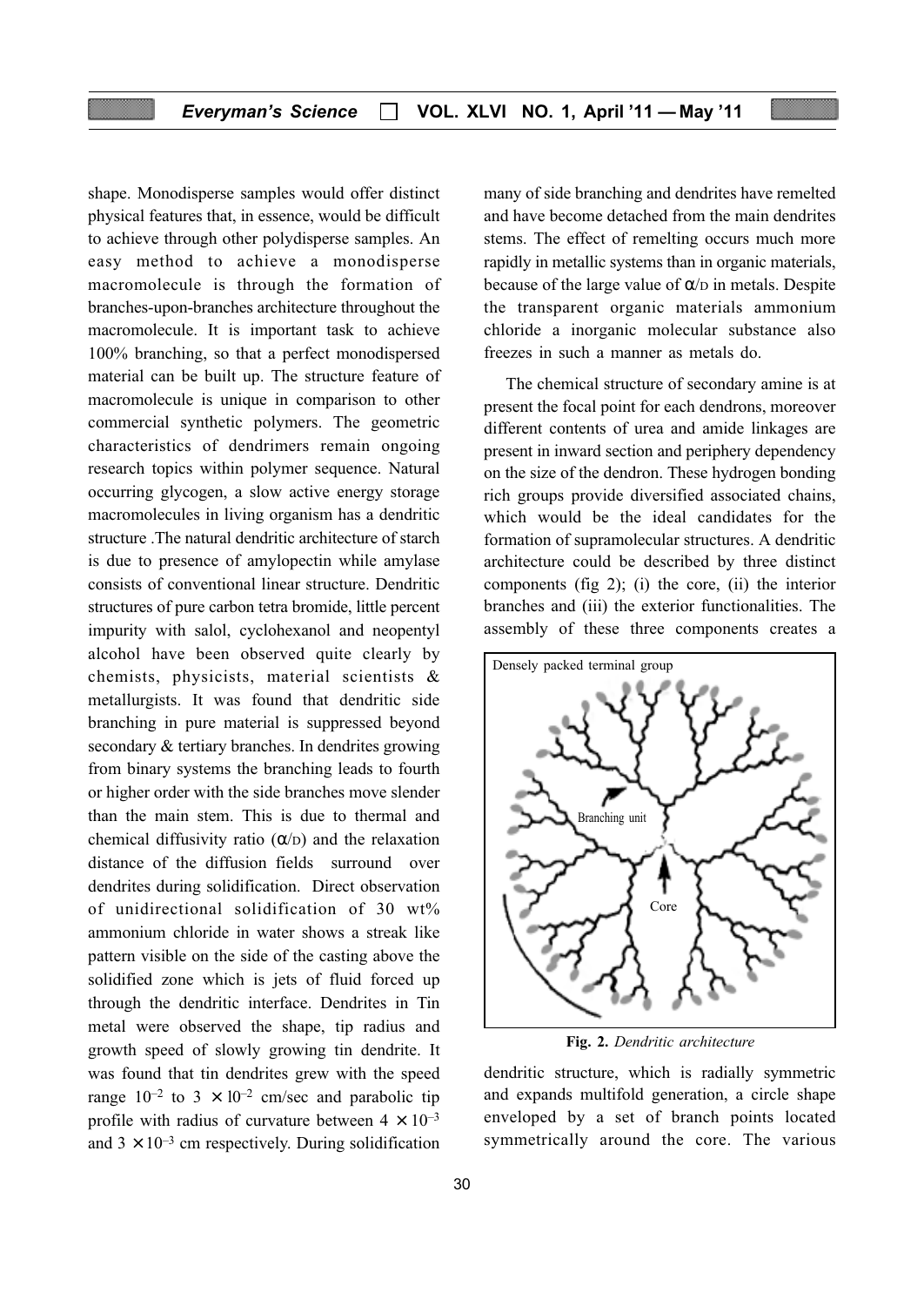shape. Monodisperse samples would offer distinct physical features that, in essence, would be difficult to achieve through other polydisperse samples. An easy method to achieve a monodisperse macromolecule is through the formation of branches-upon-branches architecture throughout the macromolecule. It is important task to achieve 100% branching, so that a perfect monodispersed material can be built up. The structure feature of macromolecule is unique in comparison to other commercial synthetic polymers. The geometric characteristics of dendrimers remain ongoing research topics within polymer sequence. Natural occurring glycogen, a slow active energy storage macromolecules in living organism has a dendritic structure .The natural dendritic architecture of starch is due to presence of amylopectin while amylase consists of conventional linear structure. Dendritic structures of pure carbon tetra bromide, little percent impurity with salol, cyclohexanol and neopentyl alcohol have been observed quite clearly by chemists, physicists, material scientists & metallurgists. It was found that dendritic side branching in pure material is suppressed beyond secondary & tertiary branches. In dendrites growing from binary systems the branching leads to fourth or higher order with the side branches move slender than the main stem. This is due to thermal and chemical diffusivity ratio ($\alpha$/D) and the relaxation distance of the diffusion fields surround over dendrites during solidification. Direct observation of unidirectional solidification of 30 wt% ammonium chloride in water shows a streak like pattern visible on the side of the casting above the solidified zone which is jets of fluid forced up through the dendritic interface. Dendrites in Tin metal were observed the shape, tip radius and growth speed of slowly growing tin dendrite. It was found that tin dendrites grew with the speed range $10^{-2}$ to $3 \times 10^{-2}$ cm/sec and parabolic tip profile with radius of curvature between $4 \times 10^{-3}$ and $3 \times 10^{-3}$ cm respectively. During solidification many of side branching and dendrites have remelted and have become detached from the main dendrites stems. The effect of remelting occurs much more rapidly in metallic systems than in organic materials, because of the large value of $\alpha$/D in metals. Despite the transparent organic materials ammonium chloride a inorganic molecular substance also freezes in such a manner as metals do.

The chemical structure of secondary amine is at present the focal point for each dendrons, moreover different contents of urea and amide linkages are present in inward section and periphery dependency on the size of the dendron. These hydrogen bonding rich groups provide diversified associated chains, which would be the ideal candidates for the formation of supramolecular structures. A dendritic architecture could be described by three distinct components (fig 2); (i) the core, (ii) the interior branches and (iii) the exterior functionalities. The assembly of these three components creates a dendritic structure, which is radially symmetric and expands multifold generation, a circle shape enveloped by a set of branch points located symmetrically around the core. The various

Densely packed terminal group

Branching unit

Core

**Fig. 2.** *Dendritic architecture*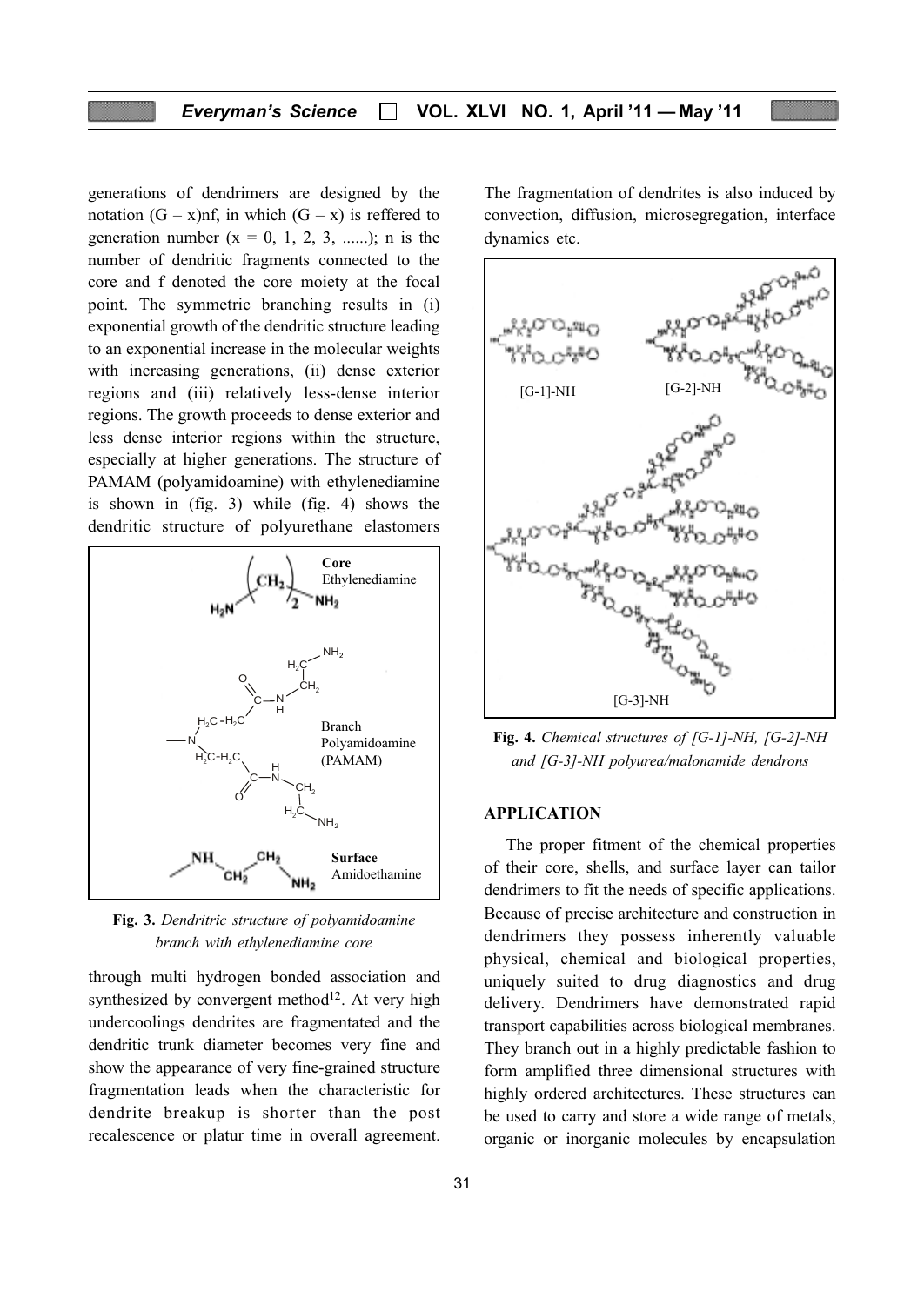generations of dendrimers are designed by the notation $(G - x)nf$, in which $(G - x)$ is reffered to generation number ($x = 0, 1, 2, 3, ......$); n is the number of dendritic fragments connected to the core and f denoted the core moiety at the focal point. The symmetric branching results in (i) exponential growth of the dendritic structure leading to an exponential increase in the molecular weights with increasing generations, (ii) dense exterior regions and (iii) relatively less-dense interior regions. The growth proceeds to dense exterior and less dense interior regions within the structure, especially at higher generations. The structure of PAMAM (polyamidoamine) with ethylenediamine is shown in (fig. 3) while (fig. 4) shows the dendritic structure of polyurethane elastomers

**Fig. 3.** *Dendritric structure of polyamidoamine branch with ethylenediamine core*

through multi hydrogen bonded association and synthesized by convergent method[12]. At very high undercoolings dendrites are fragmentated and the dendritic trunk diameter becomes very fine and show the appearance of very fine-grained structure fragmentation leads when the characteristic for dendrite breakup is shorter than the post recalescence or platur time in overall agreement. The fragmentation of dendrites is also induced by convection, diffusion, microsegregation, interface dynamics etc.

**Fig. 4.** *Chemical structures of [G-1]-NH, [G-2]-NH and [G-3]-NH polyurea/malonamide dendrons*

## APPLICATION

The proper fitment of the chemical properties of their core, shells, and surface layer can tailor dendrimers to fit the needs of specific applications. Because of precise architecture and construction in dendrimers they possess inherently valuable physical, chemical and biological properties, uniquely suited to drug diagnostics and drug delivery. Dendrimers have demonstrated rapid transport capabilities across biological membranes. They branch out in a highly predictable fashion to form amplified three dimensional structures with highly ordered architectures. These structures can be used to carry and store a wide range of metals, organic or inorganic molecules by encapsulation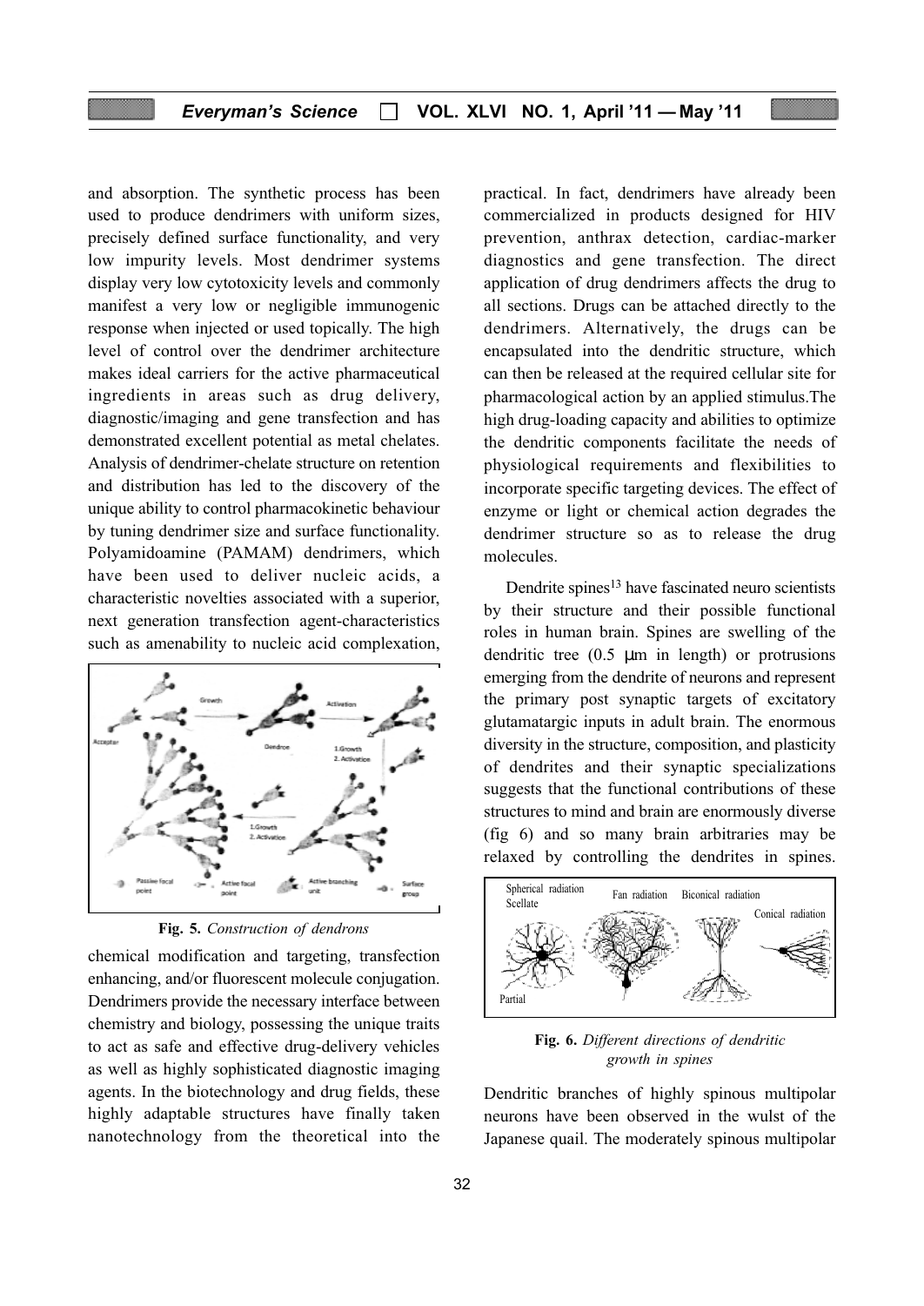and absorption. The synthetic process has been used to produce dendrimers with uniform sizes, precisely defined surface functionality, and very low impurity levels. Most dendrimer systems display very low cytotoxicity levels and commonly manifest a very low or negligible immunogenic response when injected or used topically. The high level of control over the dendrimer architecture makes ideal carriers for the active pharmaceutical ingredients in areas such as drug delivery, diagnostic/imaging and gene transfection and has demonstrated excellent potential as metal chelates. Analysis of dendrimer-chelate structure on retention and distribution has led to the discovery of the unique ability to control pharmacokinetic behaviour by tuning dendrimer size and surface functionality. Polyamidoamine (PAMAM) dendrimers, which have been used to deliver nucleic acids, a characteristic novelties associated with a superior, next generation transfection agent-characteristics such as amenability to nucleic acid complexation, chemical modification and targeting, transfection enhancing, and/or fluorescent molecule conjugation. Dendrimers provide the necessary interface between chemistry and biology, possessing the unique traits to act as safe and effective drug-delivery vehicles as well as highly sophisticated diagnostic imaging agents. In the biotechnology and drug fields, these highly adaptable structures have finally taken nanotechnology from the theoretical into the practical. In fact, dendrimers have already been commercialized in products designed for HIV prevention, anthrax detection, cardiac-marker diagnostics and gene transfection. The direct application of drug dendrimers affects the drug to all sections. Drugs can be attached directly to the dendrimers. Alternatively, the drugs can be encapsulated into the dendritic structure, which can then be released at the required cellular site for pharmacological action by an applied stimulus.The high drug-loading capacity and abilities to optimize the dendritic components facilitate the needs of physiological requirements and flexibilities to incorporate specific targeting devices. The effect of enzyme or light or chemical action degrades the dendrimer structure so as to release the drug molecules.

**Fig. 5.** *Construction of dendrons*

Dendrite spines[13] have fascinated neuro scientists by their structure and their possible functional roles in human brain. Spines are swelling of the dendritic tree (0.5 μm in length) or protrusions emerging from the dendrite of neurons and represent the primary post synaptic targets of excitatory glutamatargic inputs in adult brain. The enormous diversity in the structure, composition, and plasticity of dendrites and their synaptic specializations suggests that the functional contributions of these structures to mind and brain are enormously diverse (fig 6) and so many brain arbitraries may be relaxed by controlling the dendrites in spines.

**Fig. 6.** *Different directions of dendritic growth in spines*

Dendritic branches of highly spinous multipolar neurons have been observed in the wulst of the Japanese quail. The moderately spinous multipolar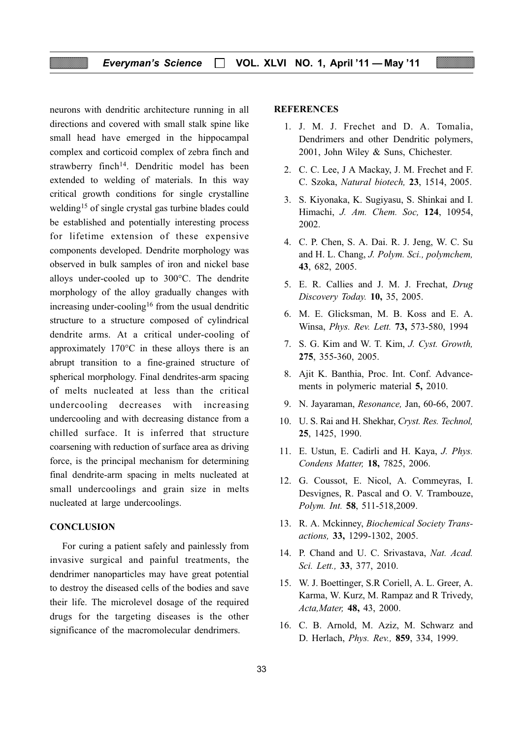neurons with dendritic architecture running in all directions and covered with small stalk spine like small head have emerged in the hippocampal complex and corticoid complex of zebra finch and strawberry finch[14]. Dendritic model has been extended to welding of materials. In this way critical growth conditions for single crystalline welding[15] of single crystal gas turbine blades could be established and potentially interesting process for lifetime extension of these expensive components developed. Dendrite morphology was observed in bulk samples of iron and nickel base alloys under-cooled up to 300°C. The dendrite morphology of the alloy gradually changes with increasing under-cooling[16] from the usual dendritic structure to a structure composed of cylindrical dendrite arms. At a critical under-cooling of approximately 170°C in these alloys there is an abrupt transition to a fine-grained structure of spherical morphology. Final dendrites-arm spacing of melts nucleated at less than the critical undercooling decreases with increasing undercooling and with decreasing distance from a chilled surface. It is inferred that structure coarsening with reduction of surface area as driving force, is the principal mechanism for determining final dendrite-arm spacing in melts nucleated at small undercoolings and grain size in melts nucleated at large undercoolings.

## CONCLUSION

For curing a patient safely and painlessly from invasive surgical and painful treatments, the dendrimer nanoparticles may have great potential to destroy the diseased cells of the bodies and save their life. The microlevel dosage of the required drugs for the targeting diseases is the other significance of the macromolecular dendrimers.

## REFERENCES

1. J. M. J. Frechet and D. A. Tomalia, Dendrimers and other Dendritic polymers, 2001, John Wiley & Suns, Chichester.
2. C. C. Lee, J A Mackay, J. M. Frechet and F. C. Szoka, *Natural biotech,* **23**, 1514, 2005.
3. S. Kiyonaka, K. Sugiyasu, S. Shinkai and I. Himachi, *J. Am. Chem. Soc,* **124**, 10954, 2002.
4. C. P. Chen, S. A. Dai. R. J. Jeng, W. C. Su and H. L. Chang, *J. Polym. Sci., polymchem,* **43**, 682, 2005.
5. E. R. Callies and J. M. J. Frechat, *Drug Discovery Today.* **10,** 35, 2005.
6. M. E. Glicksman, M. B. Koss and E. A. Winsa, *Phys. Rev. Lett.* **73,** 573-580, 1994
7. S. G. Kim and W. T. Kim, *J. Cyst. Growth,* **275**, 355-360, 2005.
8. Ajit K. Banthia, Proc. Int. Conf. Advancements in polymeric material **5,** 2010.
9. N. Jayaraman, *Resonance,* Jan, 60-66, 2007.
10. U. S. Rai and H. Shekhar, *Cryst. Res. Technol,* **25**, 1425, 1990.
11. E. Ustun, E. Cadirli and H. Kaya, *J. Phys. Condens Matter,* **18,** 7825, 2006.
12. G. Coussot, E. Nicol, A. Commeyras, I. Desvignes, R. Pascal and O. V. Trambouze, *Polym. Int.* **58**, 511-518,2009.
13. R. A. Mckinney, *Biochemical Society Transactions,* **33,** 1299-1302, 2005.
14. P. Chand and U. C. Srivastava, *Nat. Acad. Sci. Lett.,* **33**, 377, 2010.
15. W. J. Boettinger, S.R Coriell, A. L. Greer, A. Karma, W. Kurz, M. Rampaz and R Trivedy, *Acta,Mater,* **48,** 43, 2000.
16. C. B. Arnold, M. Aziz, M. Schwarz and D. Herlach, *Phys. Rev.,* **859**, 334, 1999.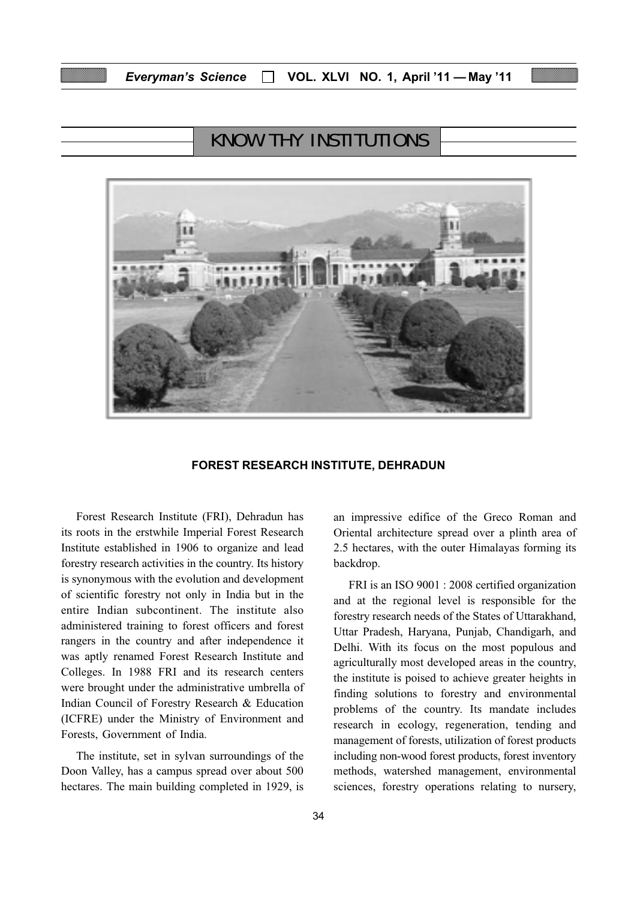## KNOW THY INSTITUTIONS

### FOREST RESEARCH INSTITUTE, DEHRADUN

Forest Research Institute (FRI), Dehradun has its roots in the erstwhile Imperial Forest Research Institute established in 1906 to organize and lead forestry research activities in the country. Its history is synonymous with the evolution and development of scientific forestry not only in India but in the entire Indian subcontinent. The institute also administered training to forest officers and forest rangers in the country and after independence it was aptly renamed Forest Research Institute and Colleges. In 1988 FRI and its research centers were brought under the administrative umbrella of Indian Council of Forestry Research & Education (ICFRE) under the Ministry of Environment and Forests, Government of India.

The institute, set in sylvan surroundings of the Doon Valley, has a campus spread over about 500 hectares. The main building completed in 1929, is an impressive edifice of the Greco Roman and Oriental architecture spread over a plinth area of 2.5 hectares, with the outer Himalayas forming its backdrop.

FRI is an ISO 9001 : 2008 certified organization and at the regional level is responsible for the forestry research needs of the States of Uttarakhand, Uttar Pradesh, Haryana, Punjab, Chandigarh, and Delhi. With its focus on the most populous and agriculturally most developed areas in the country, the institute is poised to achieve greater heights in finding solutions to forestry and environmental problems of the country. Its mandate includes research in ecology, regeneration, tending and management of forests, utilization of forest products including non-wood forest products, forest inventory methods, watershed management, environmental sciences, forestry operations relating to nursery,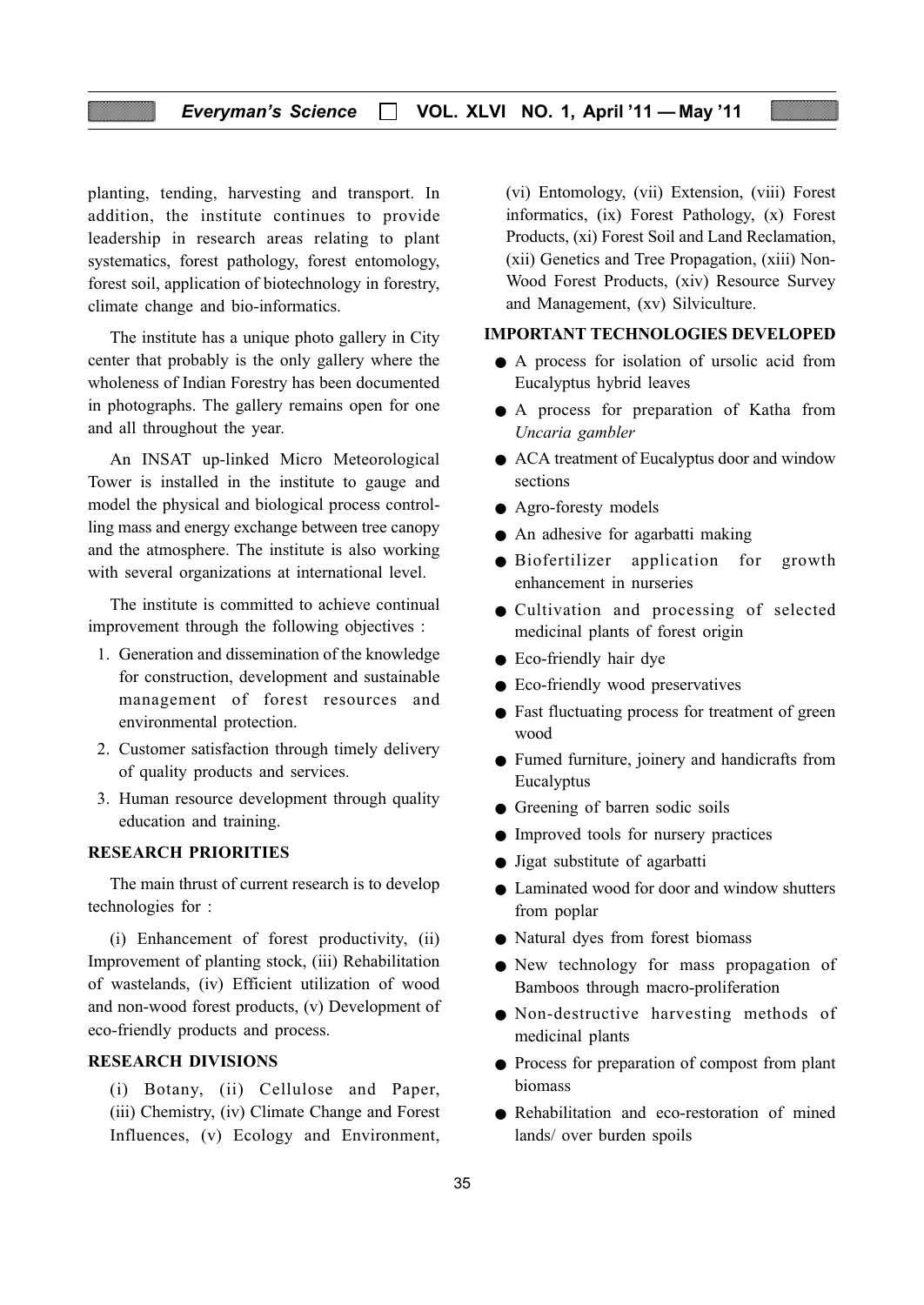planting, tending, harvesting and transport. In addition, the institute continues to provide leadership in research areas relating to plant systematics, forest pathology, forest entomology, forest soil, application of biotechnology in forestry, climate change and bio-informatics.

The institute has a unique photo gallery in City center that probably is the only gallery where the wholeness of Indian Forestry has been documented in photographs. The gallery remains open for one and all throughout the year.

An INSAT up-linked Micro Meteorological Tower is installed in the institute to gauge and model the physical and biological process controlling mass and energy exchange between tree canopy and the atmosphere. The institute is also working with several organizations at international level.

The institute is committed to achieve continual improvement through the following objectives :

1. Generation and dissemination of the knowledge for construction, development and sustainable management of forest resources and environmental protection.
2. Customer satisfaction through timely delivery of quality products and services.
3. Human resource development through quality education and training.

## RESEARCH PRIORITIES

The main thrust of current research is to develop technologies for :

(i) Enhancement of forest productivity, (ii) Improvement of planting stock, (iii) Rehabilitation of wastelands, (iv) Efficient utilization of wood and non-wood forest products, (v) Development of eco-friendly products and process.

## RESEARCH DIVISIONS

(i) Botany, (ii) Cellulose and Paper, (iii) Chemistry, (iv) Climate Change and Forest Influences, (v) Ecology and Environment, (vi) Entomology, (vii) Extension, (viii) Forest informatics, (ix) Forest Pathology, (x) Forest Products, (xi) Forest Soil and Land Reclamation, (xii) Genetics and Tree Propagation, (xiii) Non-Wood Forest Products, (xiv) Resource Survey and Management, (xv) Silviculture.

## IMPORTANT TECHNOLOGIES DEVELOPED

- A process for isolation of ursolic acid from Eucalyptus hybrid leaves
- A process for preparation of Katha from *Uncaria gambler*
- ACA treatment of Eucalyptus door and window sections
- Agro-foresty models
- An adhesive for agarbatti making
- Biofertilizer application for growth enhancement in nurseries
- Cultivation and processing of selected medicinal plants of forest origin
- Eco-friendly hair dye
- Eco-friendly wood preservatives
- Fast fluctuating process for treatment of green wood
- Fumed furniture, joinery and handicrafts from Eucalyptus
- Greening of barren sodic soils
- Improved tools for nursery practices
- Jigat substitute of agarbatti
- Laminated wood for door and window shutters from poplar
- Natural dyes from forest biomass
- New technology for mass propagation of Bamboos through macro-proliferation
- Non-destructive harvesting methods of medicinal plants
- Process for preparation of compost from plant biomass
- Rehabilitation and eco-restoration of mined lands/ over burden spoils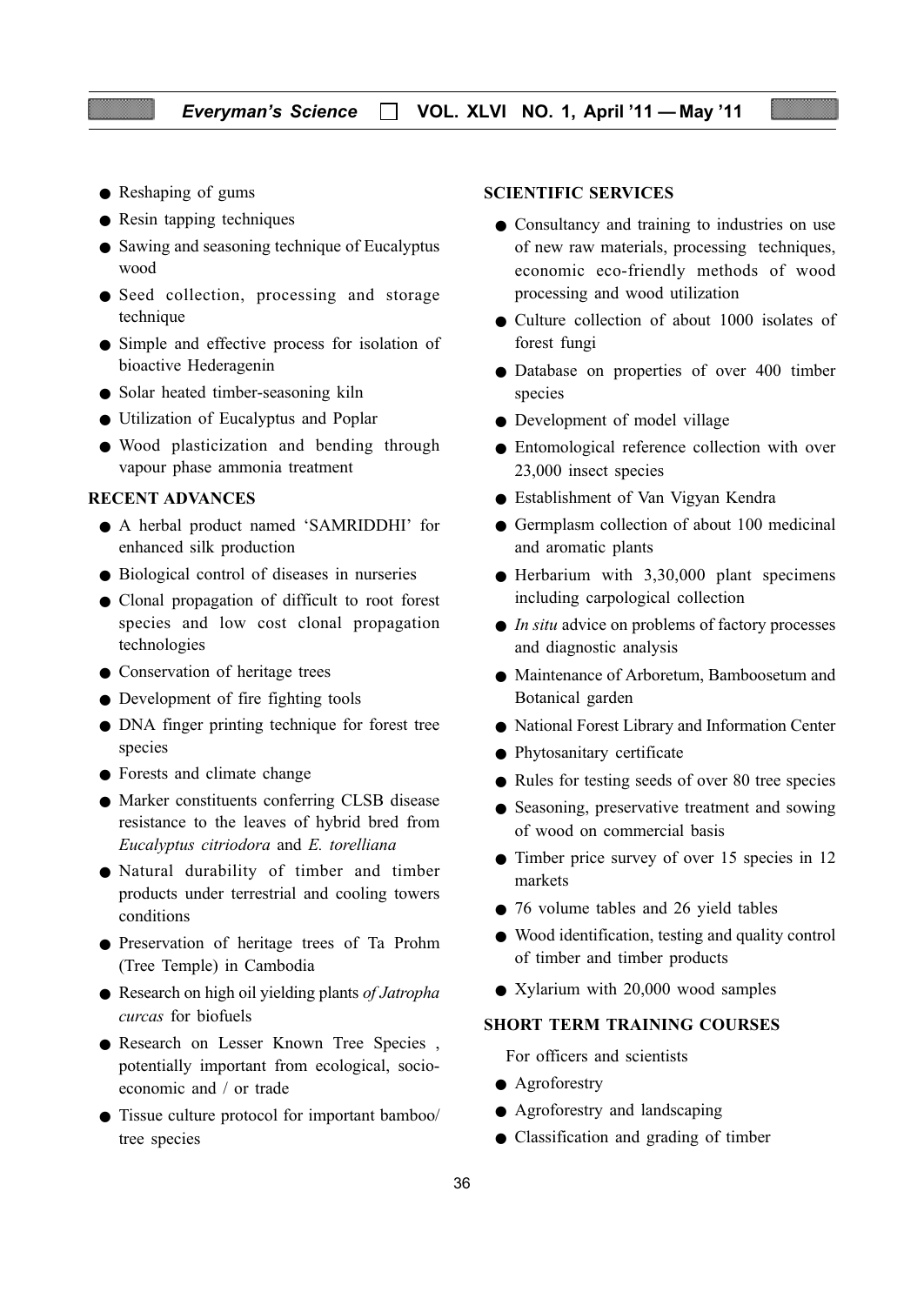- Reshaping of gums
- Resin tapping techniques
- Sawing and seasoning technique of Eucalyptus wood
- Seed collection, processing and storage technique
- Simple and effective process for isolation of bioactive Hederagenin
- Solar heated timber-seasoning kiln
- Utilization of Eucalyptus and Poplar
- Wood plasticization and bending through vapour phase ammonia treatment

## RECENT ADVANCES

- A herbal product named 'SAMRIDDHI' for enhanced silk production
- Biological control of diseases in nurseries
- Clonal propagation of difficult to root forest species and low cost clonal propagation technologies
- Conservation of heritage trees
- Development of fire fighting tools
- DNA finger printing technique for forest tree species
- Forests and climate change
- Marker constituents conferring CLSB disease resistance to the leaves of hybrid bred from *Eucalyptus citriodora* and *E. torelliana*
- Natural durability of timber and timber products under terrestrial and cooling towers conditions
- Preservation of heritage trees of Ta Prohm (Tree Temple) in Cambodia
- Research on high oil yielding plants *of Jatropha curcas* for biofuels
- Research on Lesser Known Tree Species , potentially important from ecological, socio-economic and / or trade
- Tissue culture protocol for important bamboo/ tree species

## SCIENTIFIC SERVICES

- Consultancy and training to industries on use of new raw materials, processing techniques, economic eco-friendly methods of wood processing and wood utilization
- Culture collection of about 1000 isolates of forest fungi
- Database on properties of over 400 timber species
- Development of model village
- Entomological reference collection with over 23,000 insect species
- Establishment of Van Vigyan Kendra
- Germplasm collection of about 100 medicinal and aromatic plants
- Herbarium with 3,30,000 plant specimens including carpological collection
- *In situ* advice on problems of factory processes and diagnostic analysis
- Maintenance of Arboretum, Bamboosetum and Botanical garden
- National Forest Library and Information Center
- Phytosanitary certificate
- Rules for testing seeds of over 80 tree species
- Seasoning, preservative treatment and sowing of wood on commercial basis
- Timber price survey of over 15 species in 12 markets
- 76 volume tables and 26 yield tables
- Wood identification, testing and quality control of timber and timber products
- Xylarium with 20,000 wood samples

## SHORT TERM TRAINING COURSES

For officers and scientists

- Agroforestry
- Agroforestry and landscaping
- Classification and grading of timber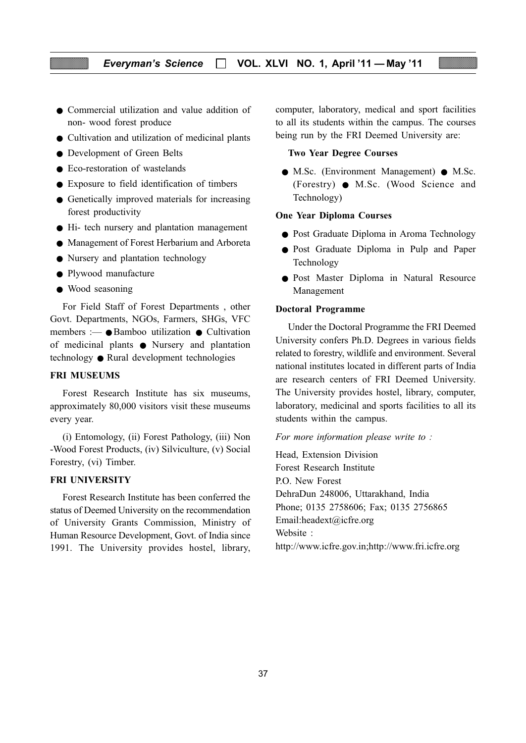- Commercial utilization and value addition of non- wood forest produce
- Cultivation and utilization of medicinal plants
- Development of Green Belts
- Eco-restoration of wastelands
- Exposure to field identification of timbers
- Genetically improved materials for increasing forest productivity
- Hi- tech nursery and plantation management
- Management of Forest Herbarium and Arboreta
- Nursery and plantation technology
- Plywood manufacture
- Wood seasoning

For Field Staff of Forest Departments , other Govt. Departments, NGOs, Farmers, SHGs, VFC members :— ● Bamboo utilization ● Cultivation of medicinal plants ● Nursery and plantation technology ● Rural development technologies

**FRI MUSEUMS**

Forest Research Institute has six museums, approximately 80,000 visitors visit these museums every year.

(i) Entomology, (ii) Forest Pathology, (iii) Non -Wood Forest Products, (iv) Silviculture, (v) Social Forestry, (vi) Timber.

**FRI UNIVERSITY**

Forest Research Institute has been conferred the status of Deemed University on the recommendation of University Grants Commission, Ministry of Human Resource Development, Govt. of India since 1991. The University provides hostel, library, computer, laboratory, medical and sport facilities to all its students within the campus. The courses being run by the FRI Deemed University are:

**Two Year Degree Courses**

- M.Sc. (Environment Management) ● M.Sc. (Forestry) ● M.Sc. (Wood Science and Technology)

**One Year Diploma Courses**

- Post Graduate Diploma in Aroma Technology
- Post Graduate Diploma in Pulp and Paper Technology
- Post Master Diploma in Natural Resource Management

**Doctoral Programme**

Under the Doctoral Programme the FRI Deemed University confers Ph.D. Degrees in various fields related to forestry, wildlife and environment. Several national institutes located in different parts of India are research centers of FRI Deemed University. The University provides hostel, library, computer, laboratory, medicinal and sports facilities to all its students within the campus.

*For more information please write to :*

Head, Extension Division
Forest Research Institute
P.O. New Forest
DehraDun 248006, Uttarakhand, India
Phone; 0135 2758606; Fax; 0135 2756865
Email:headext@icfre.org
Website :
http://www.icfre.gov.in;http://www.fri.icfre.org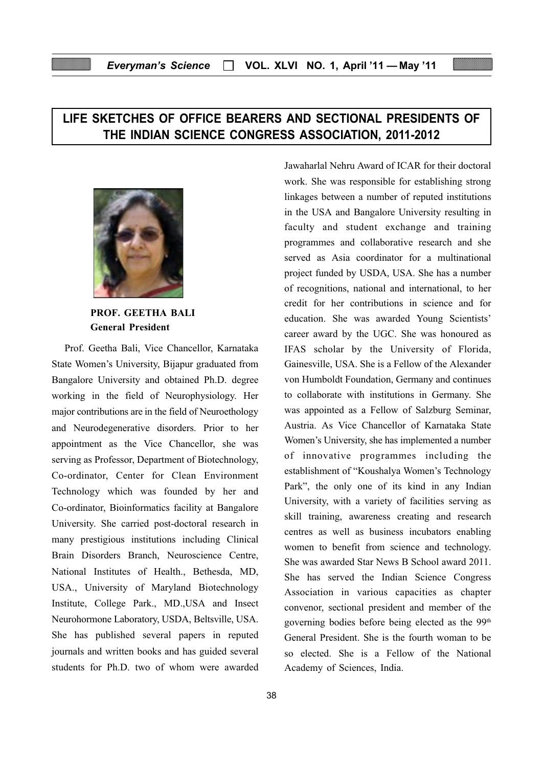# LIFE SKETCHES OF OFFICE BEARERS AND SECTIONAL PRESIDENTS OF THE INDIAN SCIENCE CONGRESS ASSOCIATION, 2011-2012

**PROF. GEETHA BALI**
**General President**

Prof. Geetha Bali, Vice Chancellor, Karnataka State Women's University, Bijapur graduated from Bangalore University and obtained Ph.D. degree working in the field of Neurophysiology. Her major contributions are in the field of Neuroethology and Neurodegenerative disorders. Prior to her appointment as the Vice Chancellor, she was serving as Professor, Department of Biotechnology, Co-ordinator, Center for Clean Environment Technology which was founded by her and Co-ordinator, Bioinformatics facility at Bangalore University. She carried post-doctoral research in many prestigious institutions including Clinical Brain Disorders Branch, Neuroscience Centre, National Institutes of Health., Bethesda, MD, USA., University of Maryland Biotechnology Institute, College Park., MD.,USA and Insect Neurohormone Laboratory, USDA, Beltsville, USA. She has published several papers in reputed journals and written books and has guided several students for Ph.D. two of whom were awarded Jawaharlal Nehru Award of ICAR for their doctoral work. She was responsible for establishing strong linkages between a number of reputed institutions in the USA and Bangalore University resulting in faculty and student exchange and training programmes and collaborative research and she served as Asia coordinator for a multinational project funded by USDA, USA. She has a number of recognitions, national and international, to her credit for her contributions in science and for education. She was awarded Young Scientists' career award by the UGC. She was honoured as IFAS scholar by the University of Florida, Gainesville, USA. She is a Fellow of the Alexander von Humboldt Foundation, Germany and continues to collaborate with institutions in Germany. She was appointed as a Fellow of Salzburg Seminar, Austria. As Vice Chancellor of Karnataka State Women's University, she has implemented a number of innovative programmes including the establishment of "Koushalya Women's Technology Park", the only one of its kind in any Indian University, with a variety of facilities serving as skill training, awareness creating and research centres as well as business incubators enabling women to benefit from science and technology. She was awarded Star News B School award 2011. She has served the Indian Science Congress Association in various capacities as chapter convenor, sectional president and member of the governing bodies before being elected as the 99th General President. She is the fourth woman to be so elected. She is a Fellow of the National Academy of Sciences, India.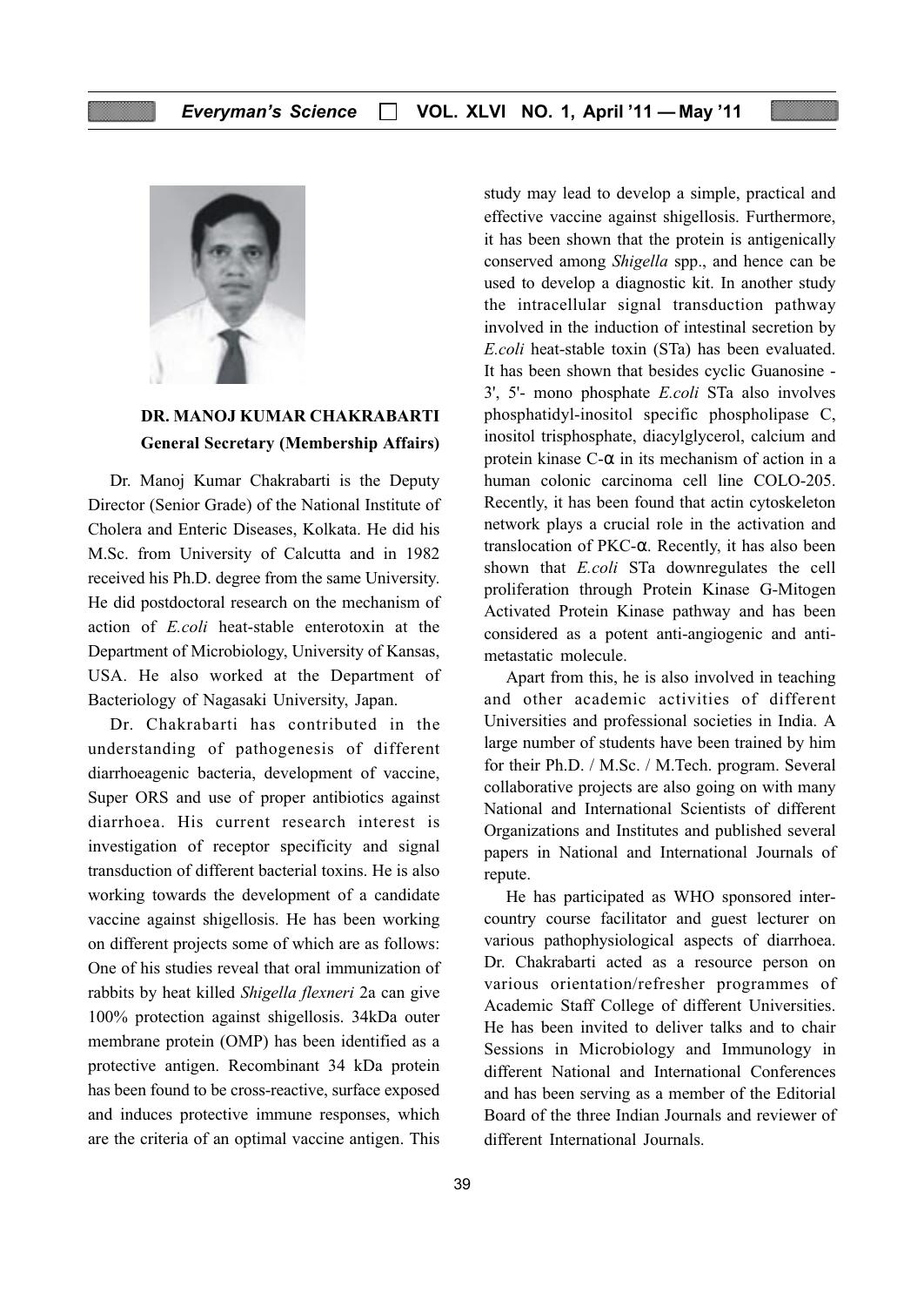**DR. MANOJ KUMAR CHAKRABARTI**
**General Secretary (Membership Affairs)**

Dr. Manoj Kumar Chakrabarti is the Deputy Director (Senior Grade) of the National Institute of Cholera and Enteric Diseases, Kolkata. He did his M.Sc. from University of Calcutta and in 1982 received his Ph.D. degree from the same University. He did postdoctoral research on the mechanism of action of *E.coli* heat-stable enterotoxin at the Department of Microbiology, University of Kansas, USA. He also worked at the Department of Bacteriology of Nagasaki University, Japan.

Dr. Chakrabarti has contributed in the understanding of pathogenesis of different diarrhoeagenic bacteria, development of vaccine, Super ORS and use of proper antibiotics against diarrhoea. His current research interest is investigation of receptor specificity and signal transduction of different bacterial toxins. He is also working towards the development of a candidate vaccine against shigellosis. He has been working on different projects some of which are as follows: One of his studies reveal that oral immunization of rabbits by heat killed *Shigella flexneri* 2a can give 100% protection against shigellosis. 34kDa outer membrane protein (OMP) has been identified as a protective antigen. Recombinant 34 kDa protein has been found to be cross-reactive, surface exposed and induces protective immune responses, which are the criteria of an optimal vaccine antigen. This study may lead to develop a simple, practical and effective vaccine against shigellosis. Furthermore, it has been shown that the protein is antigenically conserved among *Shigella* spp., and hence can be used to develop a diagnostic kit. In another study the intracellular signal transduction pathway involved in the induction of intestinal secretion by *E.coli* heat-stable toxin (STa) has been evaluated. It has been shown that besides cyclic Guanosine - 3', 5'- mono phosphate *E.coli* STa also involves phosphatidyl-inositol specific phospholipase C, inositol trisphosphate, diacylglycerol, calcium and protein kinase C-$\alpha$ in its mechanism of action in a human colonic carcinoma cell line COLO-205. Recently, it has been found that actin cytoskeleton network plays a crucial role in the activation and translocation of PKC-$\alpha$. Recently, it has also been shown that *E.coli* STa downregulates the cell proliferation through Protein Kinase G-Mitogen Activated Protein Kinase pathway and has been considered as a potent anti-angiogenic and anti-metastatic molecule.

Apart from this, he is also involved in teaching and other academic activities of different Universities and professional societies in India. A large number of students have been trained by him for their Ph.D. / M.Sc. / M.Tech. program. Several collaborative projects are also going on with many National and International Scientists of different Organizations and Institutes and published several papers in National and International Journals of repute.

He has participated as WHO sponsored inter-country course facilitator and guest lecturer on various pathophysiological aspects of diarrhoea. Dr. Chakrabarti acted as a resource person on various orientation/refresher programmes of Academic Staff College of different Universities. He has been invited to deliver talks and to chair Sessions in Microbiology and Immunology in different National and International Conferences and has been serving as a member of the Editorial Board of the three Indian Journals and reviewer of different International Journals.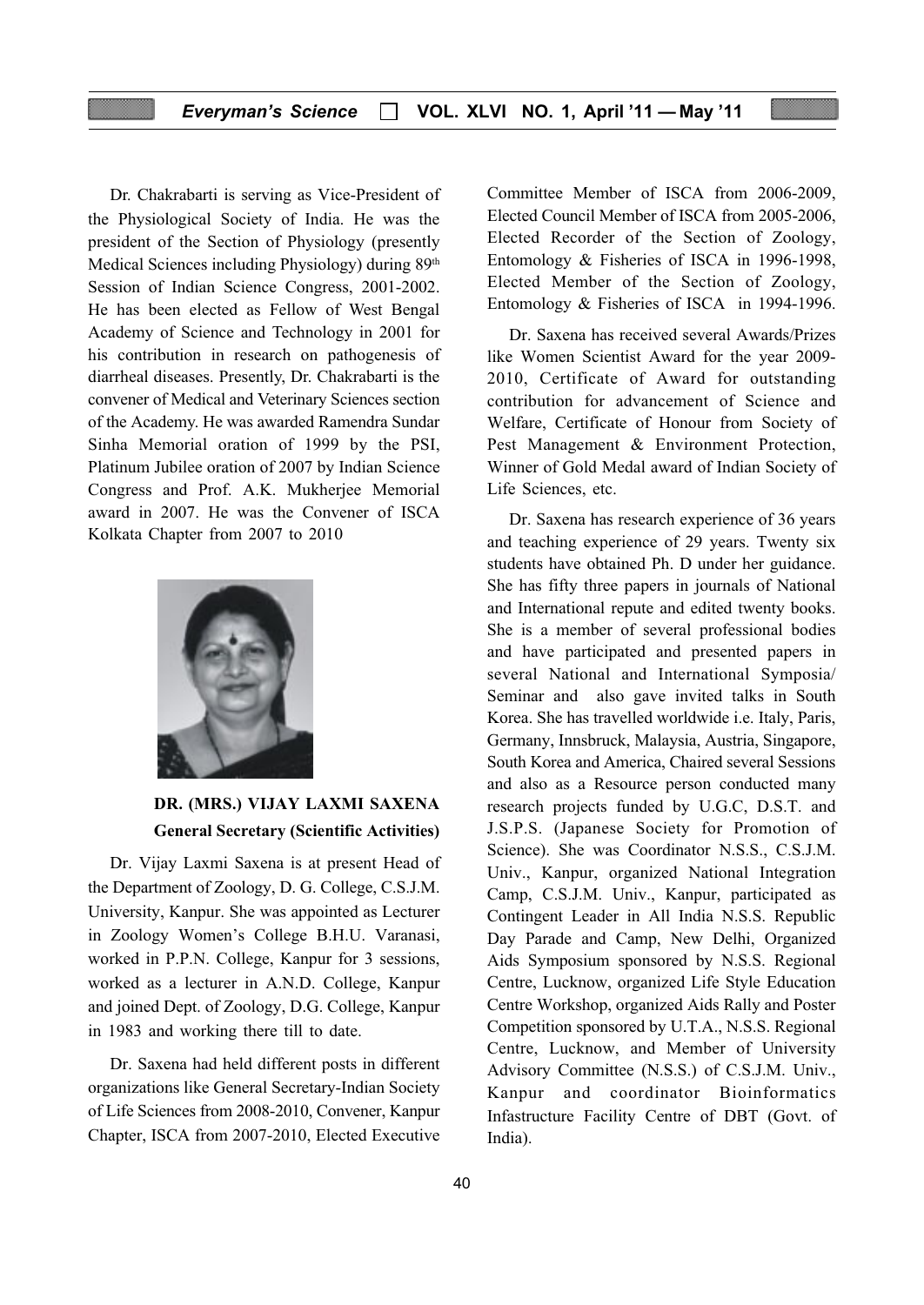Dr. Chakrabarti is serving as Vice-President of the Physiological Society of India. He was the president of the Section of Physiology (presently Medical Sciences including Physiology) during 89th Session of Indian Science Congress, 2001-2002. He has been elected as Fellow of West Bengal Academy of Science and Technology in 2001 for his contribution in research on pathogenesis of diarrheal diseases. Presently, Dr. Chakrabarti is the convener of Medical and Veterinary Sciences section of the Academy. He was awarded Ramendra Sundar Sinha Memorial oration of 1999 by the PSI, Platinum Jubilee oration of 2007 by Indian Science Congress and Prof. A.K. Mukherjee Memorial award in 2007. He was the Convener of ISCA Kolkata Chapter from 2007 to 2010

**DR. (MRS.) VIJAY LAXMI SAXENA**
**General Secretary (Scientific Activities)**

Dr. Vijay Laxmi Saxena is at present Head of the Department of Zoology, D. G. College, C.S.J.M. University, Kanpur. She was appointed as Lecturer in Zoology Women's College B.H.U. Varanasi, worked in P.P.N. College, Kanpur for 3 sessions, worked as a lecturer in A.N.D. College, Kanpur and joined Dept. of Zoology, D.G. College, Kanpur in 1983 and working there till to date.

Dr. Saxena had held different posts in different organizations like General Secretary-Indian Society of Life Sciences from 2008-2010, Convener, Kanpur Chapter, ISCA from 2007-2010, Elected Executive Committee Member of ISCA from 2006-2009, Elected Council Member of ISCA from 2005-2006, Elected Recorder of the Section of Zoology, Entomology & Fisheries of ISCA in 1996-1998, Elected Member of the Section of Zoology, Entomology & Fisheries of ISCA in 1994-1996.

Dr. Saxena has received several Awards/Prizes like Women Scientist Award for the year 2009-2010, Certificate of Award for outstanding contribution for advancement of Science and Welfare, Certificate of Honour from Society of Pest Management & Environment Protection, Winner of Gold Medal award of Indian Society of Life Sciences, etc.

Dr. Saxena has research experience of 36 years and teaching experience of 29 years. Twenty six students have obtained Ph. D under her guidance. She has fifty three papers in journals of National and International repute and edited twenty books. She is a member of several professional bodies and have participated and presented papers in several National and International Symposia/ Seminar and also gave invited talks in South Korea. She has travelled worldwide i.e. Italy, Paris, Germany, Innsbruck, Malaysia, Austria, Singapore, South Korea and America, Chaired several Sessions and also as a Resource person conducted many research projects funded by U.G.C, D.S.T. and J.S.P.S. (Japanese Society for Promotion of Science). She was Coordinator N.S.S., C.S.J.M. Univ., Kanpur, organized National Integration Camp, C.S.J.M. Univ., Kanpur, participated as Contingent Leader in All India N.S.S. Republic Day Parade and Camp, New Delhi, Organized Aids Symposium sponsored by N.S.S. Regional Centre, Lucknow, organized Life Style Education Centre Workshop, organized Aids Rally and Poster Competition sponsored by U.T.A., N.S.S. Regional Centre, Lucknow, and Member of University Advisory Committee (N.S.S.) of C.S.J.M. Univ., Kanpur and coordinator Bioinformatics Infastructure Facility Centre of DBT (Govt. of India).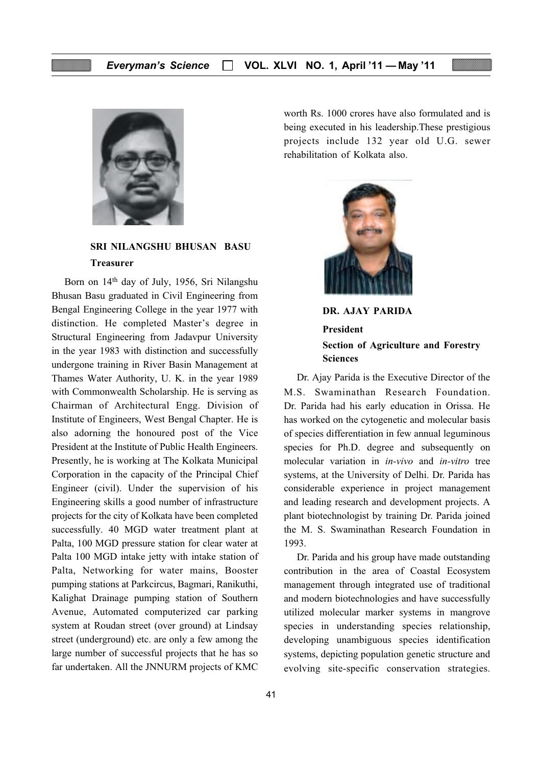**SRI NILANGSHU BHUSAN BASU**

**Treasurer**

Born on 14th day of July, 1956, Sri Nilangshu Bhusan Basu graduated in Civil Engineering from Bengal Engineering College in the year 1977 with distinction. He completed Master's degree in Structural Engineering from Jadavpur University in the year 1983 with distinction and successfully undergone training in River Basin Management at Thames Water Authority, U. K. in the year 1989 with Commonwealth Scholarship. He is serving as Chairman of Architectural Engg. Division of Institute of Engineers, West Bengal Chapter. He is also adorning the honoured post of the Vice President at the Institute of Public Health Engineers. Presently, he is working at The Kolkata Municipal Corporation in the capacity of the Principal Chief Engineer (civil). Under the supervision of his Engineering skills a good number of infrastructure projects for the city of Kolkata have been completed successfully. 40 MGD water treatment plant at Palta, 100 MGD pressure station for clear water at Palta 100 MGD intake jetty with intake station of Palta, Networking for water mains, Booster pumping stations at Parkcircus, Bagmari, Ranikuthi, Kalighat Drainage pumping station of Southern Avenue, Automated computerized car parking system at Roudan street (over ground) at Lindsay street (underground) etc. are only a few among the large number of successful projects that he has so far undertaken. All the JNNURM projects of KMC worth Rs. 1000 crores have also formulated and is being executed in his leadership.These prestigious projects include 132 year old U.G. sewer rehabilitation of Kolkata also.

**DR. AJAY PARIDA**

**President**

**Section of Agriculture and Forestry Sciences**

Dr. Ajay Parida is the Executive Director of the M.S. Swaminathan Research Foundation. Dr. Parida had his early education in Orissa. He has worked on the cytogenetic and molecular basis of species differentiation in few annual leguminous species for Ph.D. degree and subsequently on molecular variation in *in-vivo* and *in-vitro* tree systems, at the University of Delhi. Dr. Parida has considerable experience in project management and leading research and development projects. A plant biotechnologist by training Dr. Parida joined the M. S. Swaminathan Research Foundation in 1993.

Dr. Parida and his group have made outstanding contribution in the area of Coastal Ecosystem management through integrated use of traditional and modern biotechnologies and have successfully utilized molecular marker systems in mangrove species in understanding species relationship, developing unambiguous species identification systems, depicting population genetic structure and evolving site-specific conservation strategies.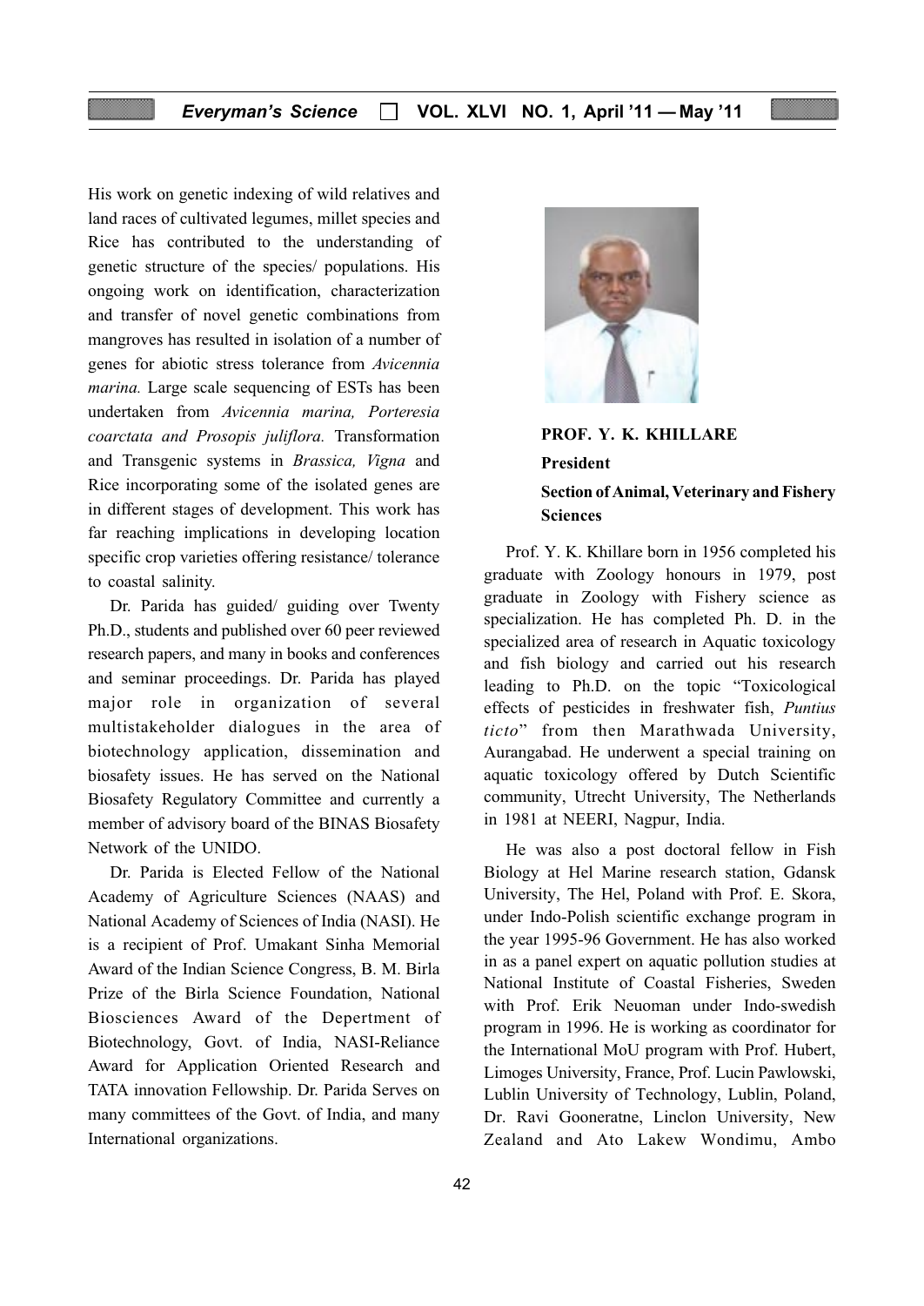His work on genetic indexing of wild relatives and land races of cultivated legumes, millet species and Rice has contributed to the understanding of genetic structure of the species/ populations. His ongoing work on identification, characterization and transfer of novel genetic combinations from mangroves has resulted in isolation of a number of genes for abiotic stress tolerance from *Avicennia marina.* Large scale sequencing of ESTs has been undertaken from *Avicennia marina, Porteresia coarctata and Prosopis juliflora.* Transformation and Transgenic systems in *Brassica, Vigna* and Rice incorporating some of the isolated genes are in different stages of development. This work has far reaching implications in developing location specific crop varieties offering resistance/ tolerance to coastal salinity.

Dr. Parida has guided/ guiding over Twenty Ph.D., students and published over 60 peer reviewed research papers, and many in books and conferences and seminar proceedings. Dr. Parida has played major role in organization of several multistakeholder dialogues in the area of biotechnology application, dissemination and biosafety issues. He has served on the National Biosafety Regulatory Committee and currently a member of advisory board of the BINAS Biosafety Network of the UNIDO.

Dr. Parida is Elected Fellow of the National Academy of Agriculture Sciences (NAAS) and National Academy of Sciences of India (NASI). He is a recipient of Prof. Umakant Sinha Memorial Award of the Indian Science Congress, B. M. Birla Prize of the Birla Science Foundation, National Biosciences Award of the Depertment of Biotechnology, Govt. of India, NASI-Reliance Award for Application Oriented Research and TATA innovation Fellowship. Dr. Parida Serves on many committees of the Govt. of India, and many International organizations.

**PROF. Y. K. KHILLARE**

**President**

**Section of Animal, Veterinary and Fishery Sciences**

Prof. Y. K. Khillare born in 1956 completed his graduate with Zoology honours in 1979, post graduate in Zoology with Fishery science as specialization. He has completed Ph. D. in the specialized area of research in Aquatic toxicology and fish biology and carried out his research leading to Ph.D. on the topic "Toxicological effects of pesticides in freshwater fish, *Puntius ticto*" from then Marathwada University, Aurangabad. He underwent a special training on aquatic toxicology offered by Dutch Scientific community, Utrecht University, The Netherlands in 1981 at NEERI, Nagpur, India.

He was also a post doctoral fellow in Fish Biology at Hel Marine research station, Gdansk University, The Hel, Poland with Prof. E. Skora, under Indo-Polish scientific exchange program in the year 1995-96 Government. He has also worked in as a panel expert on aquatic pollution studies at National Institute of Coastal Fisheries, Sweden with Prof. Erik Neuoman under Indo-swedish program in 1996. He is working as coordinator for the International MoU program with Prof. Hubert, Limoges University, France, Prof. Lucin Pawlowski, Lublin University of Technology, Lublin, Poland, Dr. Ravi Gooneratne, Linclon University, New Zealand and Ato Lakew Wondimu, Ambo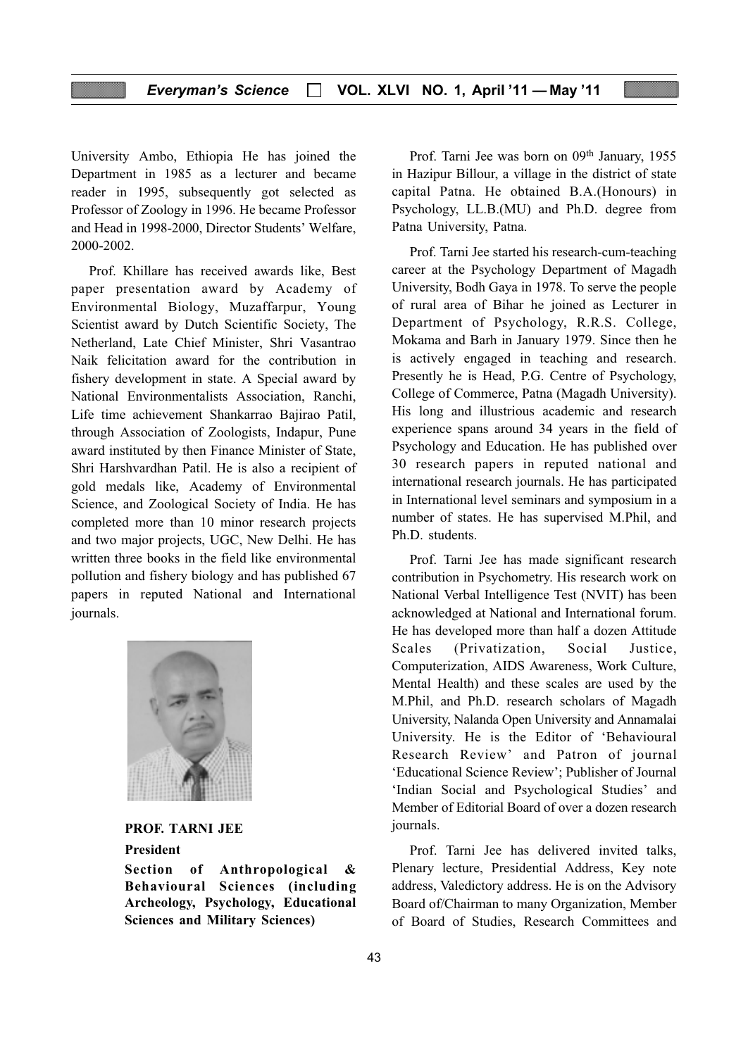University Ambo, Ethiopia He has joined the Department in 1985 as a lecturer and became reader in 1995, subsequently got selected as Professor of Zoology in 1996. He became Professor and Head in 1998-2000, Director Students' Welfare, 2000-2002.

Prof. Khillare has received awards like, Best paper presentation award by Academy of Environmental Biology, Muzaffarpur, Young Scientist award by Dutch Scientific Society, The Netherland, Late Chief Minister, Shri Vasantrao Naik felicitation award for the contribution in fishery development in state. A Special award by National Environmentalists Association, Ranchi, Life time achievement Shankarrao Bajirao Patil, through Association of Zoologists, Indapur, Pune award instituted by then Finance Minister of State, Shri Harshvardhan Patil. He is also a recipient of gold medals like, Academy of Environmental Science, and Zoological Society of India. He has completed more than 10 minor research projects and two major projects, UGC, New Delhi. He has written three books in the field like environmental pollution and fishery biology and has published 67 papers in reputed National and International journals.

**PROF. TARNI JEE**

**President**

**Section of Anthropological & Behavioural Sciences (including Archeology, Psychology, Educational Sciences and Military Sciences)**

Prof. Tarni Jee was born on 09th January, 1955 in Hazipur Billour, a village in the district of state capital Patna. He obtained B.A.(Honours) in Psychology, LL.B.(MU) and Ph.D. degree from Patna University, Patna.

Prof. Tarni Jee started his research-cum-teaching career at the Psychology Department of Magadh University, Bodh Gaya in 1978. To serve the people of rural area of Bihar he joined as Lecturer in Department of Psychology, R.R.S. College, Mokama and Barh in January 1979. Since then he is actively engaged in teaching and research. Presently he is Head, P.G. Centre of Psychology, College of Commerce, Patna (Magadh University). His long and illustrious academic and research experience spans around 34 years in the field of Psychology and Education. He has published over 30 research papers in reputed national and international research journals. He has participated in International level seminars and symposium in a number of states. He has supervised M.Phil, and Ph.D. students.

Prof. Tarni Jee has made significant research contribution in Psychometry. His research work on National Verbal Intelligence Test (NVIT) has been acknowledged at National and International forum. He has developed more than half a dozen Attitude Scales (Privatization, Social Justice, Computerization, AIDS Awareness, Work Culture, Mental Health) and these scales are used by the M.Phil, and Ph.D. research scholars of Magadh University, Nalanda Open University and Annamalai University. He is the Editor of 'Behavioural Research Review' and Patron of journal 'Educational Science Review'; Publisher of Journal 'Indian Social and Psychological Studies' and Member of Editorial Board of over a dozen research journals.

Prof. Tarni Jee has delivered invited talks, Plenary lecture, Presidential Address, Key note address, Valedictory address. He is on the Advisory Board of/Chairman to many Organization, Member of Board of Studies, Research Committees and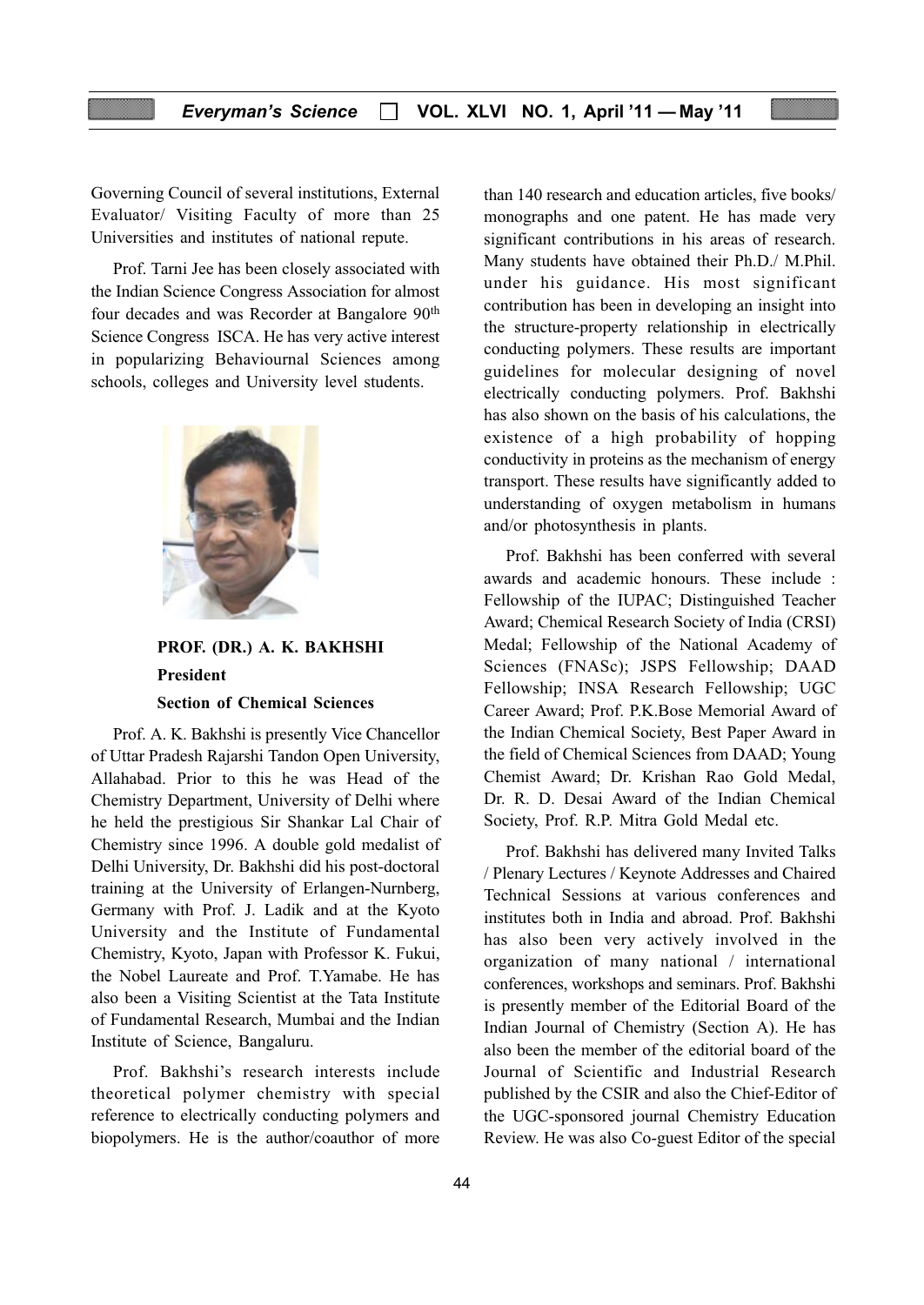Governing Council of several institutions, External Evaluator/ Visiting Faculty of more than 25 Universities and institutes of national repute.

Prof. Tarni Jee has been closely associated with the Indian Science Congress Association for almost four decades and was Recorder at Bangalore 90th Science Congress ISCA. He has very active interest in popularizing Behaviournal Sciences among schools, colleges and University level students.

**PROF. (DR.) A. K. BAKHSHI**
**President**
**Section of Chemical Sciences**

Prof. A. K. Bakhshi is presently Vice Chancellor of Uttar Pradesh Rajarshi Tandon Open University, Allahabad. Prior to this he was Head of the Chemistry Department, University of Delhi where he held the prestigious Sir Shankar Lal Chair of Chemistry since 1996. A double gold medalist of Delhi University, Dr. Bakhshi did his post-doctoral training at the University of Erlangen-Nurnberg, Germany with Prof. J. Ladik and at the Kyoto University and the Institute of Fundamental Chemistry, Kyoto, Japan with Professor K. Fukui, the Nobel Laureate and Prof. T.Yamabe. He has also been a Visiting Scientist at the Tata Institute of Fundamental Research, Mumbai and the Indian Institute of Science, Bangaluru.

Prof. Bakhshi's research interests include theoretical polymer chemistry with special reference to electrically conducting polymers and biopolymers. He is the author/coauthor of more than 140 research and education articles, five books/ monographs and one patent. He has made very significant contributions in his areas of research. Many students have obtained their Ph.D./ M.Phil. under his guidance. His most significant contribution has been in developing an insight into the structure-property relationship in electrically conducting polymers. These results are important guidelines for molecular designing of novel electrically conducting polymers. Prof. Bakhshi has also shown on the basis of his calculations, the existence of a high probability of hopping conductivity in proteins as the mechanism of energy transport. These results have significantly added to understanding of oxygen metabolism in humans and/or photosynthesis in plants.

Prof. Bakhshi has been conferred with several awards and academic honours. These include : Fellowship of the IUPAC; Distinguished Teacher Award; Chemical Research Society of India (CRSI) Medal; Fellowship of the National Academy of Sciences (FNASc); JSPS Fellowship; DAAD Fellowship; INSA Research Fellowship; UGC Career Award; Prof. P.K.Bose Memorial Award of the Indian Chemical Society, Best Paper Award in the field of Chemical Sciences from DAAD; Young Chemist Award; Dr. Krishan Rao Gold Medal, Dr. R. D. Desai Award of the Indian Chemical Society, Prof. R.P. Mitra Gold Medal etc.

Prof. Bakhshi has delivered many Invited Talks / Plenary Lectures / Keynote Addresses and Chaired Technical Sessions at various conferences and institutes both in India and abroad. Prof. Bakhshi has also been very actively involved in the organization of many national / international conferences, workshops and seminars. Prof. Bakhshi is presently member of the Editorial Board of the Indian Journal of Chemistry (Section A). He has also been the member of the editorial board of the Journal of Scientific and Industrial Research published by the CSIR and also the Chief-Editor of the UGC-sponsored journal Chemistry Education Review. He was also Co-guest Editor of the special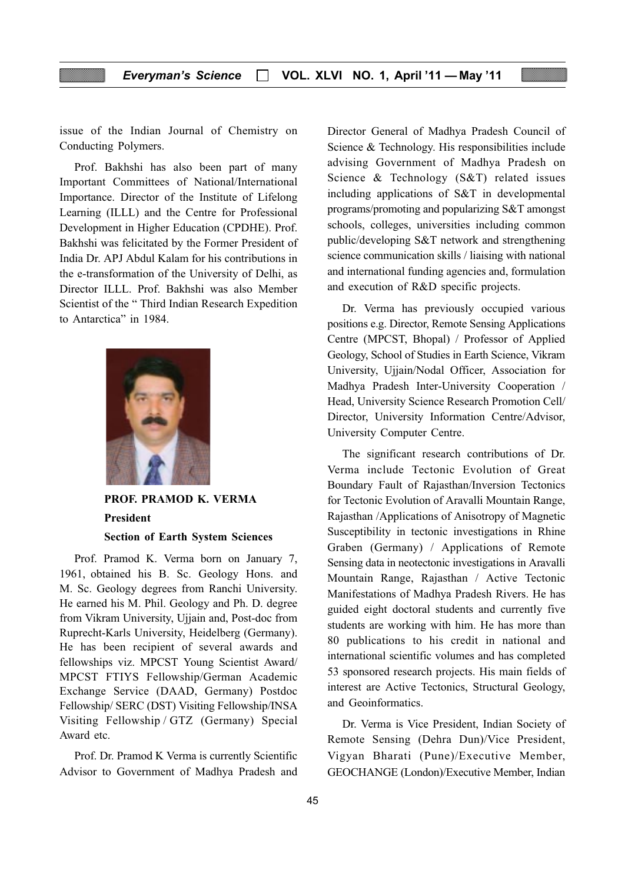issue of the Indian Journal of Chemistry on Conducting Polymers.

Prof. Bakhshi has also been part of many Important Committees of National/International Importance. Director of the Institute of Lifelong Learning (ILLL) and the Centre for Professional Development in Higher Education (CPDHE). Prof. Bakhshi was felicitated by the Former President of India Dr. APJ Abdul Kalam for his contributions in the e-transformation of the University of Delhi, as Director ILLL. Prof. Bakhshi was also Member Scientist of the " Third Indian Research Expedition to Antarctica" in 1984.

**PROF. PRAMOD K. VERMA**

**President**

**Section of Earth System Sciences**

Prof. Pramod K. Verma born on January 7, 1961, obtained his B. Sc. Geology Hons. and M. Sc. Geology degrees from Ranchi University. He earned his M. Phil. Geology and Ph. D. degree from Vikram University, Ujjain and, Post-doc from Ruprecht-Karls University, Heidelberg (Germany). He has been recipient of several awards and fellowships viz. MPCST Young Scientist Award/ MPCST FTIYS Fellowship/German Academic Exchange Service (DAAD, Germany) Postdoc Fellowship/ SERC (DST) Visiting Fellowship/INSA Visiting Fellowship / GTZ (Germany) Special Award etc.

Prof. Dr. Pramod K Verma is currently Scientific Advisor to Government of Madhya Pradesh and Director General of Madhya Pradesh Council of Science & Technology. His responsibilities include advising Government of Madhya Pradesh on Science & Technology (S&T) related issues including applications of S&T in developmental programs/promoting and popularizing S&T amongst schools, colleges, universities including common public/developing S&T network and strengthening science communication skills / liaising with national and international funding agencies and, formulation and execution of R&D specific projects.

Dr. Verma has previously occupied various positions e.g. Director, Remote Sensing Applications Centre (MPCST, Bhopal) / Professor of Applied Geology, School of Studies in Earth Science, Vikram University, Ujjain/Nodal Officer, Association for Madhya Pradesh Inter-University Cooperation / Head, University Science Research Promotion Cell/ Director, University Information Centre/Advisor, University Computer Centre.

The significant research contributions of Dr. Verma include Tectonic Evolution of Great Boundary Fault of Rajasthan/Inversion Tectonics for Tectonic Evolution of Aravalli Mountain Range, Rajasthan /Applications of Anisotropy of Magnetic Susceptibility in tectonic investigations in Rhine Graben (Germany) / Applications of Remote Sensing data in neotectonic investigations in Aravalli Mountain Range, Rajasthan / Active Tectonic Manifestations of Madhya Pradesh Rivers. He has guided eight doctoral students and currently five students are working with him. He has more than 80 publications to his credit in national and international scientific volumes and has completed 53 sponsored research projects. His main fields of interest are Active Tectonics, Structural Geology, and Geoinformatics.

Dr. Verma is Vice President, Indian Society of Remote Sensing (Dehra Dun)/Vice President, Vigyan Bharati (Pune)/Executive Member, GEOCHANGE (London)/Executive Member, Indian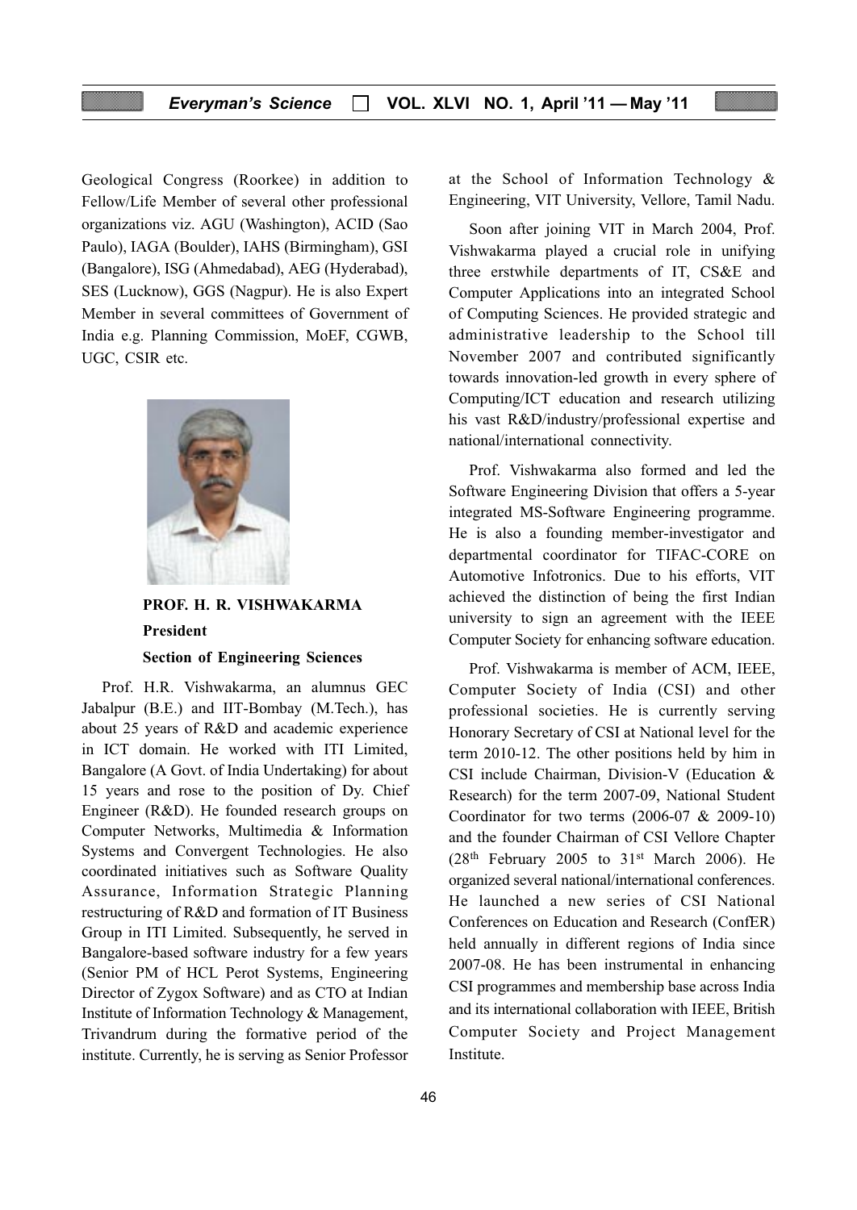Geological Congress (Roorkee) in addition to Fellow/Life Member of several other professional organizations viz. AGU (Washington), ACID (Sao Paulo), IAGA (Boulder), IAHS (Birmingham), GSI (Bangalore), ISG (Ahmedabad), AEG (Hyderabad), SES (Lucknow), GGS (Nagpur). He is also Expert Member in several committees of Government of India e.g. Planning Commission, MoEF, CGWB, UGC, CSIR etc.

**PROF. H. R. VISHWAKARMA**

**President**

**Section of Engineering Sciences**

Prof. H.R. Vishwakarma, an alumnus GEC Jabalpur (B.E.) and IIT-Bombay (M.Tech.), has about 25 years of R&D and academic experience in ICT domain. He worked with ITI Limited, Bangalore (A Govt. of India Undertaking) for about 15 years and rose to the position of Dy. Chief Engineer (R&D). He founded research groups on Computer Networks, Multimedia & Information Systems and Convergent Technologies. He also coordinated initiatives such as Software Quality Assurance, Information Strategic Planning restructuring of R&D and formation of IT Business Group in ITI Limited. Subsequently, he served in Bangalore-based software industry for a few years (Senior PM of HCL Perot Systems, Engineering Director of Zygox Software) and as CTO at Indian Institute of Information Technology & Management, Trivandrum during the formative period of the institute. Currently, he is serving as Senior Professor at the School of Information Technology & Engineering, VIT University, Vellore, Tamil Nadu.

Soon after joining VIT in March 2004, Prof. Vishwakarma played a crucial role in unifying three erstwhile departments of IT, CS&E and Computer Applications into an integrated School of Computing Sciences. He provided strategic and administrative leadership to the School till November 2007 and contributed significantly towards innovation-led growth in every sphere of Computing/ICT education and research utilizing his vast R&D/industry/professional expertise and national/international connectivity.

Prof. Vishwakarma also formed and led the Software Engineering Division that offers a 5-year integrated MS-Software Engineering programme. He is also a founding member-investigator and departmental coordinator for TIFAC-CORE on Automotive Infotronics. Due to his efforts, VIT achieved the distinction of being the first Indian university to sign an agreement with the IEEE Computer Society for enhancing software education.

Prof. Vishwakarma is member of ACM, IEEE, Computer Society of India (CSI) and other professional societies. He is currently serving Honorary Secretary of CSI at National level for the term 2010-12. The other positions held by him in CSI include Chairman, Division-V (Education & Research) for the term 2007-09, National Student Coordinator for two terms (2006-07 & 2009-10) and the founder Chairman of CSI Vellore Chapter (28th February 2005 to 31st March 2006). He organized several national/international conferences. He launched a new series of CSI National Conferences on Education and Research (ConfER) held annually in different regions of India since 2007-08. He has been instrumental in enhancing CSI programmes and membership base across India and its international collaboration with IEEE, British Computer Society and Project Management Institute.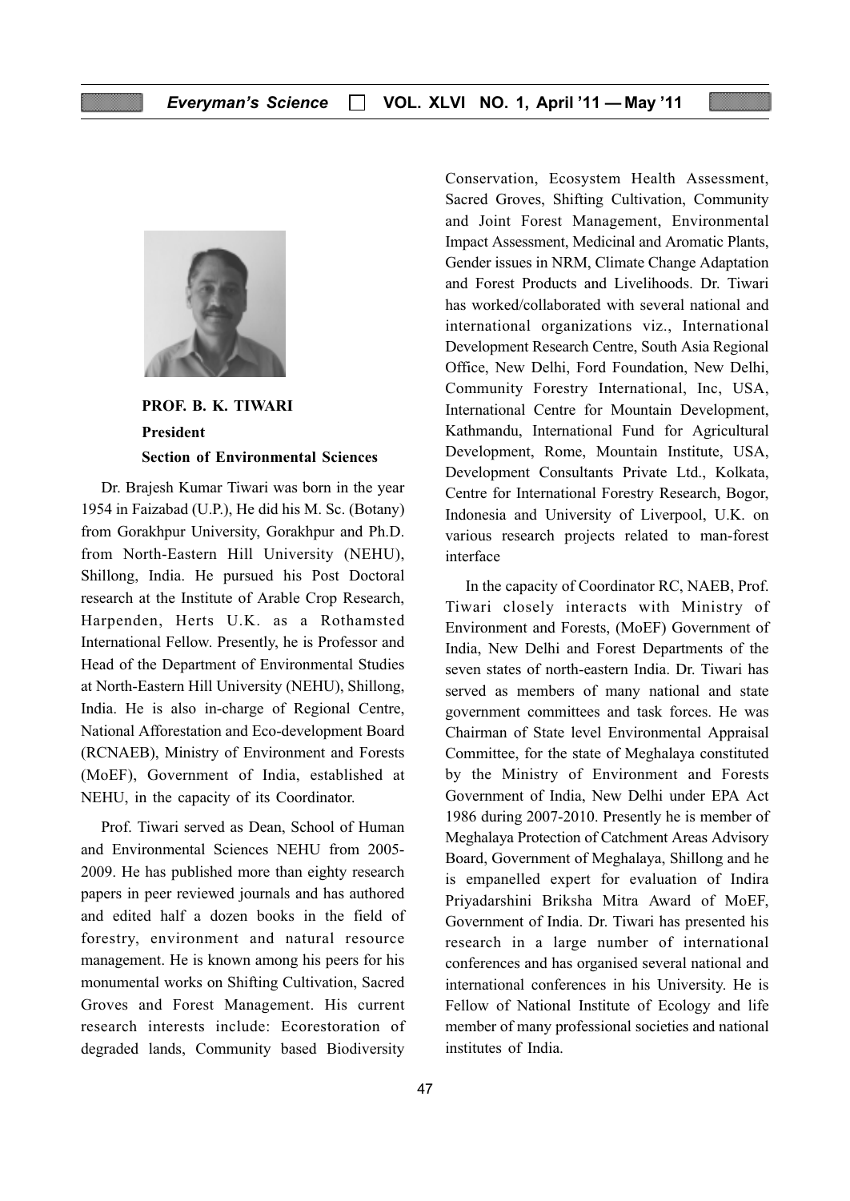**PROF. B. K. TIWARI**

**President**

**Section of Environmental Sciences**

Dr. Brajesh Kumar Tiwari was born in the year 1954 in Faizabad (U.P.), He did his M. Sc. (Botany) from Gorakhpur University, Gorakhpur and Ph.D. from North-Eastern Hill University (NEHU), Shillong, India. He pursued his Post Doctoral research at the Institute of Arable Crop Research, Harpenden, Herts U.K. as a Rothamsted International Fellow. Presently, he is Professor and Head of the Department of Environmental Studies at North-Eastern Hill University (NEHU), Shillong, India. He is also in-charge of Regional Centre, National Afforestation and Eco-development Board (RCNAEB), Ministry of Environment and Forests (MoEF), Government of India, established at NEHU, in the capacity of its Coordinator.

Prof. Tiwari served as Dean, School of Human and Environmental Sciences NEHU from 2005-2009. He has published more than eighty research papers in peer reviewed journals and has authored and edited half a dozen books in the field of forestry, environment and natural resource management. He is known among his peers for his monumental works on Shifting Cultivation, Sacred Groves and Forest Management. His current research interests include: Ecorestoration of degraded lands, Community based Biodiversity Conservation, Ecosystem Health Assessment, Sacred Groves, Shifting Cultivation, Community and Joint Forest Management, Environmental Impact Assessment, Medicinal and Aromatic Plants, Gender issues in NRM, Climate Change Adaptation and Forest Products and Livelihoods. Dr. Tiwari has worked/collaborated with several national and international organizations viz., International Development Research Centre, South Asia Regional Office, New Delhi, Ford Foundation, New Delhi, Community Forestry International, Inc, USA, International Centre for Mountain Development, Kathmandu, International Fund for Agricultural Development, Rome, Mountain Institute, USA, Development Consultants Private Ltd., Kolkata, Centre for International Forestry Research, Bogor, Indonesia and University of Liverpool, U.K. on various research projects related to man-forest interface

In the capacity of Coordinator RC, NAEB, Prof. Tiwari closely interacts with Ministry of Environment and Forests, (MoEF) Government of India, New Delhi and Forest Departments of the seven states of north-eastern India. Dr. Tiwari has served as members of many national and state government committees and task forces. He was Chairman of State level Environmental Appraisal Committee, for the state of Meghalaya constituted by the Ministry of Environment and Forests Government of India, New Delhi under EPA Act 1986 during 2007-2010. Presently he is member of Meghalaya Protection of Catchment Areas Advisory Board, Government of Meghalaya, Shillong and he is empanelled expert for evaluation of Indira Priyadarshini Briksha Mitra Award of MoEF, Government of India. Dr. Tiwari has presented his research in a large number of international conferences and has organised several national and international conferences in his University. He is Fellow of National Institute of Ecology and life member of many professional societies and national institutes of India.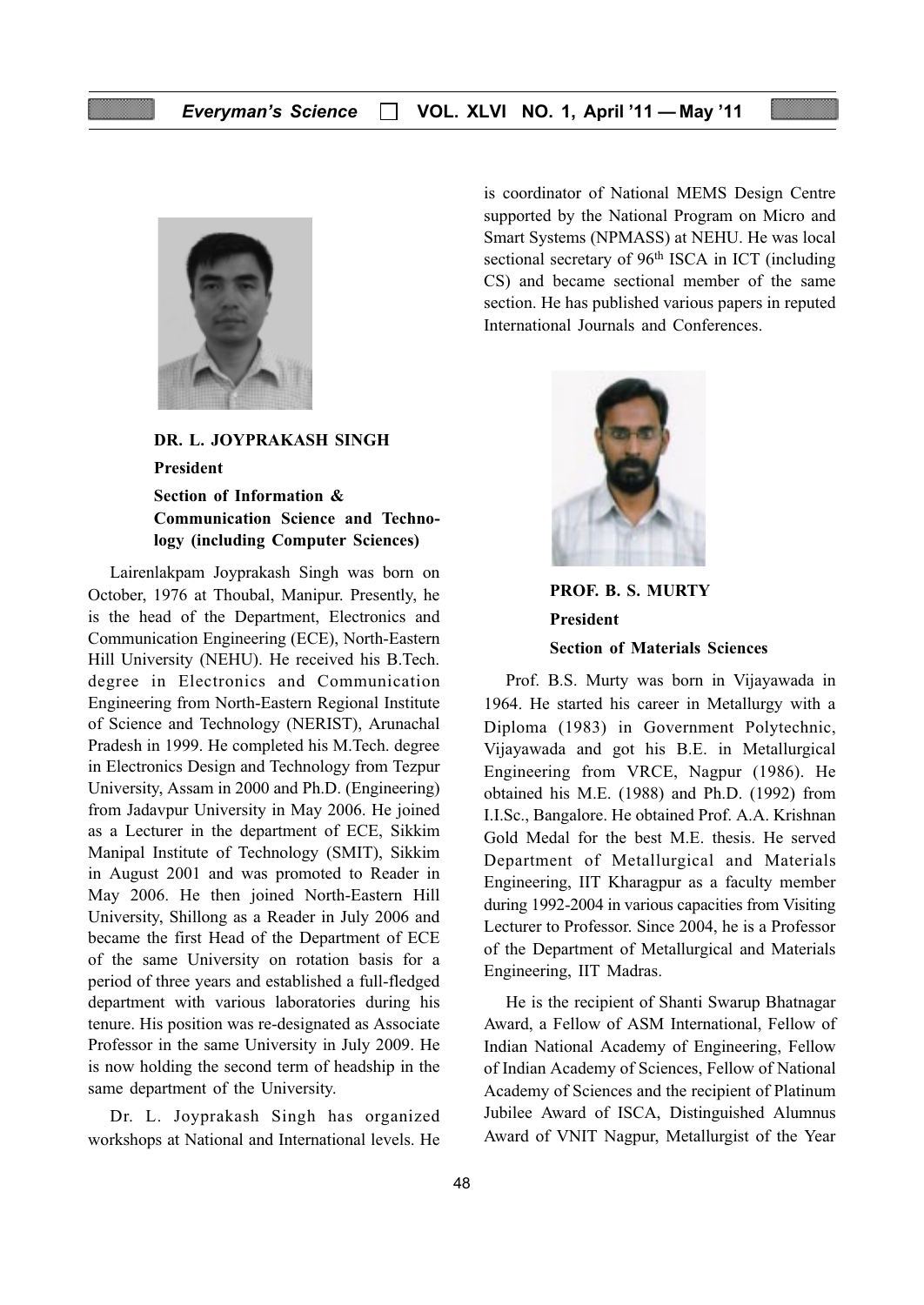**DR. L. JOYPRAKASH SINGH**

**President**

**Section of Information & Communication Science and Technology (including Computer Sciences)**

Lairenlakpam Joyprakash Singh was born on October, 1976 at Thoubal, Manipur. Presently, he is the head of the Department, Electronics and Communication Engineering (ECE), North-Eastern Hill University (NEHU). He received his B.Tech. degree in Electronics and Communication Engineering from North-Eastern Regional Institute of Science and Technology (NERIST), Arunachal Pradesh in 1999. He completed his M.Tech. degree in Electronics Design and Technology from Tezpur University, Assam in 2000 and Ph.D. (Engineering) from Jadavpur University in May 2006. He joined as a Lecturer in the department of ECE, Sikkim Manipal Institute of Technology (SMIT), Sikkim in August 2001 and was promoted to Reader in May 2006. He then joined North-Eastern Hill University, Shillong as a Reader in July 2006 and became the first Head of the Department of ECE of the same University on rotation basis for a period of three years and established a full-fledged department with various laboratories during his tenure. His position was re-designated as Associate Professor in the same University in July 2009. He is now holding the second term of headship in the same department of the University.

Dr. L. Joyprakash Singh has organized workshops at National and International levels. He is coordinator of National MEMS Design Centre supported by the National Program on Micro and Smart Systems (NPMASS) at NEHU. He was local sectional secretary of 96th ISCA in ICT (including CS) and became sectional member of the same section. He has published various papers in reputed International Journals and Conferences.

**PROF. B. S. MURTY**

**President**

**Section of Materials Sciences**

Prof. B.S. Murty was born in Vijayawada in 1964. He started his career in Metallurgy with a Diploma (1983) in Government Polytechnic, Vijayawada and got his B.E. in Metallurgical Engineering from VRCE, Nagpur (1986). He obtained his M.E. (1988) and Ph.D. (1992) from I.I.Sc., Bangalore. He obtained Prof. A.A. Krishnan Gold Medal for the best M.E. thesis. He served Department of Metallurgical and Materials Engineering, IIT Kharagpur as a faculty member during 1992-2004 in various capacities from Visiting Lecturer to Professor. Since 2004, he is a Professor of the Department of Metallurgical and Materials Engineering, IIT Madras.

He is the recipient of Shanti Swarup Bhatnagar Award, a Fellow of ASM International, Fellow of Indian National Academy of Engineering, Fellow of Indian Academy of Sciences, Fellow of National Academy of Sciences and the recipient of Platinum Jubilee Award of ISCA, Distinguished Alumnus Award of VNIT Nagpur, Metallurgist of the Year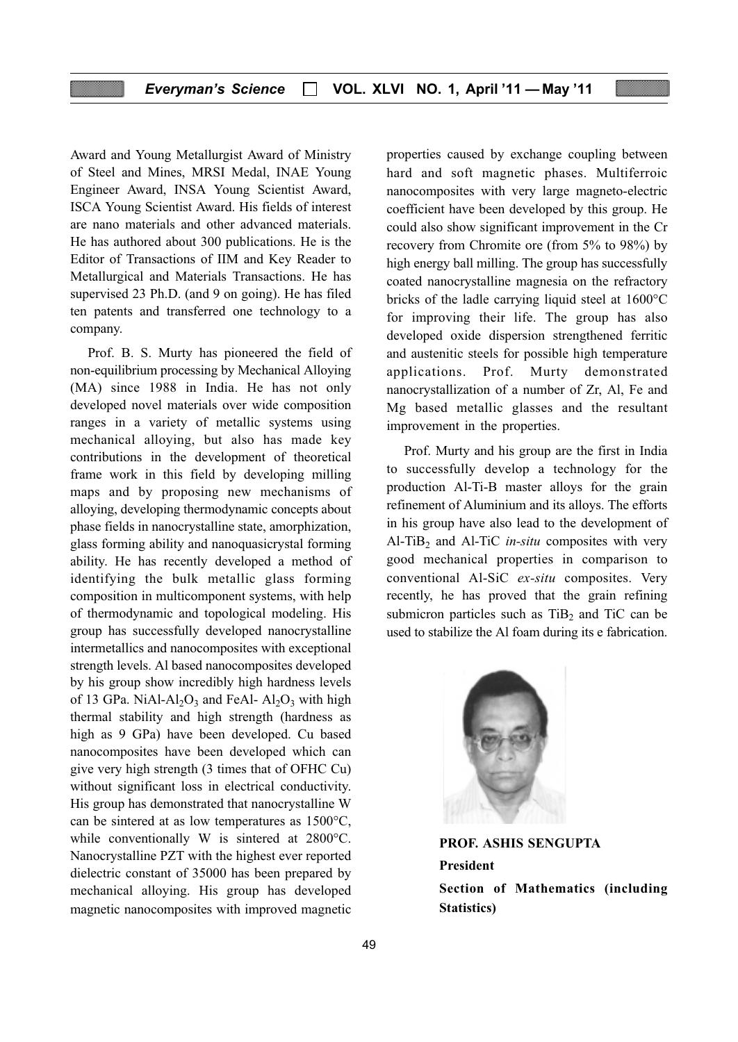Award and Young Metallurgist Award of Ministry of Steel and Mines, MRSI Medal, INAE Young Engineer Award, INSA Young Scientist Award, ISCA Young Scientist Award. His fields of interest are nano materials and other advanced materials. He has authored about 300 publications. He is the Editor of Transactions of IIM and Key Reader to Metallurgical and Materials Transactions. He has supervised 23 Ph.D. (and 9 on going). He has filed ten patents and transferred one technology to a company.

Prof. B. S. Murty has pioneered the field of non-equilibrium processing by Mechanical Alloying (MA) since 1988 in India. He has not only developed novel materials over wide composition ranges in a variety of metallic systems using mechanical alloying, but also has made key contributions in the development of theoretical frame work in this field by developing milling maps and by proposing new mechanisms of alloying, developing thermodynamic concepts about phase fields in nanocrystalline state, amorphization, glass forming ability and nanoquasicrystal forming ability. He has recently developed a method of identifying the bulk metallic glass forming composition in multicomponent systems, with help of thermodynamic and topological modeling. His group has successfully developed nanocrystalline intermetallics and nanocomposites with exceptional strength levels. Al based nanocomposites developed by his group show incredibly high hardness levels of 13 GPa. NiAl-$Al_2O_3$ and FeAl- $Al_2O_3$ with high thermal stability and high strength (hardness as high as 9 GPa) have been developed. Cu based nanocomposites have been developed which can give very high strength (3 times that of OFHC Cu) without significant loss in electrical conductivity. His group has demonstrated that nanocrystalline W can be sintered at as low temperatures as 1500°C, while conventionally W is sintered at 2800°C. Nanocrystalline PZT with the highest ever reported dielectric constant of 35000 has been prepared by mechanical alloying. His group has developed magnetic nanocomposites with improved magnetic properties caused by exchange coupling between hard and soft magnetic phases. Multiferroic nanocomposites with very large magneto-electric coefficient have been developed by this group. He could also show significant improvement in the Cr recovery from Chromite ore (from 5% to 98%) by high energy ball milling. The group has successfully coated nanocrystalline magnesia on the refractory bricks of the ladle carrying liquid steel at 1600°C for improving their life. The group has also developed oxide dispersion strengthened ferritic and austenitic steels for possible high temperature applications. Prof. Murty demonstrated nanocrystallization of a number of Zr, Al, Fe and Mg based metallic glasses and the resultant improvement in the properties.

Prof. Murty and his group are the first in India to successfully develop a technology for the production Al-Ti-B master alloys for the grain refinement of Aluminium and its alloys. The efforts in his group have also lead to the development of Al-$TiB_2$ and Al-TiC *in-situ* composites with very good mechanical properties in comparison to conventional Al-SiC *ex-situ* composites. Very recently, he has proved that the grain refining submicron particles such as $TiB_2$ and TiC can be used to stabilize the Al foam during its e fabrication.

**PROF. ASHIS SENGUPTA**

**President**

**Section of Mathematics (including Statistics)**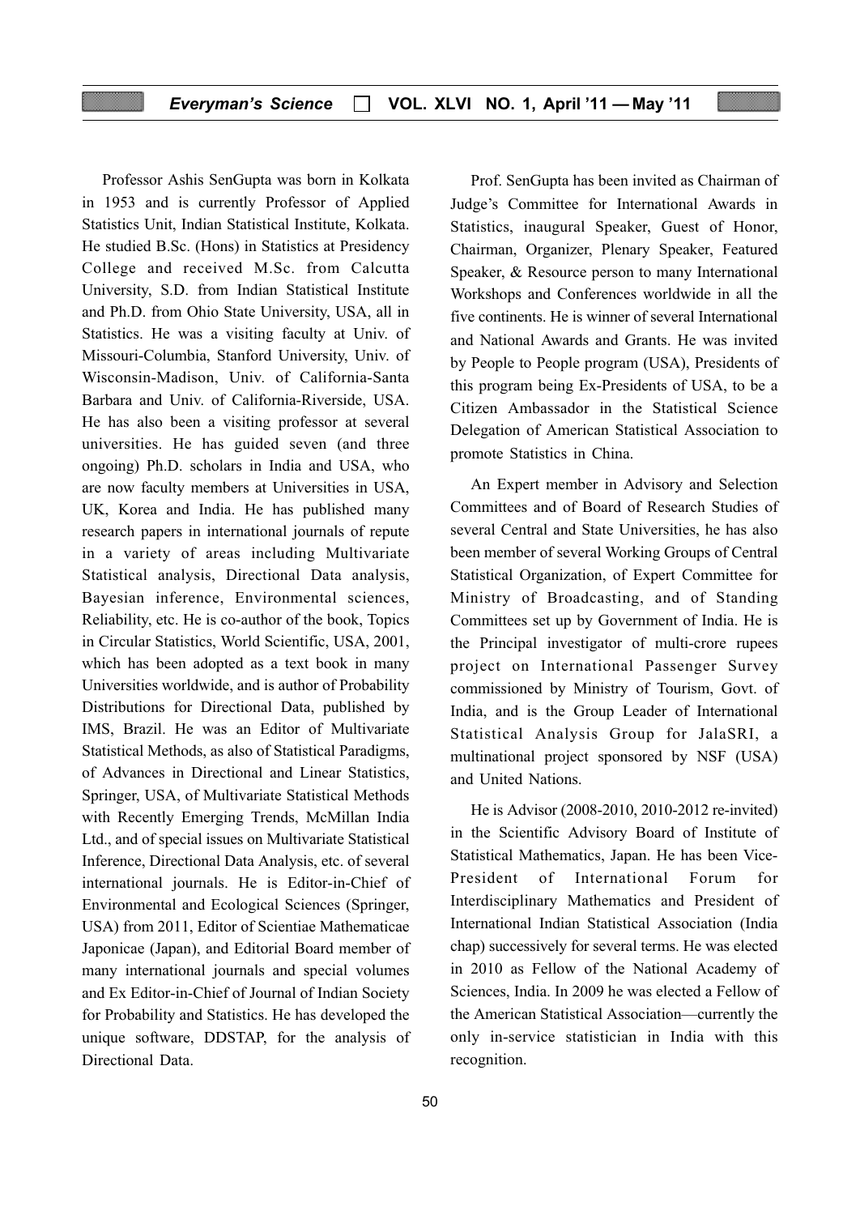Professor Ashis SenGupta was born in Kolkata in 1953 and is currently Professor of Applied Statistics Unit, Indian Statistical Institute, Kolkata. He studied B.Sc. (Hons) in Statistics at Presidency College and received M.Sc. from Calcutta University, S.D. from Indian Statistical Institute and Ph.D. from Ohio State University, USA, all in Statistics. He was a visiting faculty at Univ. of Missouri-Columbia, Stanford University, Univ. of Wisconsin-Madison, Univ. of California-Santa Barbara and Univ. of California-Riverside, USA. He has also been a visiting professor at several universities. He has guided seven (and three ongoing) Ph.D. scholars in India and USA, who are now faculty members at Universities in USA, UK, Korea and India. He has published many research papers in international journals of repute in a variety of areas including Multivariate Statistical analysis, Directional Data analysis, Bayesian inference, Environmental sciences, Reliability, etc. He is co-author of the book, Topics in Circular Statistics, World Scientific, USA, 2001, which has been adopted as a text book in many Universities worldwide, and is author of Probability Distributions for Directional Data, published by IMS, Brazil. He was an Editor of Multivariate Statistical Methods, as also of Statistical Paradigms, of Advances in Directional and Linear Statistics, Springer, USA, of Multivariate Statistical Methods with Recently Emerging Trends, McMillan India Ltd., and of special issues on Multivariate Statistical Inference, Directional Data Analysis, etc. of several international journals. He is Editor-in-Chief of Environmental and Ecological Sciences (Springer, USA) from 2011, Editor of Scientiae Mathematicae Japonicae (Japan), and Editorial Board member of many international journals and special volumes and Ex Editor-in-Chief of Journal of Indian Society for Probability and Statistics. He has developed the unique software, DDSTAP, for the analysis of Directional Data.

Prof. SenGupta has been invited as Chairman of Judge's Committee for International Awards in Statistics, inaugural Speaker, Guest of Honor, Chairman, Organizer, Plenary Speaker, Featured Speaker, & Resource person to many International Workshops and Conferences worldwide in all the five continents. He is winner of several International and National Awards and Grants. He was invited by People to People program (USA), Presidents of this program being Ex-Presidents of USA, to be a Citizen Ambassador in the Statistical Science Delegation of American Statistical Association to promote Statistics in China.

An Expert member in Advisory and Selection Committees and of Board of Research Studies of several Central and State Universities, he has also been member of several Working Groups of Central Statistical Organization, of Expert Committee for Ministry of Broadcasting, and of Standing Committees set up by Government of India. He is the Principal investigator of multi-crore rupees project on International Passenger Survey commissioned by Ministry of Tourism, Govt. of India, and is the Group Leader of International Statistical Analysis Group for JalaSRI, a multinational project sponsored by NSF (USA) and United Nations.

He is Advisor (2008-2010, 2010-2012 re-invited) in the Scientific Advisory Board of Institute of Statistical Mathematics, Japan. He has been Vice-President of International Forum for Interdisciplinary Mathematics and President of International Indian Statistical Association (India chap) successively for several terms. He was elected in 2010 as Fellow of the National Academy of Sciences, India. In 2009 he was elected a Fellow of the American Statistical Association—currently the only in-service statistician in India with this recognition.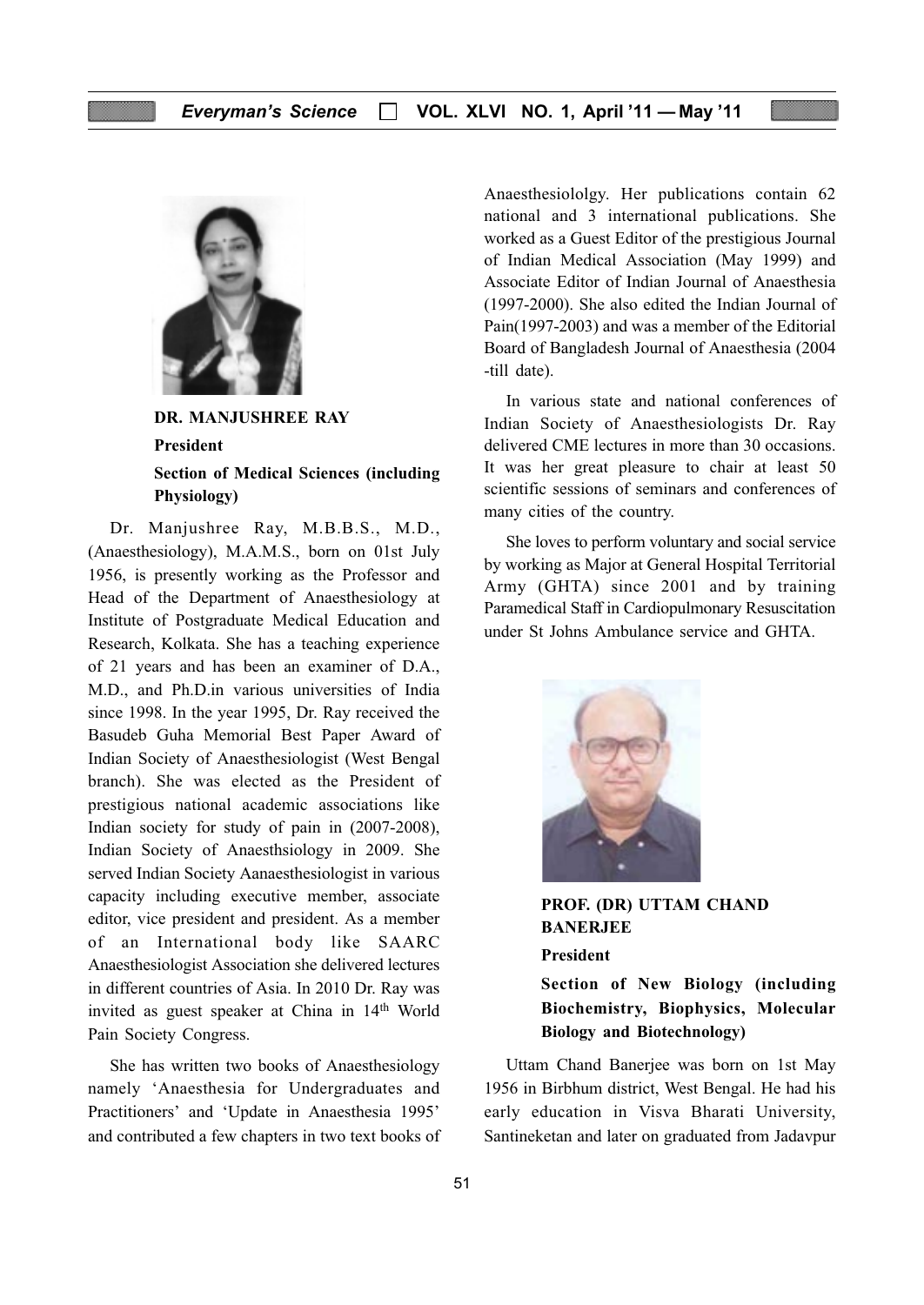**DR. MANJUSHREE RAY**

**President**

**Section of Medical Sciences (including Physiology)**

Dr. Manjushree Ray, M.B.B.S., M.D., (Anaesthesiology), M.A.M.S., born on 01st July 1956, is presently working as the Professor and Head of the Department of Anaesthesiology at Institute of Postgraduate Medical Education and Research, Kolkata. She has a teaching experience of 21 years and has been an examiner of D.A., M.D., and Ph.D.in various universities of India since 1998. In the year 1995, Dr. Ray received the Basudeb Guha Memorial Best Paper Award of Indian Society of Anaesthesiologist (West Bengal branch). She was elected as the President of prestigious national academic associations like Indian society for study of pain in (2007-2008), Indian Society of Anaesthsiology in 2009. She served Indian Society Aanaesthesiologist in various capacity including executive member, associate editor, vice president and president. As a member of an International body like SAARC Anaesthesiologist Association she delivered lectures in different countries of Asia. In 2010 Dr. Ray was invited as guest speaker at China in 14th World Pain Society Congress.

She has written two books of Anaesthesiology namely 'Anaesthesia for Undergraduates and Practitioners' and 'Update in Anaesthesia 1995' and contributed a few chapters in two text books of Anaesthesiololgy. Her publications contain 62 national and 3 international publications. She worked as a Guest Editor of the prestigious Journal of Indian Medical Association (May 1999) and Associate Editor of Indian Journal of Anaesthesia (1997-2000). She also edited the Indian Journal of Pain(1997-2003) and was a member of the Editorial Board of Bangladesh Journal of Anaesthesia (2004 -till date).

In various state and national conferences of Indian Society of Anaesthesiologists Dr. Ray delivered CME lectures in more than 30 occasions. It was her great pleasure to chair at least 50 scientific sessions of seminars and conferences of many cities of the country.

She loves to perform voluntary and social service by working as Major at General Hospital Territorial Army (GHTA) since 2001 and by training Paramedical Staff in Cardiopulmonary Resuscitation under St Johns Ambulance service and GHTA.

**PROF. (DR) UTTAM CHAND BANERJEE**

**President**

**Section of New Biology (including Biochemistry, Biophysics, Molecular Biology and Biotechnology)**

Uttam Chand Banerjee was born on 1st May 1956 in Birbhum district, West Bengal. He had his early education in Visva Bharati University, Santineketan and later on graduated from Jadavpur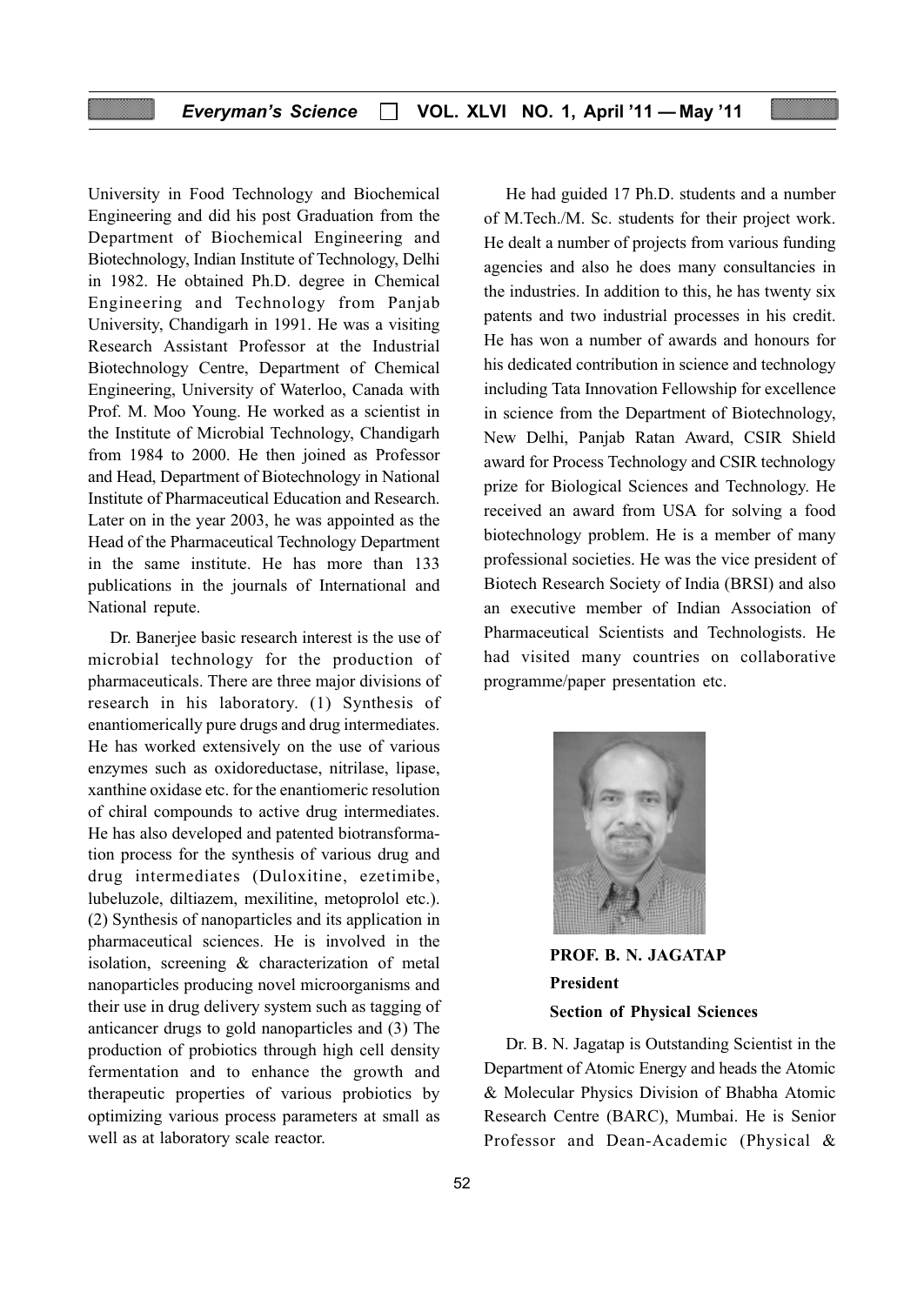University in Food Technology and Biochemical Engineering and did his post Graduation from the Department of Biochemical Engineering and Biotechnology, Indian Institute of Technology, Delhi in 1982. He obtained Ph.D. degree in Chemical Engineering and Technology from Panjab University, Chandigarh in 1991. He was a visiting Research Assistant Professor at the Industrial Biotechnology Centre, Department of Chemical Engineering, University of Waterloo, Canada with Prof. M. Moo Young. He worked as a scientist in the Institute of Microbial Technology, Chandigarh from 1984 to 2000. He then joined as Professor and Head, Department of Biotechnology in National Institute of Pharmaceutical Education and Research. Later on in the year 2003, he was appointed as the Head of the Pharmaceutical Technology Department in the same institute. He has more than 133 publications in the journals of International and National repute.

Dr. Banerjee basic research interest is the use of microbial technology for the production of pharmaceuticals. There are three major divisions of research in his laboratory. (1) Synthesis of enantiomerically pure drugs and drug intermediates. He has worked extensively on the use of various enzymes such as oxidoreductase, nitrilase, lipase, xanthine oxidase etc. for the enantiomeric resolution of chiral compounds to active drug intermediates. He has also developed and patented biotransformation process for the synthesis of various drug and drug intermediates (Duloxitine, ezetimibe, lubeluzole, diltiazem, mexilitine, metoprolol etc.). (2) Synthesis of nanoparticles and its application in pharmaceutical sciences. He is involved in the isolation, screening & characterization of metal nanoparticles producing novel microorganisms and their use in drug delivery system such as tagging of anticancer drugs to gold nanoparticles and (3) The production of probiotics through high cell density fermentation and to enhance the growth and therapeutic properties of various probiotics by optimizing various process parameters at small as well as at laboratory scale reactor.

He had guided 17 Ph.D. students and a number of M.Tech./M. Sc. students for their project work. He dealt a number of projects from various funding agencies and also he does many consultancies in the industries. In addition to this, he has twenty six patents and two industrial processes in his credit. He has won a number of awards and honours for his dedicated contribution in science and technology including Tata Innovation Fellowship for excellence in science from the Department of Biotechnology, New Delhi, Panjab Ratan Award, CSIR Shield award for Process Technology and CSIR technology prize for Biological Sciences and Technology. He received an award from USA for solving a food biotechnology problem. He is a member of many professional societies. He was the vice president of Biotech Research Society of India (BRSI) and also an executive member of Indian Association of Pharmaceutical Scientists and Technologists. He had visited many countries on collaborative programme/paper presentation etc.

**PROF. B. N. JAGATAP**
**President**
**Section of Physical Sciences**

Dr. B. N. Jagatap is Outstanding Scientist in the Department of Atomic Energy and heads the Atomic & Molecular Physics Division of Bhabha Atomic Research Centre (BARC), Mumbai. He is Senior Professor and Dean-Academic (Physical &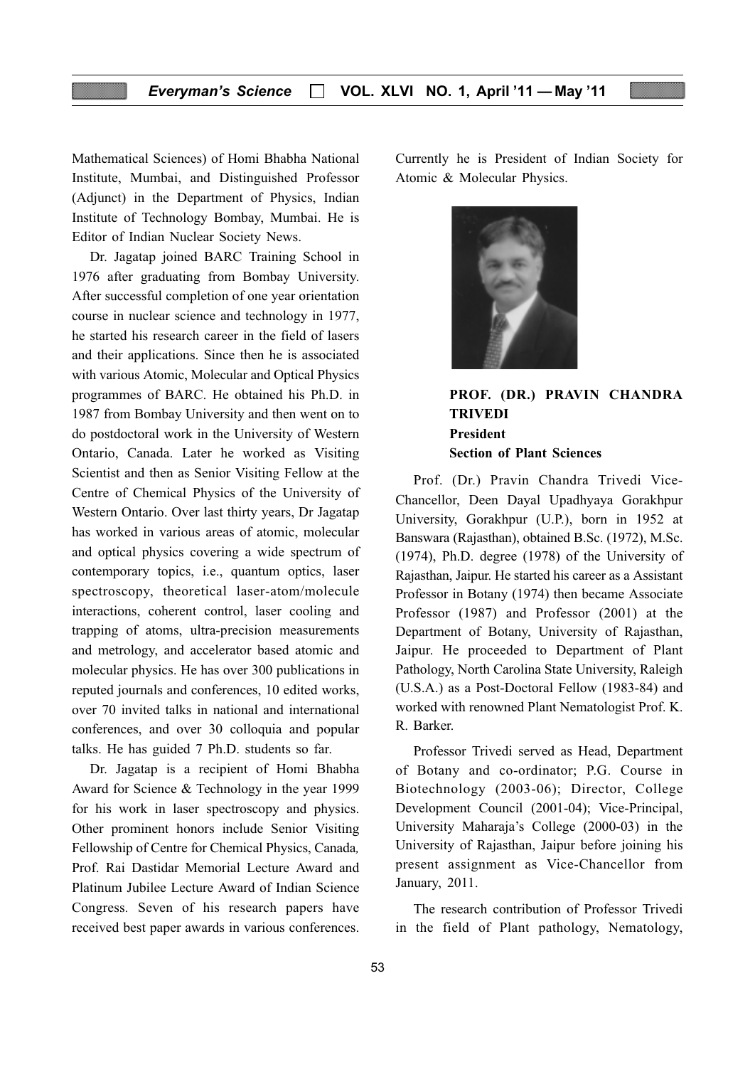Mathematical Sciences) of Homi Bhabha National Institute, Mumbai, and Distinguished Professor (Adjunct) in the Department of Physics, Indian Institute of Technology Bombay, Mumbai. He is Editor of Indian Nuclear Society News.

Dr. Jagatap joined BARC Training School in 1976 after graduating from Bombay University. After successful completion of one year orientation course in nuclear science and technology in 1977, he started his research career in the field of lasers and their applications. Since then he is associated with various Atomic, Molecular and Optical Physics programmes of BARC. He obtained his Ph.D. in 1987 from Bombay University and then went on to do postdoctoral work in the University of Western Ontario, Canada. Later he worked as Visiting Scientist and then as Senior Visiting Fellow at the Centre of Chemical Physics of the University of Western Ontario. Over last thirty years, Dr Jagatap has worked in various areas of atomic, molecular and optical physics covering a wide spectrum of contemporary topics, i.e., quantum optics, laser spectroscopy, theoretical laser-atom/molecule interactions, coherent control, laser cooling and trapping of atoms, ultra-precision measurements and metrology, and accelerator based atomic and molecular physics. He has over 300 publications in reputed journals and conferences, 10 edited works, over 70 invited talks in national and international conferences, and over 30 colloquia and popular talks. He has guided 7 Ph.D. students so far.

Dr. Jagatap is a recipient of Homi Bhabha Award for Science & Technology in the year 1999 for his work in laser spectroscopy and physics. Other prominent honors include Senior Visiting Fellowship of Centre for Chemical Physics, Canada, Prof. Rai Dastidar Memorial Lecture Award and Platinum Jubilee Lecture Award of Indian Science Congress. Seven of his research papers have received best paper awards in various conferences. Currently he is President of Indian Society for Atomic & Molecular Physics.

**PROF. (DR.) PRAVIN CHANDRA TRIVEDI**
**President**
**Section of Plant Sciences**

Prof. (Dr.) Pravin Chandra Trivedi Vice-Chancellor, Deen Dayal Upadhyaya Gorakhpur University, Gorakhpur (U.P.), born in 1952 at Banswara (Rajasthan), obtained B.Sc. (1972), M.Sc. (1974), Ph.D. degree (1978) of the University of Rajasthan, Jaipur. He started his career as a Assistant Professor in Botany (1974) then became Associate Professor (1987) and Professor (2001) at the Department of Botany, University of Rajasthan, Jaipur. He proceeded to Department of Plant Pathology, North Carolina State University, Raleigh (U.S.A.) as a Post-Doctoral Fellow (1983-84) and worked with renowned Plant Nematologist Prof. K. R. Barker.

Professor Trivedi served as Head, Department of Botany and co-ordinator; P.G. Course in Biotechnology (2003-06); Director, College Development Council (2001-04); Vice-Principal, University Maharaja's College (2000-03) in the University of Rajasthan, Jaipur before joining his present assignment as Vice-Chancellor from January, 2011.

The research contribution of Professor Trivedi in the field of Plant pathology, Nematology,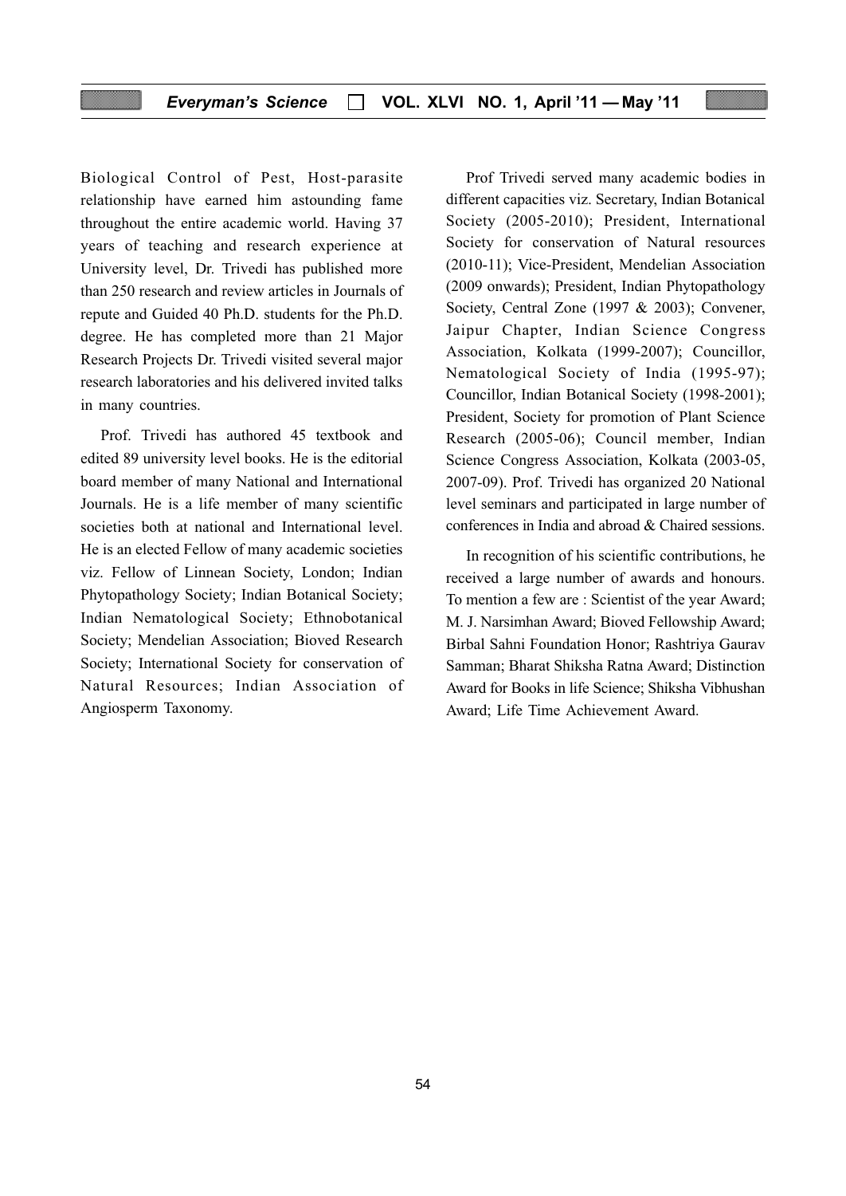Biological Control of Pest, Host-parasite relationship have earned him astounding fame throughout the entire academic world. Having 37 years of teaching and research experience at University level, Dr. Trivedi has published more than 250 research and review articles in Journals of repute and Guided 40 Ph.D. students for the Ph.D. degree. He has completed more than 21 Major Research Projects Dr. Trivedi visited several major research laboratories and his delivered invited talks in many countries.

Prof. Trivedi has authored 45 textbook and edited 89 university level books. He is the editorial board member of many National and International Journals. He is a life member of many scientific societies both at national and International level. He is an elected Fellow of many academic societies viz. Fellow of Linnean Society, London; Indian Phytopathology Society; Indian Botanical Society; Indian Nematological Society; Ethnobotanical Society; Mendelian Association; Bioved Research Society; International Society for conservation of Natural Resources; Indian Association of Angiosperm Taxonomy.

Prof Trivedi served many academic bodies in different capacities viz. Secretary, Indian Botanical Society (2005-2010); President, International Society for conservation of Natural resources (2010-11); Vice-President, Mendelian Association (2009 onwards); President, Indian Phytopathology Society, Central Zone (1997 & 2003); Convener, Jaipur Chapter, Indian Science Congress Association, Kolkata (1999-2007); Councillor, Nematological Society of India (1995-97); Councillor, Indian Botanical Society (1998-2001); President, Society for promotion of Plant Science Research (2005-06); Council member, Indian Science Congress Association, Kolkata (2003-05, 2007-09). Prof. Trivedi has organized 20 National level seminars and participated in large number of conferences in India and abroad & Chaired sessions.

In recognition of his scientific contributions, he received a large number of awards and honours. To mention a few are : Scientist of the year Award; M. J. Narsimhan Award; Bioved Fellowship Award; Birbal Sahni Foundation Honor; Rashtriya Gaurav Samman; Bharat Shiksha Ratna Award; Distinction Award for Books in life Science; Shiksha Vibhushan Award; Life Time Achievement Award.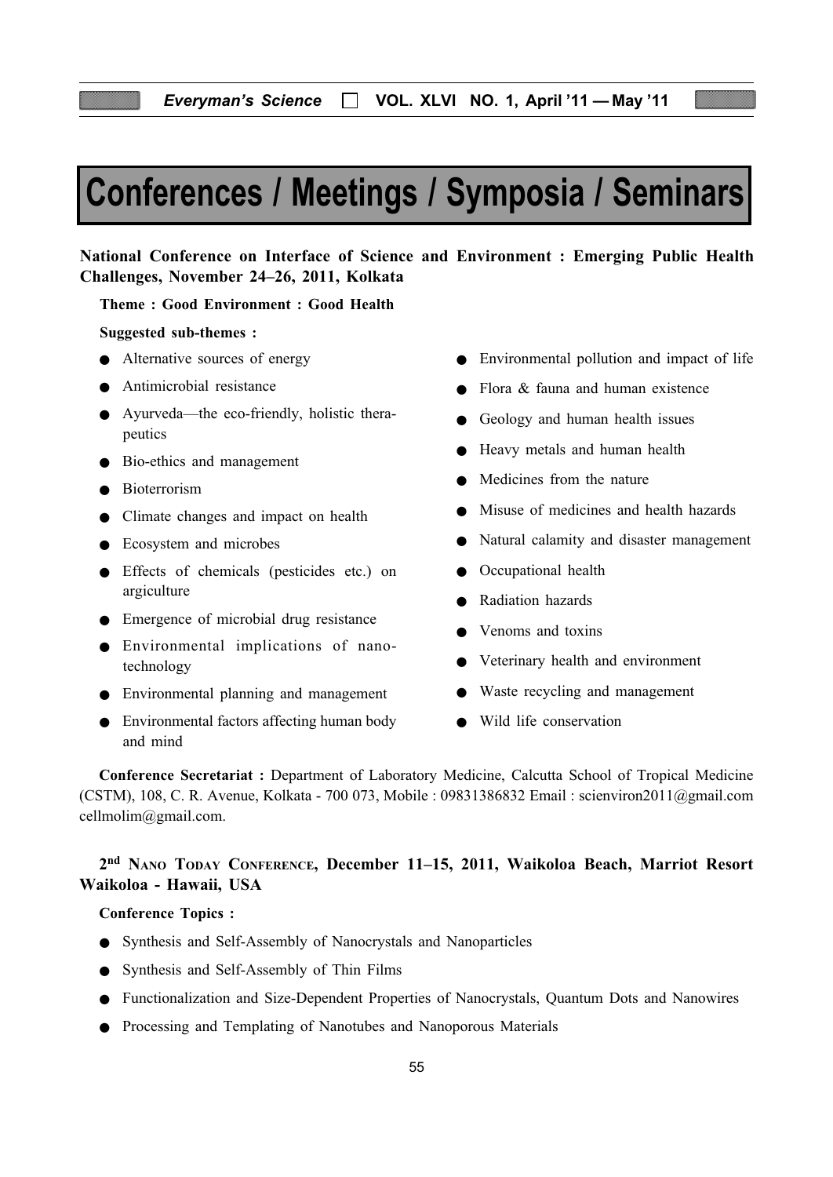# Conferences / Meetings / Symposia / Seminars

**National Conference on Interface of Science and Environment : Emerging Public Health Challenges, November 24–26, 2011, Kolkata**

**Theme : Good Environment : Good Health**

**Suggested sub-themes :**

- Alternative sources of energy
- Antimicrobial resistance
- Ayurveda—the eco-friendly, holistic therapeutics
- Bio-ethics and management
- Bioterrorism
- Climate changes and impact on health
- Ecosystem and microbes
- Effects of chemicals (pesticides etc.) on argiculture
- Emergence of microbial drug resistance
- Environmental implications of nano-technology
- Environmental planning and management
- Environmental factors affecting human body and mind
- Environmental pollution and impact of life
- Flora & fauna and human existence
- Geology and human health issues
- Heavy metals and human health
- Medicines from the nature
- Misuse of medicines and health hazards
- Natural calamity and disaster management
- Occupational health
- Radiation hazards
- Venoms and toxins
- Veterinary health and environment
- Waste recycling and management
- Wild life conservation

**Conference Secretariat :** Department of Laboratory Medicine, Calcutta School of Tropical Medicine (CSTM), 108, C. R. Avenue, Kolkata - 700 073, Mobile : 09831386832 Email : scienviron2011@gmail.com cellmolim@gmail.com.

**2nd Nano Today Conference, December 11–15, 2011, Waikoloa Beach, Marriot Resort Waikoloa - Hawaii, USA**

**Conference Topics :**

- Synthesis and Self-Assembly of Nanocrystals and Nanoparticles
- Synthesis and Self-Assembly of Thin Films
- Functionalization and Size-Dependent Properties of Nanocrystals, Quantum Dots and Nanowires
- Processing and Templating of Nanotubes and Nanoporous Materials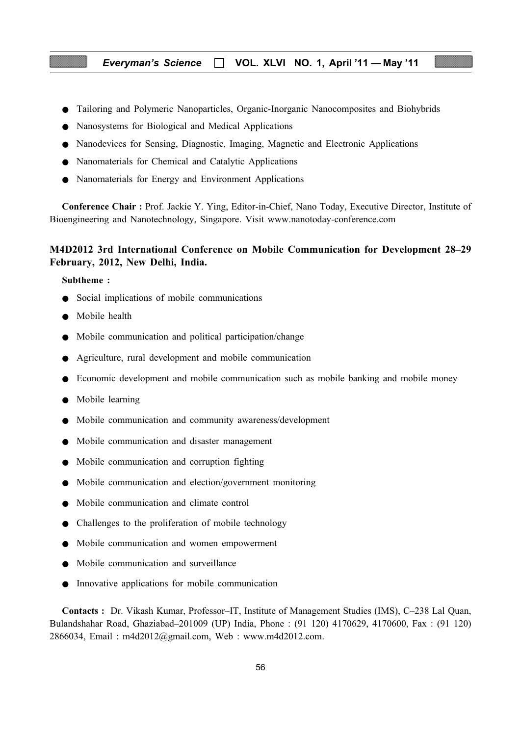- Tailoring and Polymeric Nanoparticles, Organic-Inorganic Nanocomposites and Biohybrids
- Nanosystems for Biological and Medical Applications
- Nanodevices for Sensing, Diagnostic, Imaging, Magnetic and Electronic Applications
- Nanomaterials for Chemical and Catalytic Applications
- Nanomaterials for Energy and Environment Applications

**Conference Chair :** Prof. Jackie Y. Ying, Editor-in-Chief, Nano Today, Executive Director, Institute of Bioengineering and Nanotechnology, Singapore. Visit www.nanotoday-conference.com

**M4D2012 3rd International Conference on Mobile Communication for Development 28–29 February, 2012, New Delhi, India.**

**Subtheme :**

- Social implications of mobile communications
- Mobile health
- Mobile communication and political participation/change
- Agriculture, rural development and mobile communication
- Economic development and mobile communication such as mobile banking and mobile money
- Mobile learning
- Mobile communication and community awareness/development
- Mobile communication and disaster management
- Mobile communication and corruption fighting
- Mobile communication and election/government monitoring
- Mobile communication and climate control
- Challenges to the proliferation of mobile technology
- Mobile communication and women empowerment
- Mobile communication and surveillance
- Innovative applications for mobile communication

**Contacts :** Dr. Vikash Kumar, Professor–IT, Institute of Management Studies (IMS), C–238 Lal Quan, Bulandshahar Road, Ghaziabad–201009 (UP) India, Phone : (91 120) 4170629, 4170600, Fax : (91 120) 2866034, Email : m4d2012@gmail.com, Web : www.m4d2012.com.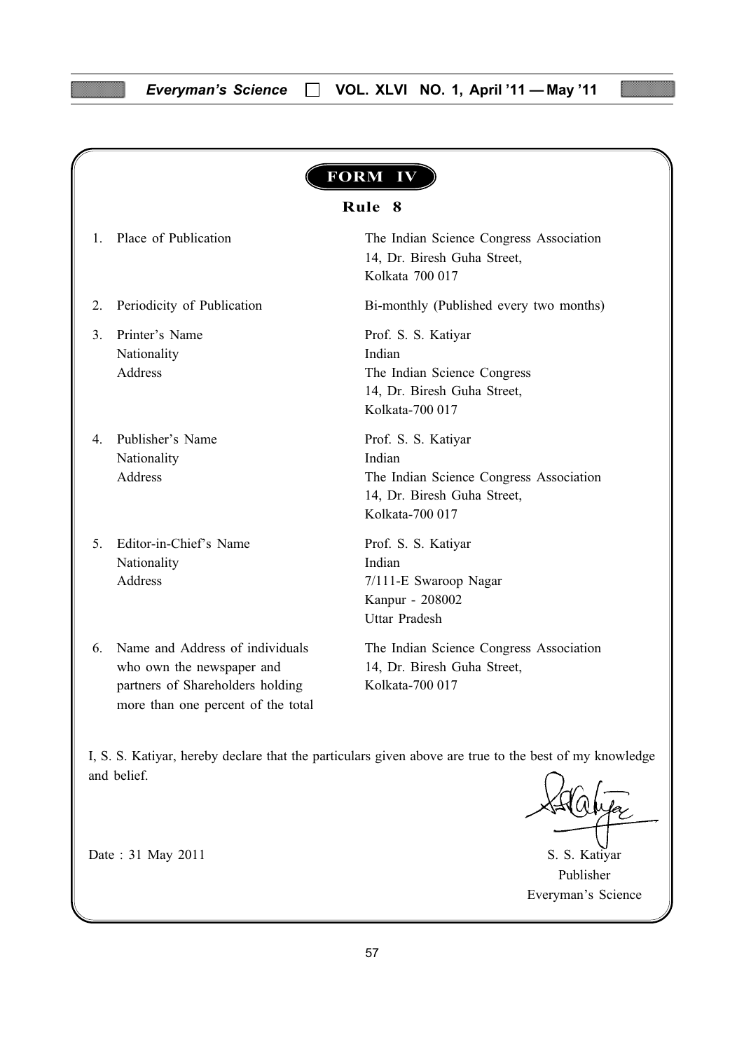# FORM IV

## Rule 8

| | | |
|---|---|---|
| 1. | Place of Publication | The Indian Science Congress Association<br>14, Dr. Biresh Guha Street,<br>Kolkata 700 017 |
| 2. | Periodicity of Publication | Bi-monthly (Published every two months) |
| 3. | Printer's Name<br>Nationality<br>Address | Prof. S. S. Katiyar<br>Indian<br>The Indian Science Congress<br>14, Dr. Biresh Guha Street,<br>Kolkata-700 017 |
| 4. | Publisher's Name<br>Nationality<br>Address | Prof. S. S. Katiyar<br>Indian<br>The Indian Science Congress Association<br>14, Dr. Biresh Guha Street,<br>Kolkata-700 017 |
| 5. | Editor-in-Chief's Name<br>Nationality<br>Address | Prof. S. S. Katiyar<br>Indian<br>7/111-E Swaroop Nagar<br>Kanpur - 208002<br>Uttar Pradesh |
| 6. | Name and Address of individuals who own the newspaper and partners of Shareholders holding more than one percent of the total | The Indian Science Congress Association<br>14, Dr. Biresh Guha Street,<br>Kolkata-700 017 |

I, S. S. Katiyar, hereby declare that the particulars given above are true to the best of my knowledge and belief.

Date : 31 May 2011

S. S. Katiyar
Publisher
Everyman's Science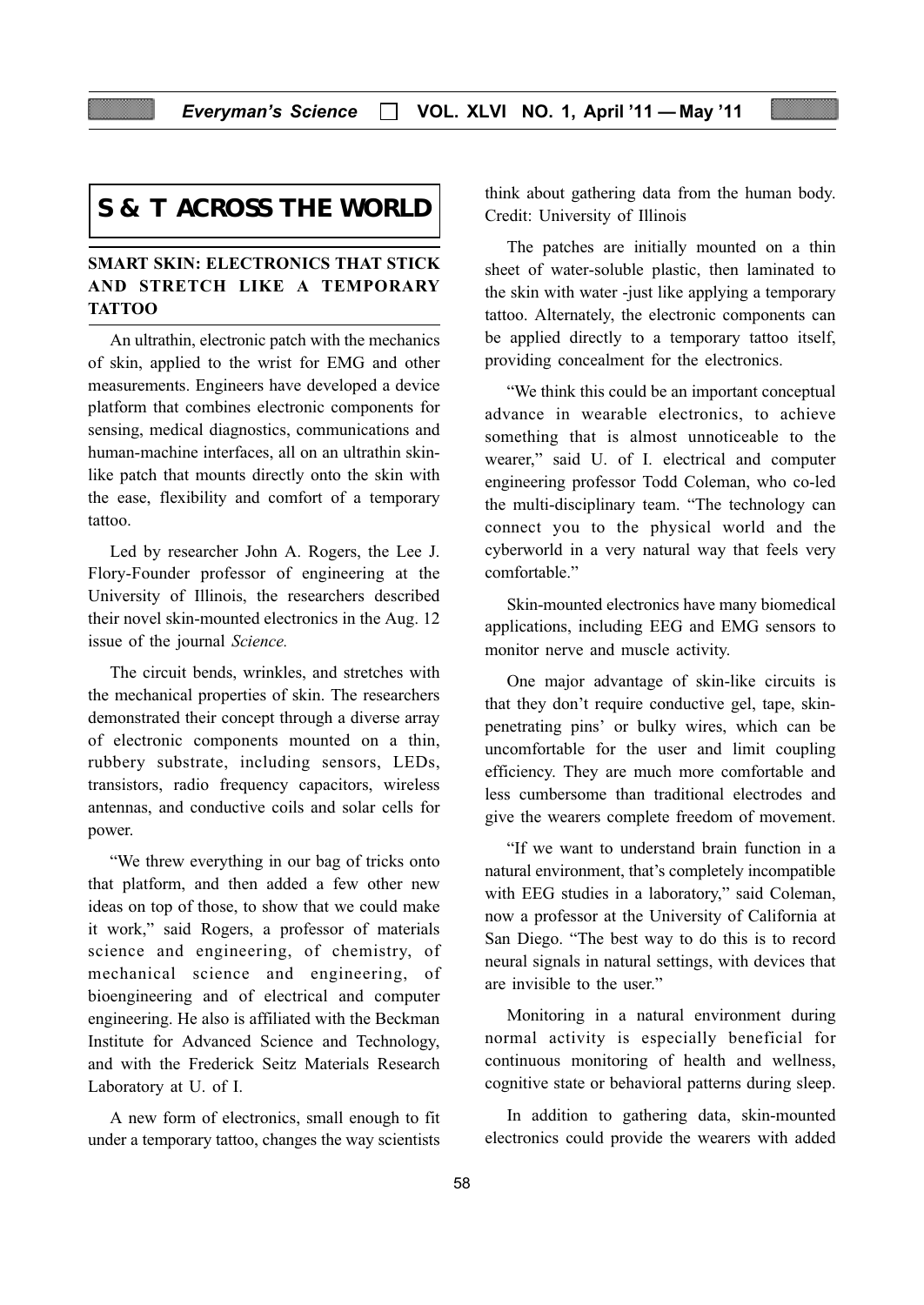# S & T ACROSS THE WORLD

## SMART SKIN: ELECTRONICS THAT STICK AND STRETCH LIKE A TEMPORARY TATTOO

An ultrathin, electronic patch with the mechanics of skin, applied to the wrist for EMG and other measurements. Engineers have developed a device platform that combines electronic components for sensing, medical diagnostics, communications and human-machine interfaces, all on an ultrathin skin-like patch that mounts directly onto the skin with the ease, flexibility and comfort of a temporary tattoo.

Led by researcher John A. Rogers, the Lee J. Flory-Founder professor of engineering at the University of Illinois, the researchers described their novel skin-mounted electronics in the Aug. 12 issue of the journal *Science.*

The circuit bends, wrinkles, and stretches with the mechanical properties of skin. The researchers demonstrated their concept through a diverse array of electronic components mounted on a thin, rubbery substrate, including sensors, LEDs, transistors, radio frequency capacitors, wireless antennas, and conductive coils and solar cells for power.

"We threw everything in our bag of tricks onto that platform, and then added a few other new ideas on top of those, to show that we could make it work," said Rogers, a professor of materials science and engineering, of chemistry, of mechanical science and engineering, of bioengineering and of electrical and computer engineering. He also is affiliated with the Beckman Institute for Advanced Science and Technology, and with the Frederick Seitz Materials Research Laboratory at U. of I.

A new form of electronics, small enough to fit under a temporary tattoo, changes the way scientists think about gathering data from the human body. Credit: University of Illinois

The patches are initially mounted on a thin sheet of water-soluble plastic, then laminated to the skin with water -just like applying a temporary tattoo. Alternately, the electronic components can be applied directly to a temporary tattoo itself, providing concealment for the electronics.

"We think this could be an important conceptual advance in wearable electronics, to achieve something that is almost unnoticeable to the wearer," said U. of I. electrical and computer engineering professor Todd Coleman, who co-led the multi-disciplinary team. "The technology can connect you to the physical world and the cyberworld in a very natural way that feels very comfortable."

Skin-mounted electronics have many biomedical applications, including EEG and EMG sensors to monitor nerve and muscle activity.

One major advantage of skin-like circuits is that they don't require conductive gel, tape, skin-penetrating pins' or bulky wires, which can be uncomfortable for the user and limit coupling efficiency. They are much more comfortable and less cumbersome than traditional electrodes and give the wearers complete freedom of movement.

"If we want to understand brain function in a natural environment, that's completely incompatible with EEG studies in a laboratory," said Coleman, now a professor at the University of California at San Diego. "The best way to do this is to record neural signals in natural settings, with devices that are invisible to the user."

Monitoring in a natural environment during normal activity is especially beneficial for continuous monitoring of health and wellness, cognitive state or behavioral patterns during sleep.

In addition to gathering data, skin-mounted electronics could provide the wearers with added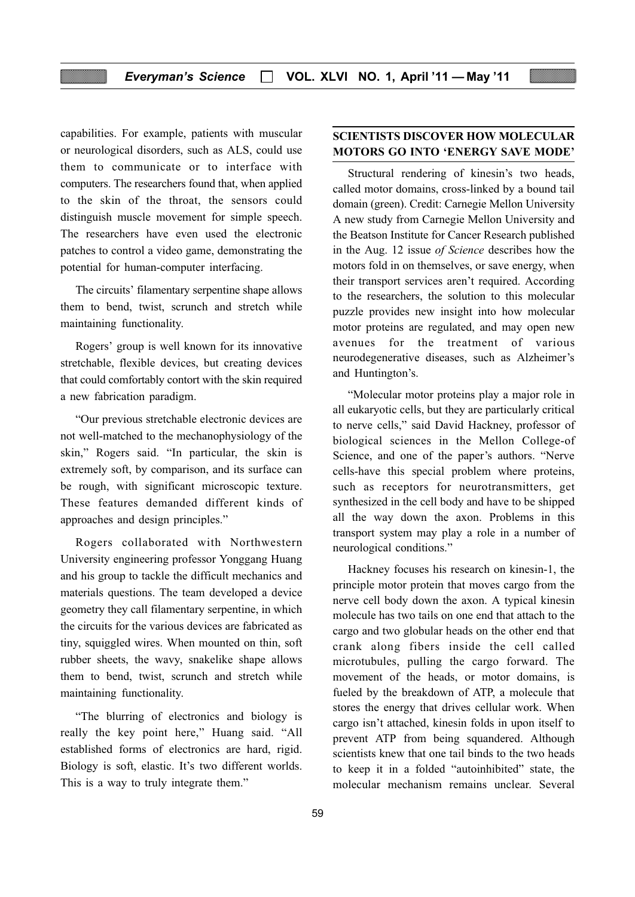capabilities. For example, patients with muscular or neurological disorders, such as ALS, could use them to communicate or to interface with computers. The researchers found that, when applied to the skin of the throat, the sensors could distinguish muscle movement for simple speech. The researchers have even used the electronic patches to control a video game, demonstrating the potential for human-computer interfacing.

The circuits' filamentary serpentine shape allows them to bend, twist, scrunch and stretch while maintaining functionality.

Rogers' group is well known for its innovative stretchable, flexible devices, but creating devices that could comfortably contort with the skin required a new fabrication paradigm.

"Our previous stretchable electronic devices are not well-matched to the mechanophysiology of the skin," Rogers said. "In particular, the skin is extremely soft, by comparison, and its surface can be rough, with significant microscopic texture. These features demanded different kinds of approaches and design principles."

Rogers collaborated with Northwestern University engineering professor Yonggang Huang and his group to tackle the difficult mechanics and materials questions. The team developed a device geometry they call filamentary serpentine, in which the circuits for the various devices are fabricated as tiny, squiggled wires. When mounted on thin, soft rubber sheets, the wavy, snakelike shape allows them to bend, twist, scrunch and stretch while maintaining functionality.

"The blurring of electronics and biology is really the key point here," Huang said. "All established forms of electronics are hard, rigid. Biology is soft, elastic. It's two different worlds. This is a way to truly integrate them."

## SCIENTISTS DISCOVER HOW MOLECULAR MOTORS GO INTO 'ENERGY SAVE MODE'

Structural rendering of kinesin's two heads, called motor domains, cross-linked by a bound tail domain (green). Credit: Carnegie Mellon University A new study from Carnegie Mellon University and the Beatson Institute for Cancer Research published in the Aug. 12 issue *of Science* describes how the motors fold in on themselves, or save energy, when their transport services aren't required. According to the researchers, the solution to this molecular puzzle provides new insight into how molecular motor proteins are regulated, and may open new avenues for the treatment of various neurodegenerative diseases, such as Alzheimer's and Huntington's.

"Molecular motor proteins play a major role in all eukaryotic cells, but they are particularly critical to nerve cells," said David Hackney, professor of biological sciences in the Mellon College-of Science, and one of the paper's authors. "Nerve cells-have this special problem where proteins, such as receptors for neurotransmitters, get synthesized in the cell body and have to be shipped all the way down the axon. Problems in this transport system may play a role in a number of neurological conditions."

Hackney focuses his research on kinesin-1, the principle motor protein that moves cargo from the nerve cell body down the axon. A typical kinesin molecule has two tails on one end that attach to the cargo and two globular heads on the other end that crank along fibers inside the cell called microtubules, pulling the cargo forward. The movement of the heads, or motor domains, is fueled by the breakdown of ATP, a molecule that stores the energy that drives cellular work. When cargo isn't attached, kinesin folds in upon itself to prevent ATP from being squandered. Although scientists knew that one tail binds to the two heads to keep it in a folded "autoinhibited" state, the molecular mechanism remains unclear. Several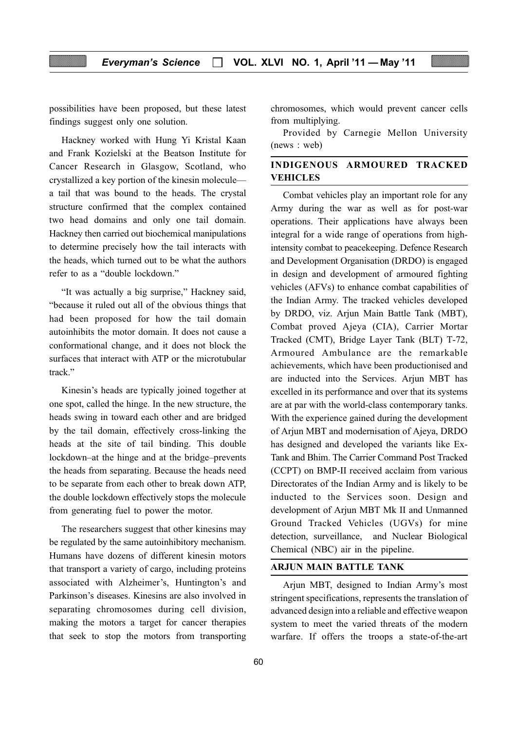possibilities have been proposed, but these latest findings suggest only one solution.

Hackney worked with Hung Yi Kristal Kaan and Frank Kozielski at the Beatson Institute for Cancer Research in Glasgow, Scotland, who crystallized a key portion of the kinesin molecule—a tail that was bound to the heads. The crystal structure confirmed that the complex contained two head domains and only one tail domain. Hackney then carried out biochemical manipulations to determine precisely how the tail interacts with the heads, which turned out to be what the authors refer to as a "double lockdown."

"It was actually a big surprise," Hackney said, "because it ruled out all of the obvious things that had been proposed for how the tail domain autoinhibits the motor domain. It does not cause a conformational change, and it does not block the surfaces that interact with ATP or the microtubular track."

Kinesin's heads are typically joined together at one spot, called the hinge. In the new structure, the heads swing in toward each other and are bridged by the tail domain, effectively cross-linking the heads at the site of tail binding. This double lockdown–at the hinge and at the bridge–prevents the heads from separating. Because the heads need to be separate from each other to break down ATP, the double lockdown effectively stops the molecule from generating fuel to power the motor.

The researchers suggest that other kinesins may be regulated by the same autoinhibitory mechanism. Humans have dozens of different kinesin motors that transport a variety of cargo, including proteins associated with Alzheimer's, Huntington's and Parkinson's diseases. Kinesins are also involved in separating chromosomes during cell division, making the motors a target for cancer therapies that seek to stop the motors from transporting chromosomes, which would prevent cancer cells from multiplying.

Provided by Carnegie Mellon University (news : web)

## INDIGENOUS ARMOURED TRACKED VEHICLES

Combat vehicles play an important role for any Army during the war as well as for post-war operations. Their applications have always been integral for a wide range of operations from high-intensity combat to peacekeeping. Defence Research and Development Organisation (DRDO) is engaged in design and development of armoured fighting vehicles (AFVs) to enhance combat capabilities of the Indian Army. The tracked vehicles developed by DRDO, viz. Arjun Main Battle Tank (MBT), Combat proved Ajeya (CIA), Carrier Mortar Tracked (CMT), Bridge Layer Tank (BLT) T-72, Armoured Ambulance are the remarkable achievements, which have been productionised and are inducted into the Services. Arjun MBT has excelled in its performance and over that its systems are at par with the world-class contemporary tanks. With the experience gained during the development of Arjun MBT and modernisation of Ajeya, DRDO has designed and developed the variants like Ex-Tank and Bhim. The Carrier Command Post Tracked (CCPT) on BMP-II received acclaim from various Directorates of the Indian Army and is likely to be inducted to the Services soon. Design and development of Arjun MBT Mk II and Unmanned Ground Tracked Vehicles (UGVs) for mine detection, surveillance, and Nuclear Biological Chemical (NBC) air in the pipeline.

## ARJUN MAIN BATTLE TANK

Arjun MBT, designed to Indian Army's most stringent specifications, represents the translation of advanced design into a reliable and effective weapon system to meet the varied threats of the modern warfare. If offers the troops a state-of-the-art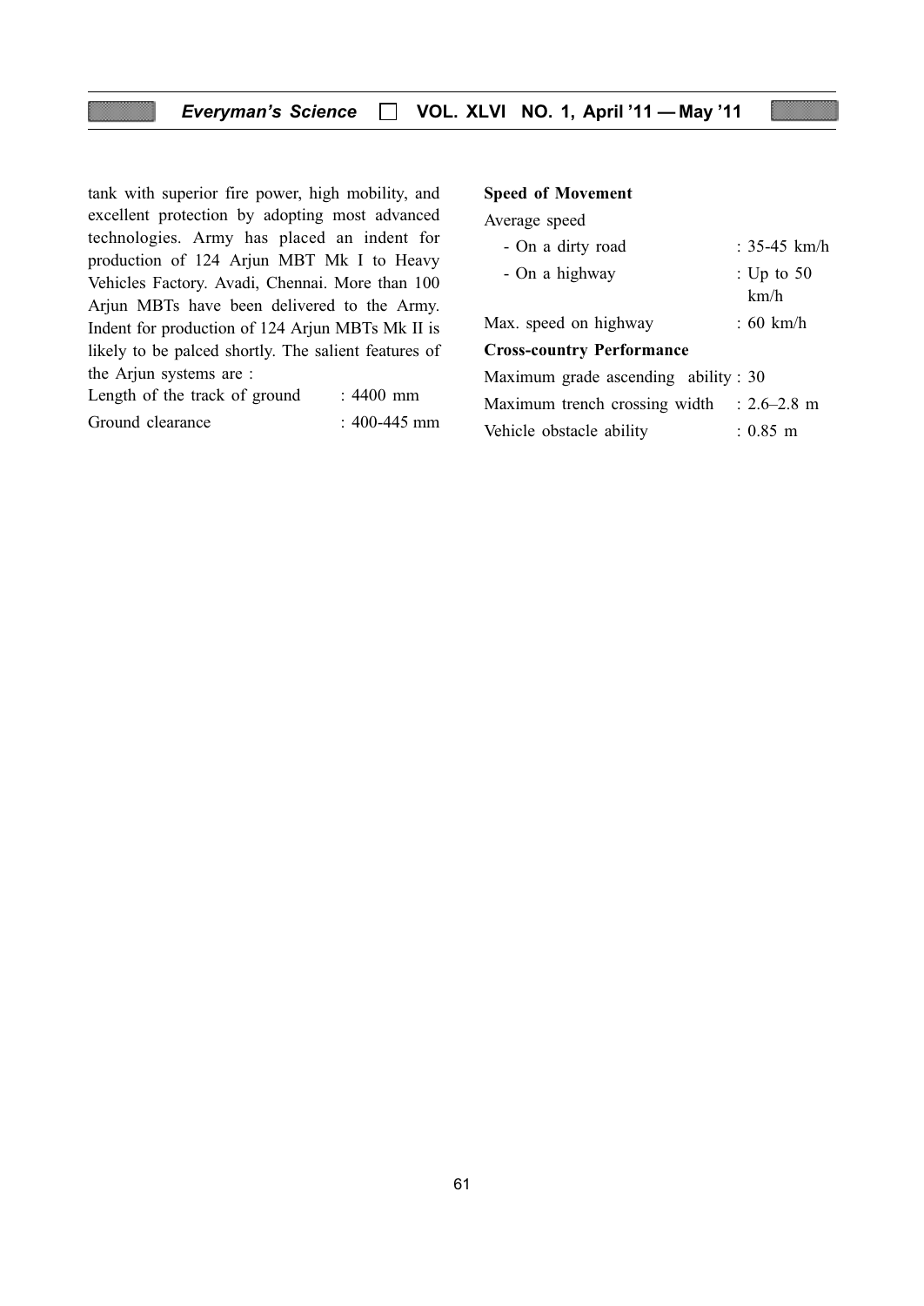tank with superior fire power, high mobility, and excellent protection by adopting most advanced technologies. Army has placed an indent for production of 124 Arjun MBT Mk I to Heavy Vehicles Factory. Avadi, Chennai. More than 100 Arjun MBTs have been delivered to the Army. Indent for production of 124 Arjun MBTs Mk II is likely to be palced shortly. The salient features of the Arjun systems are :

| | |
|---|---|
| Length of the track of ground | : 4400 mm |
| Ground clearance | : 400-445 mm |

**Speed of Movement**

| | |
|---|---|
| Average speed | |
| - On a dirty road | : 35-45 km/h |
| - On a highway | : Up to 50 km/h |
| Max. speed on highway | : 60 km/h |

**Cross-country Performance**

| | |
|---|---|
| Maximum grade ascending ability | : 30 |
| Maximum trench crossing width | : 2.6–2.8 m |
| Vehicle obstacle ability | : 0.85 m |